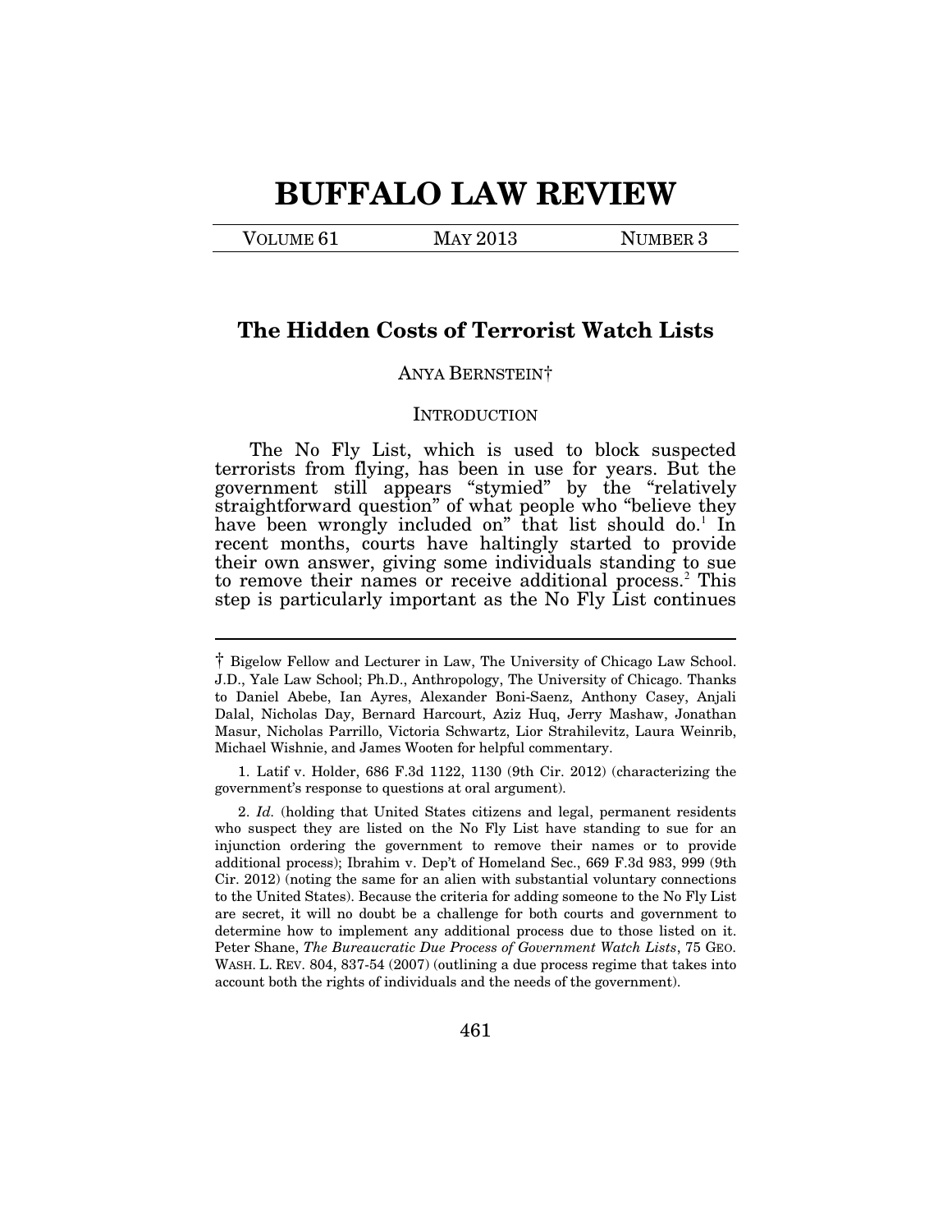# BUFFALO LAW REVIEW

VOLUME 61 MAY 2013 NUMBER 3

## The Hidden Costs of Terrorist Watch Lists

ANYA BERNSTEIN†

### INTRODUCTION

The No Fly List, which is used to block suspected terrorists from flying, has been in use for years. But the government still appears "stymied" by the "relatively straightforward question" of what people who "believe they have been wrongly included on" that list should do.[1] In recent months, courts have haltingly started to provide their own answer, giving some individuals standing to sue to remove their names or receive additional process.[2] This step is particularly important as the No Fly List continues

---

† Bigelow Fellow and Lecturer in Law, The University of Chicago Law School. J.D., Yale Law School; Ph.D., Anthropology, The University of Chicago. Thanks to Daniel Abebe, Ian Ayres, Alexander Boni-Saenz, Anthony Casey, Anjali Dalal, Nicholas Day, Bernard Harcourt, Aziz Huq, Jerry Mashaw, Jonathan Masur, Nicholas Parrillo, Victoria Schwartz, Lior Strahilevitz, Laura Weinrib, Michael Wishnie, and James Wooten for helpful commentary.

1. Latif v. Holder, 686 F.3d 1122, 1130 (9th Cir. 2012) (characterizing the government's response to questions at oral argument).

2. *Id.* (holding that United States citizens and legal, permanent residents who suspect they are listed on the No Fly List have standing to sue for an injunction ordering the government to remove their names or to provide additional process); Ibrahim v. Dep't of Homeland Sec., 669 F.3d 983, 999 (9th Cir. 2012) (noting the same for an alien with substantial voluntary connections to the United States). Because the criteria for adding someone to the No Fly List are secret, it will no doubt be a challenge for both courts and government to determine how to implement any additional process due to those listed on it. Peter Shane, *The Bureaucratic Due Process of Government Watch Lists*, 75 GEO. WASH. L. REV. 804, 837-54 (2007) (outlining a due process regime that takes into account both the rights of individuals and the needs of the government).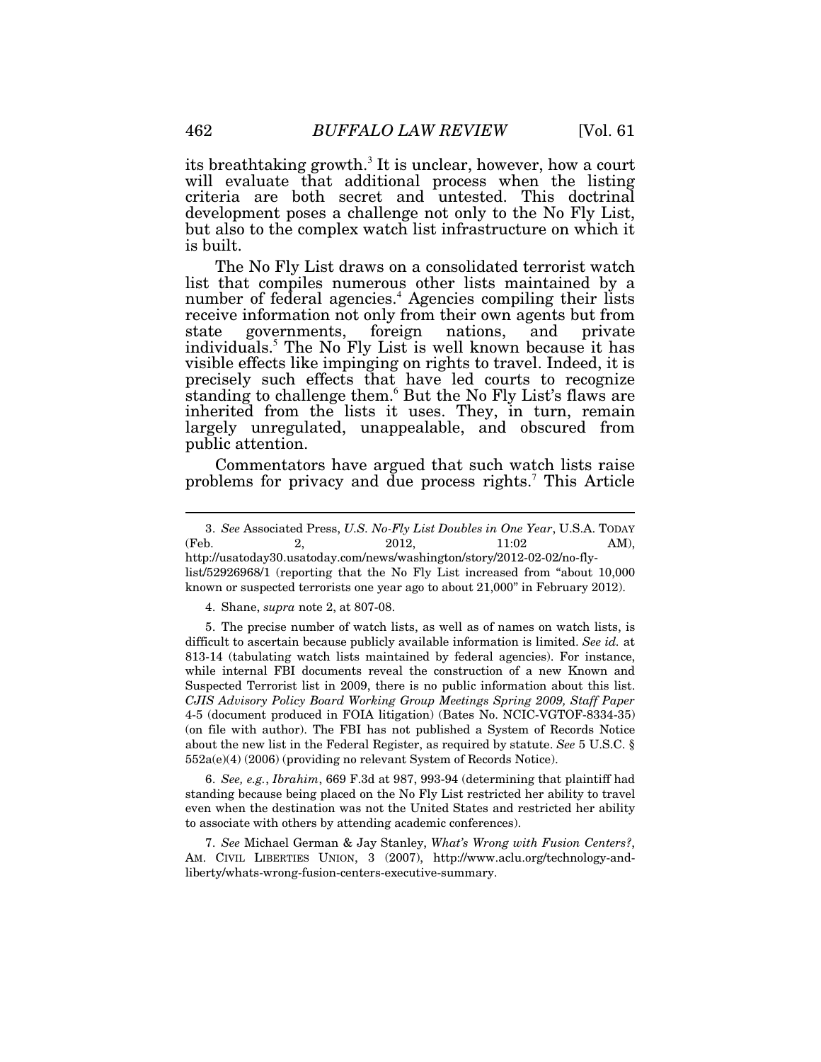its breathtaking growth.[3] It is unclear, however, how a court will evaluate that additional process when the listing criteria are both secret and untested. This doctrinal development poses a challenge not only to the No Fly List, but also to the complex watch list infrastructure on which it is built.

The No Fly List draws on a consolidated terrorist watch list that compiles numerous other lists maintained by a number of federal agencies.[4] Agencies compiling their lists receive information not only from their own agents but from state governments, foreign nations, and private individuals.[5] The No Fly List is well known because it has visible effects like impinging on rights to travel. Indeed, it is precisely such effects that have led courts to recognize standing to challenge them.[6] But the No Fly List's flaws are inherited from the lists it uses. They, in turn, remain largely unregulated, unappealable, and obscured from public attention.

Commentators have argued that such watch lists raise problems for privacy and due process rights.[7] This Article

---

3. *See* Associated Press, *U.S. No-Fly List Doubles in One Year*, U.S.A. TODAY (Feb. 2, 2012, 11:02 AM), http://usatoday30.usatoday.com/news/washington/story/2012-02-02/no-fly-list/52926968/1 (reporting that the No Fly List increased from "about 10,000 known or suspected terrorists one year ago to about 21,000" in February 2012).

4. Shane, *supra* note 2, at 807-08.

5. The precise number of watch lists, as well as of names on watch lists, is difficult to ascertain because publicly available information is limited. *See id.* at 813-14 (tabulating watch lists maintained by federal agencies). For instance, while internal FBI documents reveal the construction of a new Known and Suspected Terrorist list in 2009, there is no public information about this list. *CJIS Advisory Policy Board Working Group Meetings Spring 2009, Staff Paper* 4-5 (document produced in FOIA litigation) (Bates No. NCIC-VGTOF-8334-35) (on file with author). The FBI has not published a System of Records Notice about the new list in the Federal Register, as required by statute. *See* 5 U.S.C. § 552a(e)(4) (2006) (providing no relevant System of Records Notice).

6. *See, e.g.*, *Ibrahim*, 669 F.3d at 987, 993-94 (determining that plaintiff had standing because being placed on the No Fly List restricted her ability to travel even when the destination was not the United States and restricted her ability to associate with others by attending academic conferences).

7. *See* Michael German & Jay Stanley, *What's Wrong with Fusion Centers?*, AM. CIVIL LIBERTIES UNION, 3 (2007), http://www.aclu.org/technology-and-liberty/whats-wrong-fusion-centers-executive-summary.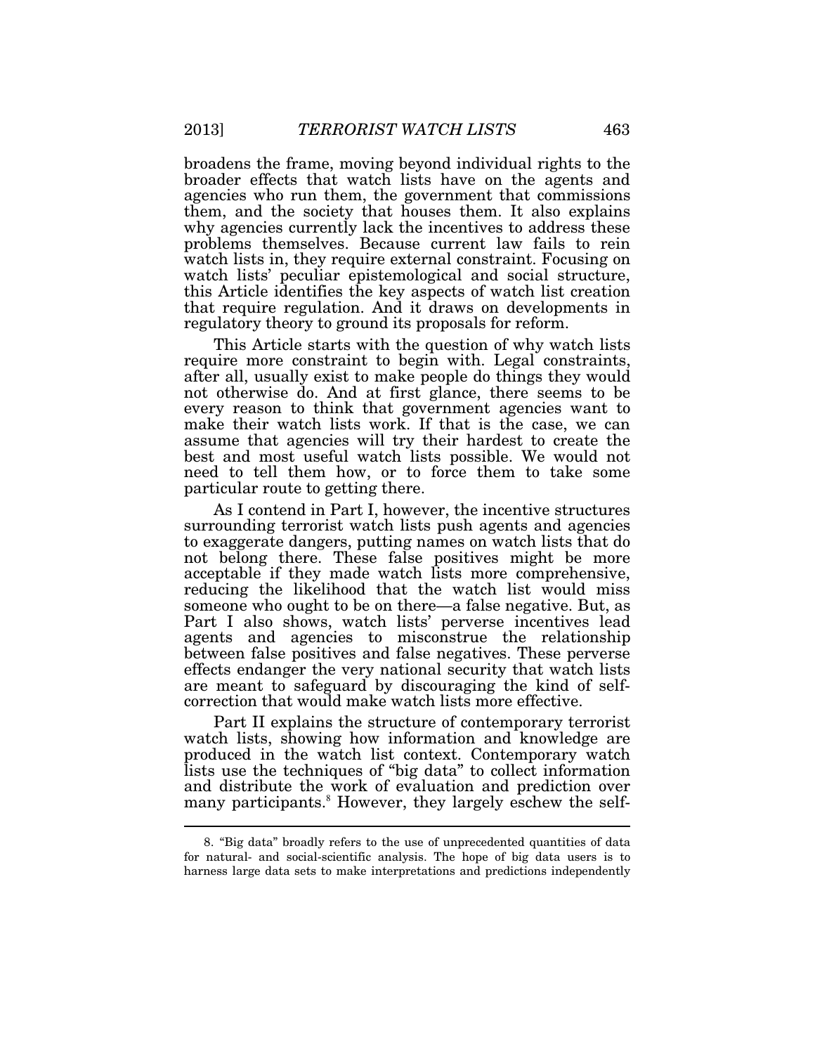broadens the frame, moving beyond individual rights to the broader effects that watch lists have on the agents and agencies who run them, the government that commissions them, and the society that houses them. It also explains why agencies currently lack the incentives to address these problems themselves. Because current law fails to rein watch lists in, they require external constraint. Focusing on watch lists' peculiar epistemological and social structure, this Article identifies the key aspects of watch list creation that require regulation. And it draws on developments in regulatory theory to ground its proposals for reform.

This Article starts with the question of why watch lists require more constraint to begin with. Legal constraints, after all, usually exist to make people do things they would not otherwise do. And at first glance, there seems to be every reason to think that government agencies want to make their watch lists work. If that is the case, we can assume that agencies will try their hardest to create the best and most useful watch lists possible. We would not need to tell them how, or to force them to take some particular route to getting there.

As I contend in Part I, however, the incentive structures surrounding terrorist watch lists push agents and agencies to exaggerate dangers, putting names on watch lists that do not belong there. These false positives might be more acceptable if they made watch lists more comprehensive, reducing the likelihood that the watch list would miss someone who ought to be on there—a false negative. But, as Part I also shows, watch lists' perverse incentives lead agents and agencies to misconstrue the relationship between false positives and false negatives. These perverse effects endanger the very national security that watch lists are meant to safeguard by discouraging the kind of self-correction that would make watch lists more effective.

Part II explains the structure of contemporary terrorist watch lists, showing how information and knowledge are produced in the watch list context. Contemporary watch lists use the techniques of "big data" to collect information and distribute the work of evaluation and prediction over many participants.[8] However, they largely eschew the self-

8. "Big data" broadly refers to the use of unprecedented quantities of data for natural- and social-scientific analysis. The hope of big data users is to harness large data sets to make interpretations and predictions independently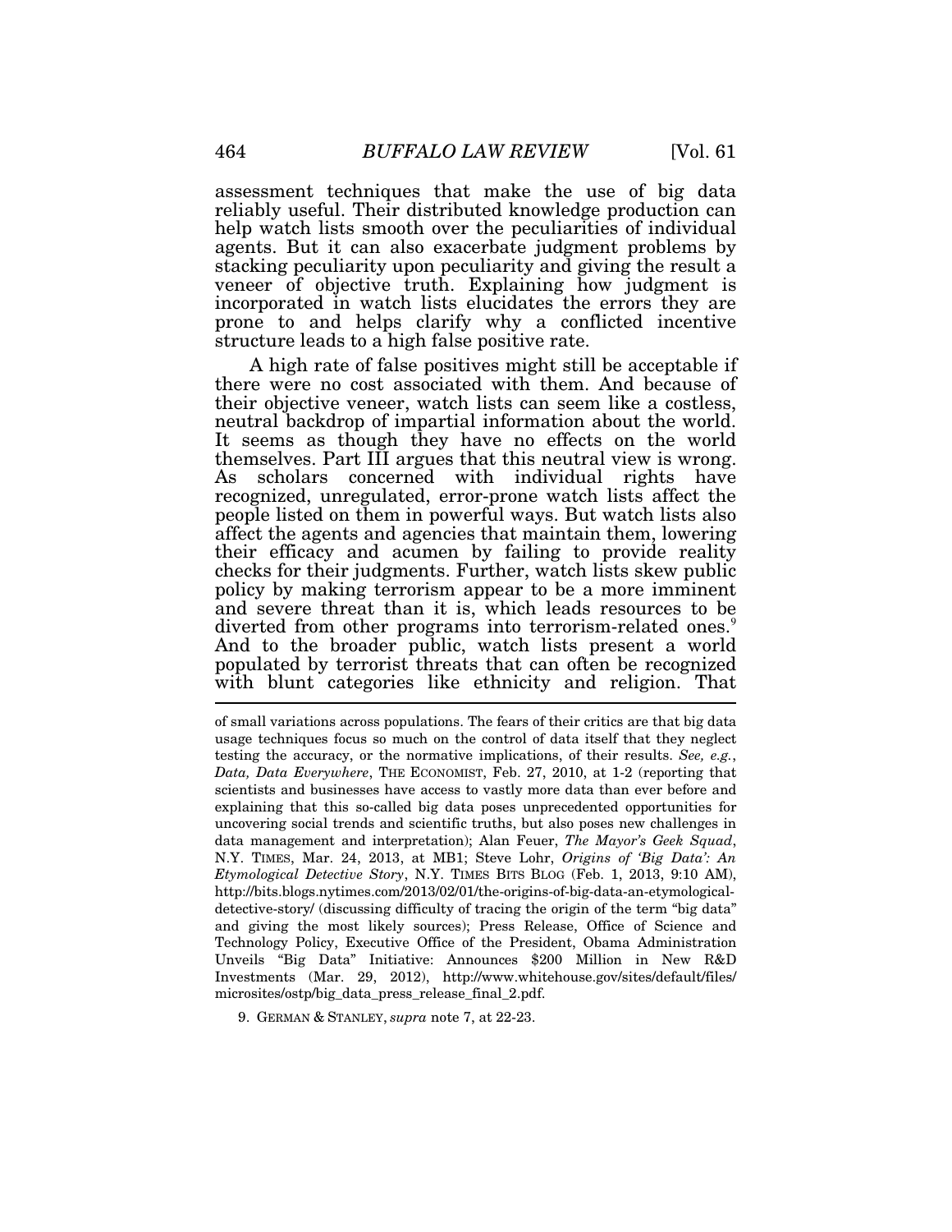assessment techniques that make the use of big data reliably useful. Their distributed knowledge production can help watch lists smooth over the peculiarities of individual agents. But it can also exacerbate judgment problems by stacking peculiarity upon peculiarity and giving the result a veneer of objective truth. Explaining how judgment is incorporated in watch lists elucidates the errors they are prone to and helps clarify why a conflicted incentive structure leads to a high false positive rate.

A high rate of false positives might still be acceptable if there were no cost associated with them. And because of their objective veneer, watch lists can seem like a costless, neutral backdrop of impartial information about the world. It seems as though they have no effects on the world themselves. Part III argues that this neutral view is wrong. As scholars concerned with individual rights have recognized, unregulated, error-prone watch lists affect the people listed on them in powerful ways. But watch lists also affect the agents and agencies that maintain them, lowering their efficacy and acumen by failing to provide reality checks for their judgments. Further, watch lists skew public policy by making terrorism appear to be a more imminent and severe threat than it is, which leads resources to be diverted from other programs into terrorism-related ones.[9] And to the broader public, watch lists present a world populated by terrorist threats that can often be recognized with blunt categories like ethnicity and religion. That

---

of small variations across populations. The fears of their critics are that big data usage techniques focus so much on the control of data itself that they neglect testing the accuracy, or the normative implications, of their results. *See, e.g.*, *Data, Data Everywhere*, THE ECONOMIST, Feb. 27, 2010, at 1-2 (reporting that scientists and businesses have access to vastly more data than ever before and explaining that this so-called big data poses unprecedented opportunities for uncovering social trends and scientific truths, but also poses new challenges in data management and interpretation); Alan Feuer, *The Mayor's Geek Squad*, N.Y. TIMES, Mar. 24, 2013, at MB1; Steve Lohr, *Origins of 'Big Data': An Etymological Detective Story*, N.Y. TIMES BITS BLOG (Feb. 1, 2013, 9:10 AM), http://bits.blogs.nytimes.com/2013/02/01/the-origins-of-big-data-an-etymological-detective-story/ (discussing difficulty of tracing the origin of the term "big data" and giving the most likely sources); Press Release, Office of Science and Technology Policy, Executive Office of the President, Obama Administration Unveils "Big Data" Initiative: Announces $200 Million in New R&D Investments (Mar. 29, 2012), http://www.whitehouse.gov/sites/default/files/microsites/ostp/big_data_press_release_final_2.pdf.

9. GERMAN & STANLEY, *supra* note 7, at 22-23.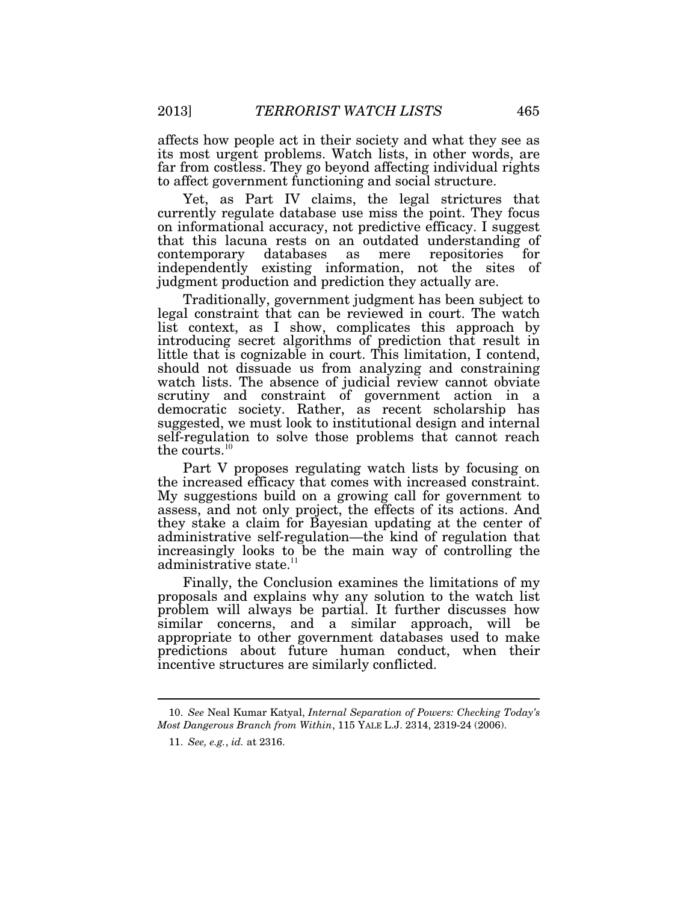affects how people act in their society and what they see as its most urgent problems. Watch lists, in other words, are far from costless. They go beyond affecting individual rights to affect government functioning and social structure.

Yet, as Part IV claims, the legal strictures that currently regulate database use miss the point. They focus on informational accuracy, not predictive efficacy. I suggest that this lacuna rests on an outdated understanding of contemporary databases as mere repositories for independently existing information, not the sites of judgment production and prediction they actually are.

Traditionally, government judgment has been subject to legal constraint that can be reviewed in court. The watch list context, as I show, complicates this approach by introducing secret algorithms of prediction that result in little that is cognizable in court. This limitation, I contend, should not dissuade us from analyzing and constraining watch lists. The absence of judicial review cannot obviate scrutiny and constraint of government action in a democratic society. Rather, as recent scholarship has suggested, we must look to institutional design and internal self-regulation to solve those problems that cannot reach the courts.[10]

Part V proposes regulating watch lists by focusing on the increased efficacy that comes with increased constraint. My suggestions build on a growing call for government to assess, and not only project, the effects of its actions. And they stake a claim for Bayesian updating at the center of administrative self-regulation—the kind of regulation that increasingly looks to be the main way of controlling the administrative state.[11]

Finally, the Conclusion examines the limitations of my proposals and explains why any solution to the watch list problem will always be partial. It further discusses how similar concerns, and a similar approach, will be appropriate to other government databases used to make predictions about future human conduct, when their incentive structures are similarly conflicted.

---

10. *See* Neal Kumar Katyal, *Internal Separation of Powers: Checking Today's Most Dangerous Branch from Within*, 115 YALE L.J. 2314, 2319-24 (2006).

11. *See, e.g.*, *id.* at 2316.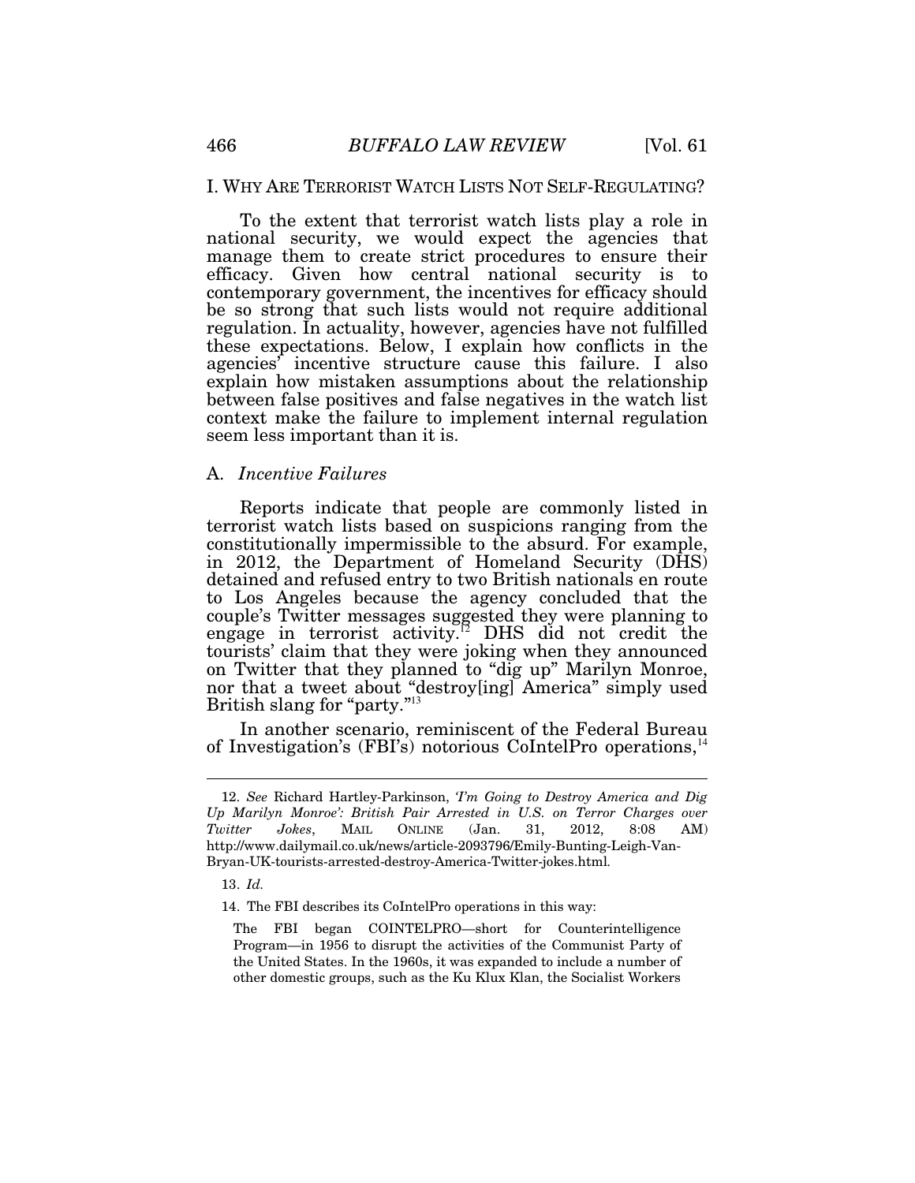## I. WHY ARE TERRORIST WATCH LISTS NOT SELF-REGULATING?

To the extent that terrorist watch lists play a role in national security, we would expect the agencies that manage them to create strict procedures to ensure their efficacy. Given how central national security is to contemporary government, the incentives for efficacy should be so strong that such lists would not require additional regulation. In actuality, however, agencies have not fulfilled these expectations. Below, I explain how conflicts in the agencies' incentive structure cause this failure. I also explain how mistaken assumptions about the relationship between false positives and false negatives in the watch list context make the failure to implement internal regulation seem less important than it is.

### A. *Incentive Failures*

Reports indicate that people are commonly listed in terrorist watch lists based on suspicions ranging from the constitutionally impermissible to the absurd. For example, in 2012, the Department of Homeland Security (DHS) detained and refused entry to two British nationals en route to Los Angeles because the agency concluded that the couple's Twitter messages suggested they were planning to engage in terrorist activity.[12] DHS did not credit the tourists' claim that they were joking when they announced on Twitter that they planned to "dig up" Marilyn Monroe, nor that a tweet about "destroy[ing] America" simply used British slang for "party."[13]

In another scenario, reminiscent of the Federal Bureau of Investigation's (FBI's) notorious CoIntelPro operations,[14]

---

12. *See* Richard Hartley-Parkinson, *'I'm Going to Destroy America and Dig Up Marilyn Monroe': British Pair Arrested in U.S. on Terror Charges over Twitter Jokes*, MAIL ONLINE (Jan. 31, 2012, 8:08 AM) http://www.dailymail.co.uk/news/article-2093796/Emily-Bunting-Leigh-Van-Bryan-UK-tourists-arrested-destroy-America-Twitter-jokes.html.

13. *Id.*

14. The FBI describes its CoIntelPro operations in this way:

> The FBI began COINTELPRO—short for Counterintelligence Program—in 1956 to disrupt the activities of the Communist Party of the United States. In the 1960s, it was expanded to include a number of other domestic groups, such as the Ku Klux Klan, the Socialist Workers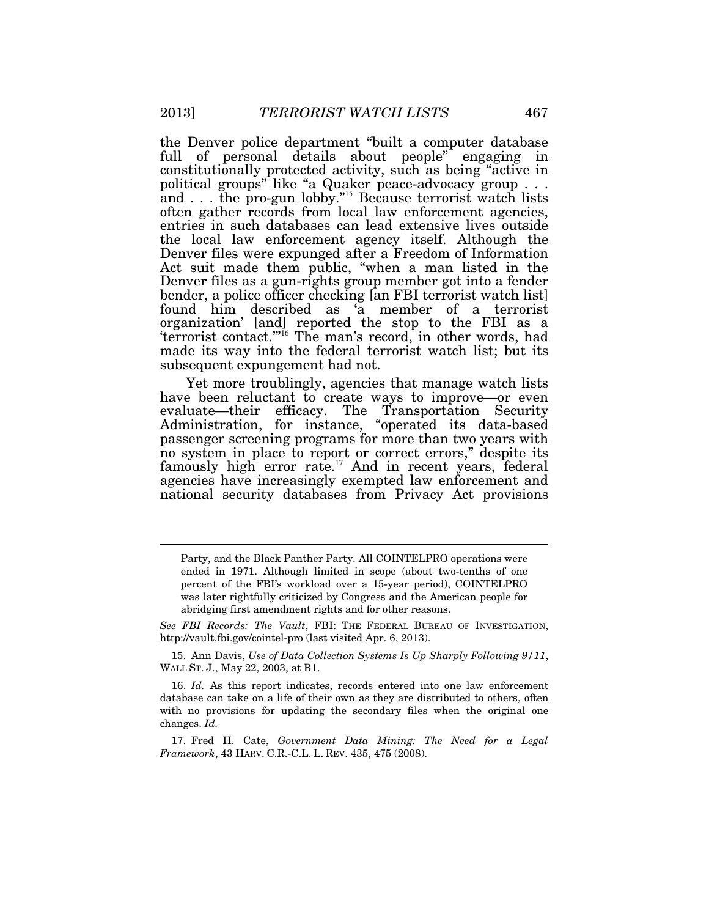the Denver police department "built a computer database full of personal details about people" engaging in constitutionally protected activity, such as being "active in political groups" like "a Quaker peace-advocacy group . . . and . . . the pro-gun lobby."[15] Because terrorist watch lists often gather records from local law enforcement agencies, entries in such databases can lead extensive lives outside the local law enforcement agency itself. Although the Denver files were expunged after a Freedom of Information Act suit made them public, "when a man listed in the Denver files as a gun-rights group member got into a fender bender, a police officer checking [an FBI terrorist watch list] found him described as 'a member of a terrorist organization' [and] reported the stop to the FBI as a 'terrorist contact.'"[16] The man's record, in other words, had made its way into the federal terrorist watch list; but its subsequent expungement had not.

Yet more troublingly, agencies that manage watch lists have been reluctant to create ways to improve—or even evaluate—their efficacy. The Transportation Security Administration, for instance, "operated its data-based passenger screening programs for more than two years with no system in place to report or correct errors," despite its famously high error rate.[17] And in recent years, federal agencies have increasingly exempted law enforcement and national security databases from Privacy Act provisions

---

> Party, and the Black Panther Party. All COINTELPRO operations were ended in 1971. Although limited in scope (about two-tenths of one percent of the FBI's workload over a 15-year period), COINTELPRO was later rightfully criticized by Congress and the American people for abridging first amendment rights and for other reasons.

*See FBI Records: The Vault*, FBI: THE FEDERAL BUREAU OF INVESTIGATION, http://vault.fbi.gov/cointel-pro (last visited Apr. 6, 2013).

15. Ann Davis, *Use of Data Collection Systems Is Up Sharply Following 9/11*, WALL ST. J., May 22, 2003, at B1.

16. *Id.* As this report indicates, records entered into one law enforcement database can take on a life of their own as they are distributed to others, often with no provisions for updating the secondary files when the original one changes. *Id.*

17. Fred H. Cate, *Government Data Mining: The Need for a Legal Framework*, 43 HARV. C.R.-C.L. L. REV. 435, 475 (2008).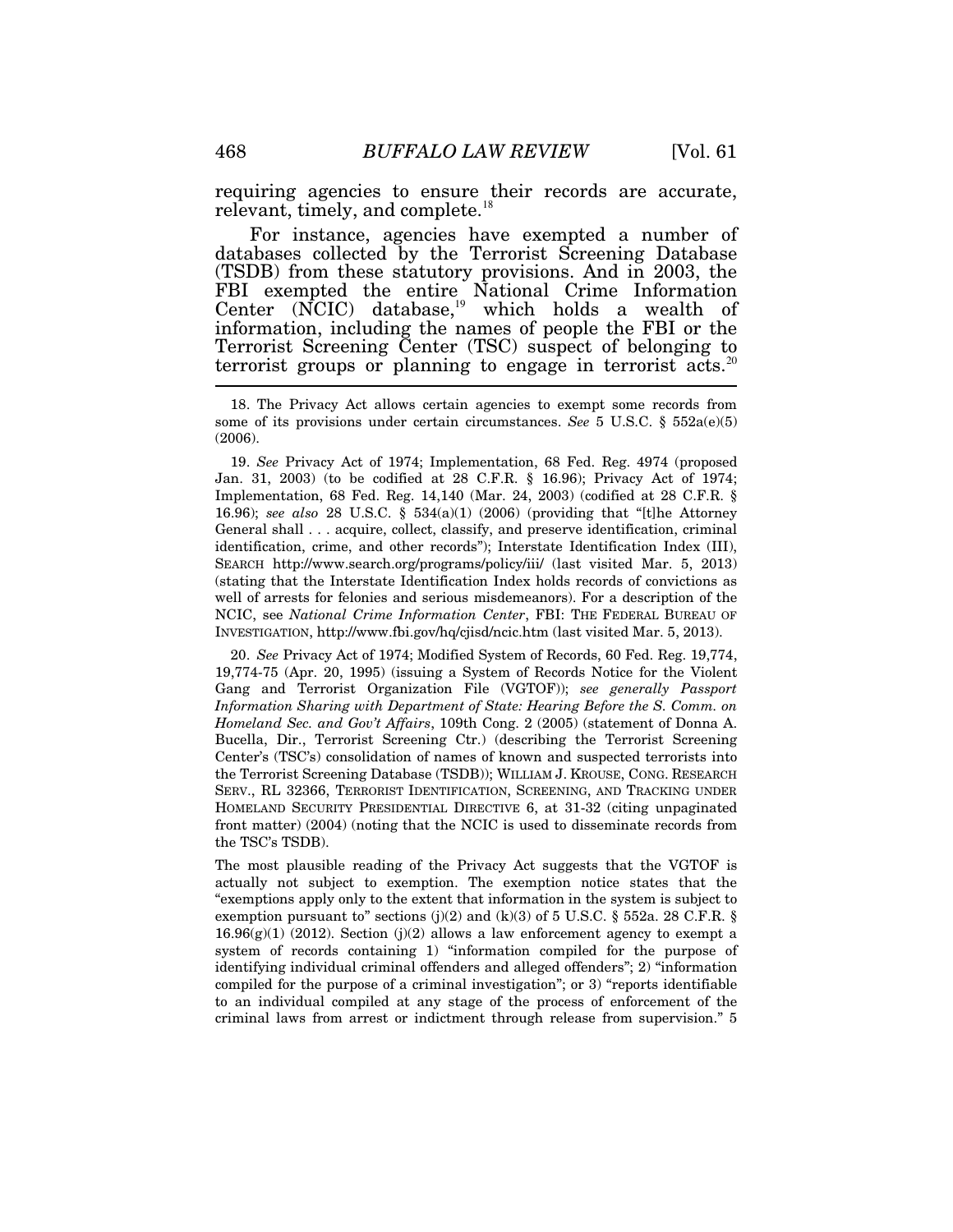requiring agencies to ensure their records are accurate, relevant, timely, and complete.[18]

For instance, agencies have exempted a number of databases collected by the Terrorist Screening Database (TSDB) from these statutory provisions. And in 2003, the FBI exempted the entire National Crime Information Center (NCIC) database,[19] which holds a wealth of information, including the names of people the FBI or the Terrorist Screening Center (TSC) suspect of belonging to terrorist groups or planning to engage in terrorist acts.[20]

---

18. The Privacy Act allows certain agencies to exempt some records from some of its provisions under certain circumstances. *See* 5 U.S.C. § 552a(e)(5) (2006).

19. *See* Privacy Act of 1974; Implementation, 68 Fed. Reg. 4974 (proposed Jan. 31, 2003) (to be codified at 28 C.F.R. § 16.96); Privacy Act of 1974; Implementation, 68 Fed. Reg. 14,140 (Mar. 24, 2003) (codified at 28 C.F.R. § 16.96); *see also* 28 U.S.C. § 534(a)(1) (2006) (providing that "[t]he Attorney General shall . . . acquire, collect, classify, and preserve identification, criminal identification, crime, and other records"); Interstate Identification Index (III), SEARCH http://www.search.org/programs/policy/iii/ (last visited Mar. 5, 2013) (stating that the Interstate Identification Index holds records of convictions as well of arrests for felonies and serious misdemeanors). For a description of the NCIC, see *National Crime Information Center*, FBI: THE FEDERAL BUREAU OF INVESTIGATION, http://www.fbi.gov/hq/cjisd/ncic.htm (last visited Mar. 5, 2013).

20. *See* Privacy Act of 1974; Modified System of Records, 60 Fed. Reg. 19,774, 19,774-75 (Apr. 20, 1995) (issuing a System of Records Notice for the Violent Gang and Terrorist Organization File (VGTOF)); *see generally Passport Information Sharing with Department of State: Hearing Before the S. Comm. on Homeland Sec. and Gov't Affairs*, 109th Cong. 2 (2005) (statement of Donna A. Bucella, Dir., Terrorist Screening Ctr.) (describing the Terrorist Screening Center's (TSC's) consolidation of names of known and suspected terrorists into the Terrorist Screening Database (TSDB)); WILLIAM J. KROUSE, CONG. RESEARCH SERV., RL 32366, TERRORIST IDENTIFICATION, SCREENING, AND TRACKING UNDER HOMELAND SECURITY PRESIDENTIAL DIRECTIVE 6, at 31-32 (citing unpaginated front matter) (2004) (noting that the NCIC is used to disseminate records from the TSC's TSDB).

The most plausible reading of the Privacy Act suggests that the VGTOF is actually not subject to exemption. The exemption notice states that the "exemptions apply only to the extent that information in the system is subject to exemption pursuant to" sections (j)(2) and (k)(3) of 5 U.S.C. § 552a. 28 C.F.R. § 16.96(g)(1) (2012). Section (j)(2) allows a law enforcement agency to exempt a system of records containing 1) "information compiled for the purpose of identifying individual criminal offenders and alleged offenders"; 2) "information compiled for the purpose of a criminal investigation"; or 3) "reports identifiable to an individual compiled at any stage of the process of enforcement of the criminal laws from arrest or indictment through release from supervision." 5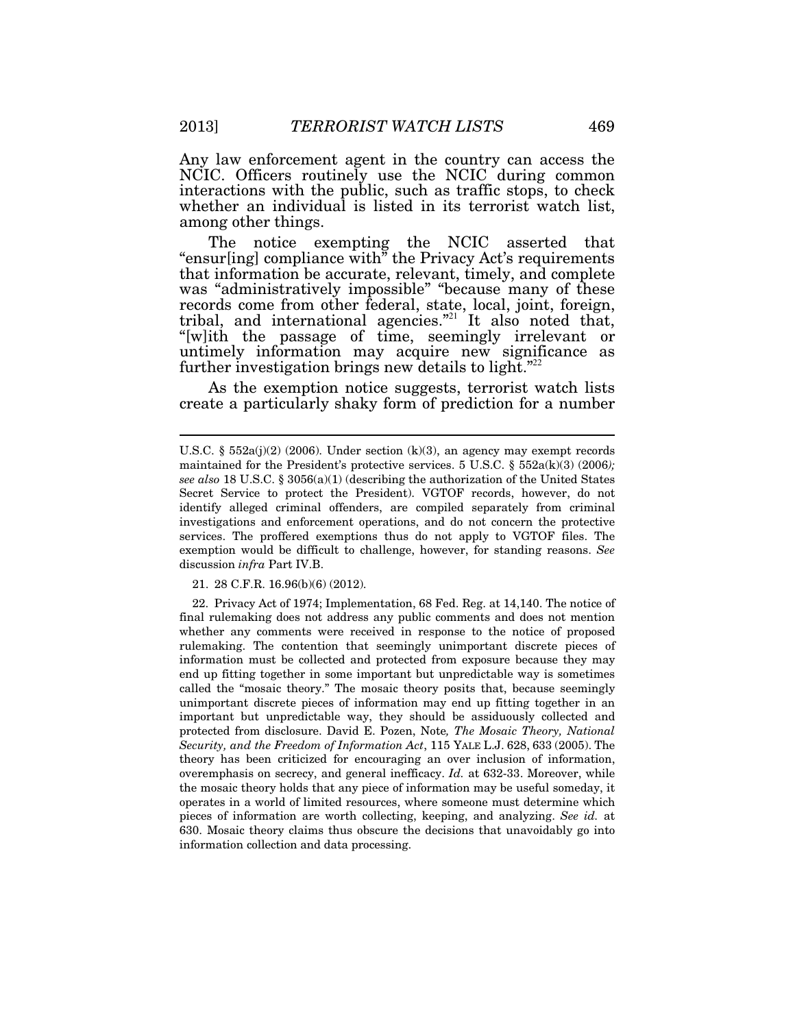Any law enforcement agent in the country can access the NCIC. Officers routinely use the NCIC during common interactions with the public, such as traffic stops, to check whether an individual is listed in its terrorist watch list, among other things.

The notice exempting the NCIC asserted that "ensur[ing] compliance with" the Privacy Act's requirements that information be accurate, relevant, timely, and complete was "administratively impossible" "because many of these records come from other federal, state, local, joint, foreign, tribal, and international agencies."[21] It also noted that, "[w]ith the passage of time, seemingly irrelevant or untimely information may acquire new significance as further investigation brings new details to light."[22]

As the exemption notice suggests, terrorist watch lists create a particularly shaky form of prediction for a number

---

U.S.C. § 552a(j)(2) (2006). Under section (k)(3), an agency may exempt records maintained for the President's protective services. 5 U.S.C. § 552a(k)(3) (2006)*; see also* 18 U.S.C. § 3056(a)(1) (describing the authorization of the United States Secret Service to protect the President). VGTOF records, however, do not identify alleged criminal offenders, are compiled separately from criminal investigations and enforcement operations, and do not concern the protective services. The proffered exemptions thus do not apply to VGTOF files. The exemption would be difficult to challenge, however, for standing reasons. *See* discussion *infra* Part IV.B.

21. 28 C.F.R. 16.96(b)(6) (2012).

22. Privacy Act of 1974; Implementation, 68 Fed. Reg. at 14,140. The notice of final rulemaking does not address any public comments and does not mention whether any comments were received in response to the notice of proposed rulemaking. The contention that seemingly unimportant discrete pieces of information must be collected and protected from exposure because they may end up fitting together in some important but unpredictable way is sometimes called the "mosaic theory." The mosaic theory posits that, because seemingly unimportant discrete pieces of information may end up fitting together in an important but unpredictable way, they should be assiduously collected and protected from disclosure. David E. Pozen, Note*, The Mosaic Theory, National Security, and the Freedom of Information Act*, 115 YALE L.J. 628, 633 (2005). The theory has been criticized for encouraging an over inclusion of information, overemphasis on secrecy, and general inefficacy. *Id.* at 632-33. Moreover, while the mosaic theory holds that any piece of information may be useful someday, it operates in a world of limited resources, where someone must determine which pieces of information are worth collecting, keeping, and analyzing. *See id.* at 630. Mosaic theory claims thus obscure the decisions that unavoidably go into information collection and data processing.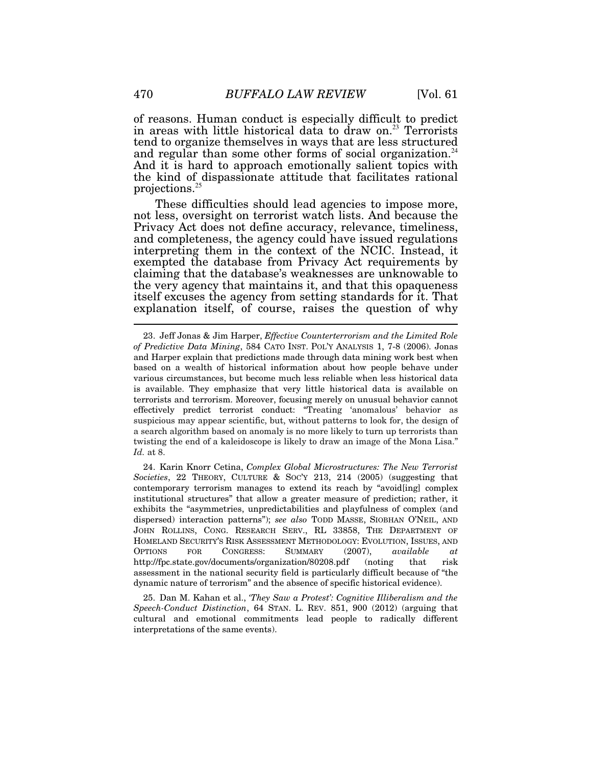of reasons. Human conduct is especially difficult to predict in areas with little historical data to draw on.[23] Terrorists tend to organize themselves in ways that are less structured and regular than some other forms of social organization.[24] And it is hard to approach emotionally salient topics with the kind of dispassionate attitude that facilitates rational projections.[25]

These difficulties should lead agencies to impose more, not less, oversight on terrorist watch lists. And because the Privacy Act does not define accuracy, relevance, timeliness, and completeness, the agency could have issued regulations interpreting them in the context of the NCIC. Instead, it exempted the database from Privacy Act requirements by claiming that the database's weaknesses are unknowable to the very agency that maintains it, and that this opaqueness itself excuses the agency from setting standards for it. That explanation itself, of course, raises the question of why

---

23. Jeff Jonas & Jim Harper, *Effective Counterterrorism and the Limited Role of Predictive Data Mining*, 584 CATO INST. POL'Y ANALYSIS 1, 7-8 (2006). Jonas and Harper explain that predictions made through data mining work best when based on a wealth of historical information about how people behave under various circumstances, but become much less reliable when less historical data is available. They emphasize that very little historical data is available on terrorists and terrorism. Moreover, focusing merely on unusual behavior cannot effectively predict terrorist conduct: "Treating 'anomalous' behavior as suspicious may appear scientific, but, without patterns to look for, the design of a search algorithm based on anomaly is no more likely to turn up terrorists than twisting the end of a kaleidoscope is likely to draw an image of the Mona Lisa." *Id.* at 8.

24. Karin Knorr Cetina, *Complex Global Microstructures: The New Terrorist Societies*, 22 THEORY, CULTURE & SOC'Y 213, 214 (2005) (suggesting that contemporary terrorism manages to extend its reach by "avoid[ing] complex institutional structures" that allow a greater measure of prediction; rather, it exhibits the "asymmetries, unpredictabilities and playfulness of complex (and dispersed) interaction patterns"); *see also* TODD MASSE, SIOBHAN O'NEIL, AND JOHN ROLLINS, CONG. RESEARCH SERV., RL 33858, THE DEPARTMENT OF HOMELAND SECURITY'S RISK ASSESSMENT METHODOLOGY: EVOLUTION, ISSUES, AND OPTIONS FOR CONGRESS: SUMMARY (2007), *available at* http://fpc.state.gov/documents/organization/80208.pdf (noting that risk assessment in the national security field is particularly difficult because of "the dynamic nature of terrorism" and the absence of specific historical evidence).

25. Dan M. Kahan et al., *'They Saw a Protest': Cognitive Illiberalism and the Speech-Conduct Distinction*, 64 STAN. L. REV. 851, 900 (2012) (arguing that cultural and emotional commitments lead people to radically different interpretations of the same events).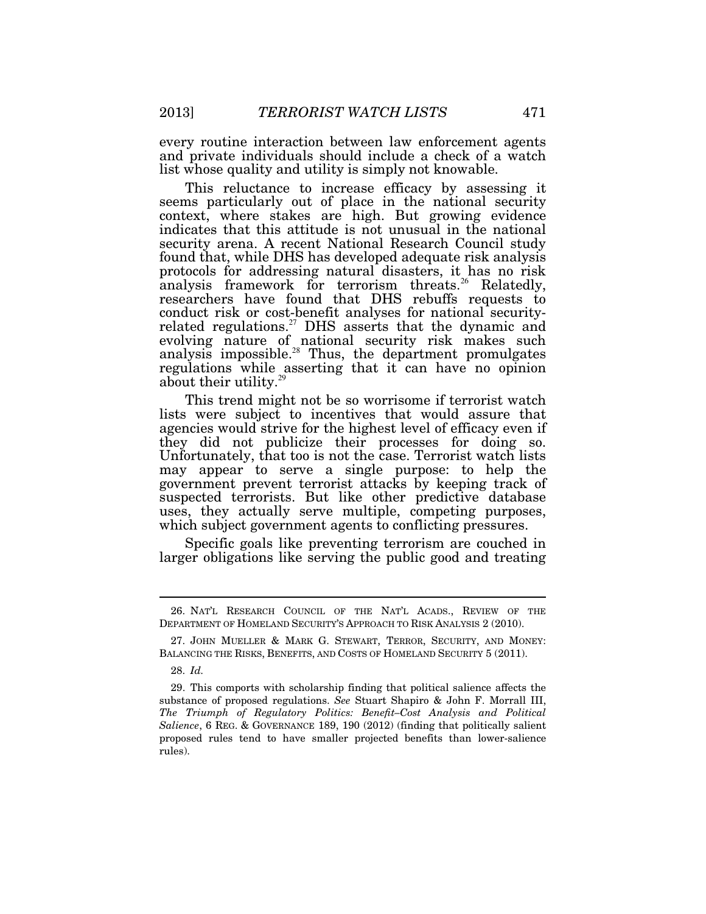every routine interaction between law enforcement agents and private individuals should include a check of a watch list whose quality and utility is simply not knowable.

This reluctance to increase efficacy by assessing it seems particularly out of place in the national security context, where stakes are high. But growing evidence indicates that this attitude is not unusual in the national security arena. A recent National Research Council study found that, while DHS has developed adequate risk analysis protocols for addressing natural disasters, it has no risk analysis framework for terrorism threats.[26] Relatedly, researchers have found that DHS rebuffs requests to conduct risk or cost-benefit analyses for national security-related regulations.[27] DHS asserts that the dynamic and evolving nature of national security risk makes such analysis impossible.[28] Thus, the department promulgates regulations while asserting that it can have no opinion about their utility.[29]

This trend might not be so worrisome if terrorist watch lists were subject to incentives that would assure that agencies would strive for the highest level of efficacy even if they did not publicize their processes for doing so. Unfortunately, that too is not the case. Terrorist watch lists may appear to serve a single purpose: to help the government prevent terrorist attacks by keeping track of suspected terrorists. But like other predictive database uses, they actually serve multiple, competing purposes, which subject government agents to conflicting pressures.

Specific goals like preventing terrorism are couched in larger obligations like serving the public good and treating

---

26. NAT'L RESEARCH COUNCIL OF THE NAT'L ACADS., REVIEW OF THE DEPARTMENT OF HOMELAND SECURITY'S APPROACH TO RISK ANALYSIS 2 (2010).

27. JOHN MUELLER & MARK G. STEWART, TERROR, SECURITY, AND MONEY: BALANCING THE RISKS, BENEFITS, AND COSTS OF HOMELAND SECURITY 5 (2011).

28. *Id.*

29. This comports with scholarship finding that political salience affects the substance of proposed regulations. *See* Stuart Shapiro & John F. Morrall III, *The Triumph of Regulatory Politics: Benefit–Cost Analysis and Political Salience*, 6 REG. & GOVERNANCE 189, 190 (2012) (finding that politically salient proposed rules tend to have smaller projected benefits than lower-salience rules).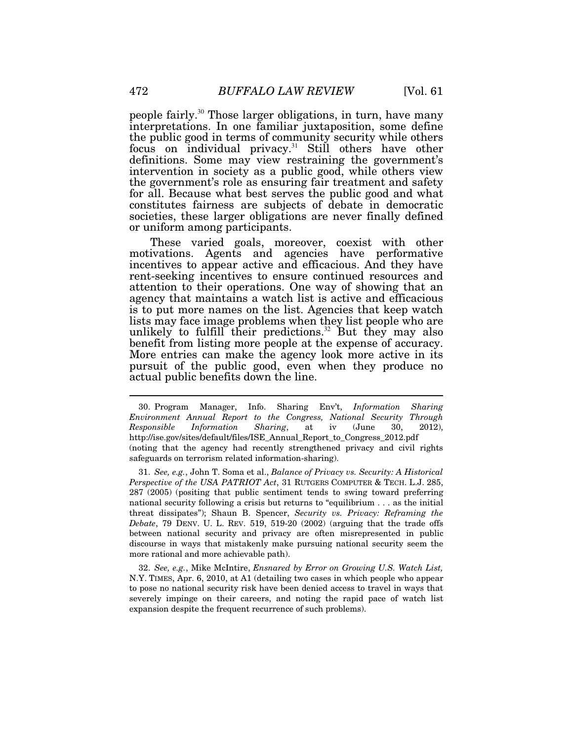people fairly.[30] Those larger obligations, in turn, have many interpretations. In one familiar juxtaposition, some define the public good in terms of community security while others focus on individual privacy.[31] Still others have other definitions. Some may view restraining the government's intervention in society as a public good, while others view the government's role as ensuring fair treatment and safety for all. Because what best serves the public good and what constitutes fairness are subjects of debate in democratic societies, these larger obligations are never finally defined or uniform among participants.

These varied goals, moreover, coexist with other motivations. Agents and agencies have performative incentives to appear active and efficacious. And they have rent-seeking incentives to ensure continued resources and attention to their operations. One way of showing that an agency that maintains a watch list is active and efficacious is to put more names on the list. Agencies that keep watch lists may face image problems when they list people who are unlikely to fulfill their predictions.[32] But they may also benefit from listing more people at the expense of accuracy. More entries can make the agency look more active in its pursuit of the public good, even when they produce no actual public benefits down the line.

---

30. Program Manager, Info. Sharing Env't, *Information Sharing Environment Annual Report to the Congress, National Security Through Responsible Information Sharing*, at iv (June 30, 2012), http://ise.gov/sites/default/files/ISE_Annual_Report_to_Congress_2012.pdf (noting that the agency had recently strengthened privacy and civil rights safeguards on terrorism related information-sharing).

31. *See, e.g.*, John T. Soma et al., *Balance of Privacy vs. Security: A Historical Perspective of the USA PATRIOT Act*, 31 RUTGERS COMPUTER & TECH. L.J. 285, 287 (2005) (positing that public sentiment tends to swing toward preferring national security following a crisis but returns to "equilibrium . . . as the initial threat dissipates"); Shaun B. Spencer, *Security vs. Privacy: Reframing the Debate*, 79 DENV. U. L. REV. 519, 519-20 (2002) (arguing that the trade offs between national security and privacy are often misrepresented in public discourse in ways that mistakenly make pursuing national security seem the more rational and more achievable path).

32. *See, e.g.*, Mike McIntire, *Ensnared by Error on Growing U.S. Watch List,* N.Y. TIMES, Apr. 6, 2010, at A1 (detailing two cases in which people who appear to pose no national security risk have been denied access to travel in ways that severely impinge on their careers, and noting the rapid pace of watch list expansion despite the frequent recurrence of such problems).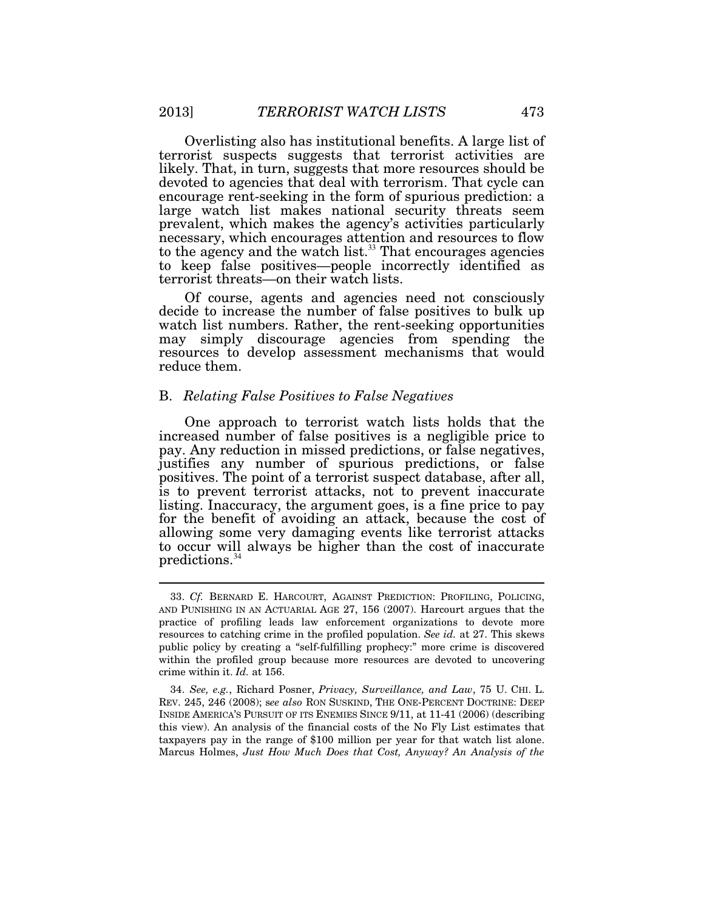Overlisting also has institutional benefits. A large list of terrorist suspects suggests that terrorist activities are likely. That, in turn, suggests that more resources should be devoted to agencies that deal with terrorism. That cycle can encourage rent-seeking in the form of spurious prediction: a large watch list makes national security threats seem prevalent, which makes the agency's activities particularly necessary, which encourages attention and resources to flow to the agency and the watch list.[33] That encourages agencies to keep false positives—people incorrectly identified as terrorist threats—on their watch lists.

Of course, agents and agencies need not consciously decide to increase the number of false positives to bulk up watch list numbers. Rather, the rent-seeking opportunities may simply discourage agencies from spending the resources to develop assessment mechanisms that would reduce them.

### B. *Relating False Positives to False Negatives*

One approach to terrorist watch lists holds that the increased number of false positives is a negligible price to pay. Any reduction in missed predictions, or false negatives, justifies any number of spurious predictions, or false positives. The point of a terrorist suspect database, after all, is to prevent terrorist attacks, not to prevent inaccurate listing. Inaccuracy, the argument goes, is a fine price to pay for the benefit of avoiding an attack, because the cost of allowing some very damaging events like terrorist attacks to occur will always be higher than the cost of inaccurate predictions.[34]

---

33. *Cf.* BERNARD E. HARCOURT, AGAINST PREDICTION: PROFILING, POLICING, AND PUNISHING IN AN ACTUARIAL AGE 27, 156 (2007). Harcourt argues that the practice of profiling leads law enforcement organizations to devote more resources to catching crime in the profiled population. *See id.* at 27. This skews public policy by creating a "self-fulfilling prophecy:" more crime is discovered within the profiled group because more resources are devoted to uncovering crime within it. *Id.* at 156.

34. *See, e.g.*, Richard Posner, *Privacy, Surveillance, and Law*, 75 U. CHI. L. REV. 245, 246 (2008); s*ee also* RON SUSKIND, THE ONE-PERCENT DOCTRINE: DEEP INSIDE AMERICA'S PURSUIT OF ITS ENEMIES SINCE 9/11, at 11-41 (2006) (describing this view). An analysis of the financial costs of the No Fly List estimates that taxpayers pay in the range of $100 million per year for that watch list alone. Marcus Holmes, *Just How Much Does that Cost, Anyway? An Analysis of the*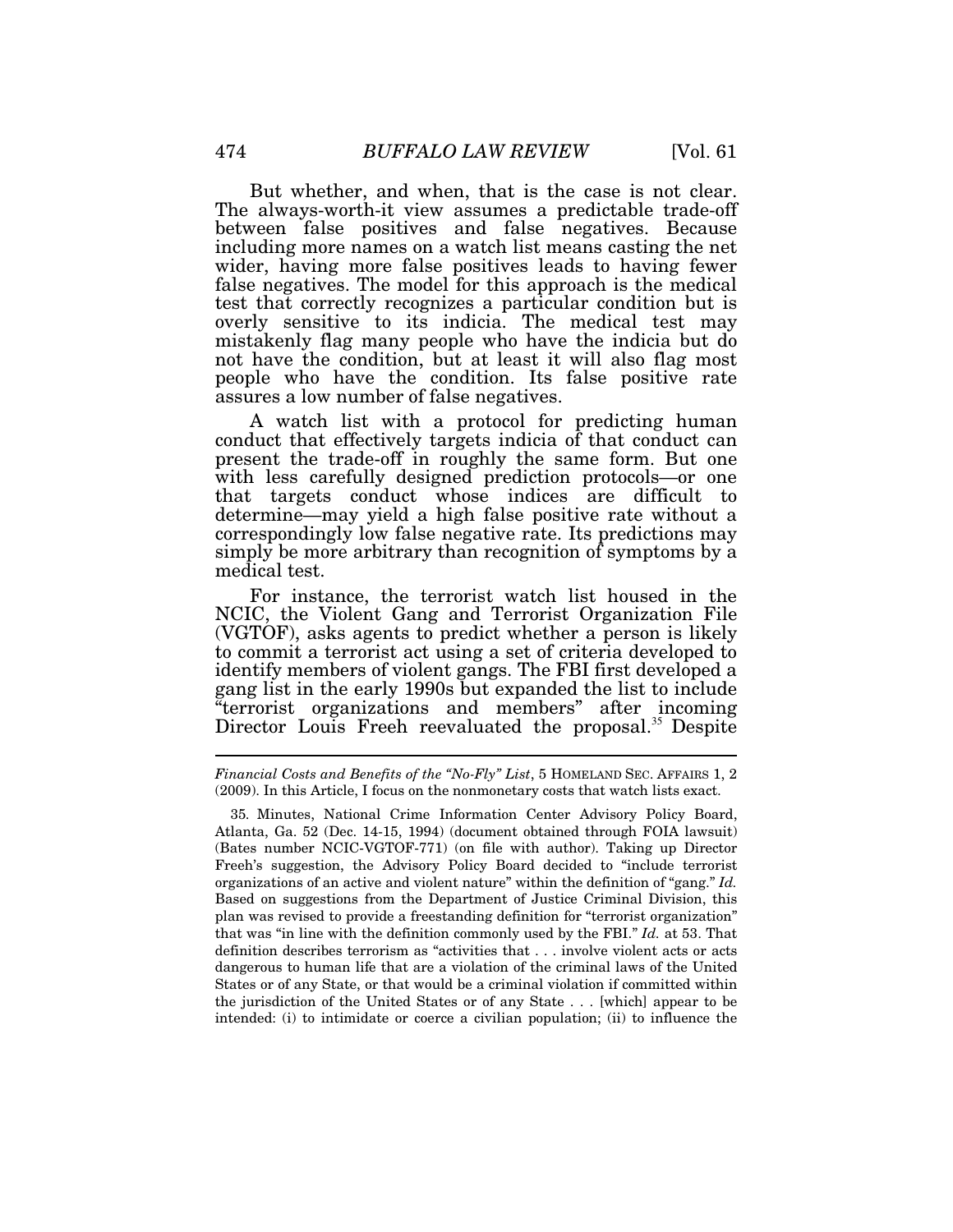But whether, and when, that is the case is not clear. The always-worth-it view assumes a predictable trade-off between false positives and false negatives. Because including more names on a watch list means casting the net wider, having more false positives leads to having fewer false negatives. The model for this approach is the medical test that correctly recognizes a particular condition but is overly sensitive to its indicia. The medical test may mistakenly flag many people who have the indicia but do not have the condition, but at least it will also flag most people who have the condition. Its false positive rate assures a low number of false negatives.

A watch list with a protocol for predicting human conduct that effectively targets indicia of that conduct can present the trade-off in roughly the same form. But one with less carefully designed prediction protocols—or one that targets conduct whose indices are difficult to determine—may yield a high false positive rate without a correspondingly low false negative rate. Its predictions may simply be more arbitrary than recognition of symptoms by a medical test.

For instance, the terrorist watch list housed in the NCIC, the Violent Gang and Terrorist Organization File (VGTOF), asks agents to predict whether a person is likely to commit a terrorist act using a set of criteria developed to identify members of violent gangs. The FBI first developed a gang list in the early 1990s but expanded the list to include "terrorist organizations and members" after incoming Director Louis Freeh reevaluated the proposal.[35] Despite

---

*Financial Costs and Benefits of the "No-Fly" List*, 5 HOMELAND SEC. AFFAIRS 1, 2 (2009). In this Article, I focus on the nonmonetary costs that watch lists exact.

35. Minutes, National Crime Information Center Advisory Policy Board, Atlanta, Ga. 52 (Dec. 14-15, 1994) (document obtained through FOIA lawsuit) (Bates number NCIC-VGTOF-771) (on file with author). Taking up Director Freeh's suggestion, the Advisory Policy Board decided to "include terrorist organizations of an active and violent nature" within the definition of "gang." *Id.* Based on suggestions from the Department of Justice Criminal Division, this plan was revised to provide a freestanding definition for "terrorist organization" that was "in line with the definition commonly used by the FBI." *Id.* at 53. That definition describes terrorism as "activities that . . . involve violent acts or acts dangerous to human life that are a violation of the criminal laws of the United States or of any State, or that would be a criminal violation if committed within the jurisdiction of the United States or of any State . . . [which] appear to be intended: (i) to intimidate or coerce a civilian population; (ii) to influence the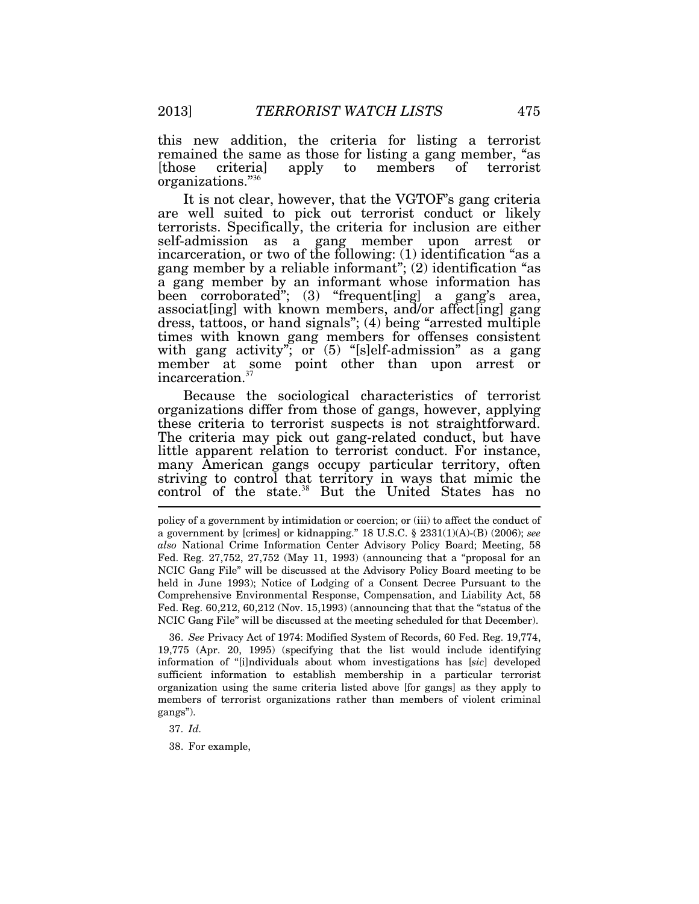this new addition, the criteria for listing a terrorist remained the same as those for listing a gang member, "as [those criteria] apply to members of terrorist organizations."[36]

It is not clear, however, that the VGTOF's gang criteria are well suited to pick out terrorist conduct or likely terrorists. Specifically, the criteria for inclusion are either self-admission as a gang member upon arrest or incarceration, or two of the following: (1) identification "as a gang member by a reliable informant"; (2) identification "as a gang member by an informant whose information has been corroborated"; (3) "frequent[ing] a gang's area, associat[ing] with known members, and/or affect[ing] gang dress, tattoos, or hand signals"; (4) being "arrested multiple times with known gang members for offenses consistent with gang activity"; or (5) "[s]elf-admission" as a gang member at some point other than upon arrest or incarceration.[37]

Because the sociological characteristics of terrorist organizations differ from those of gangs, however, applying these criteria to terrorist suspects is not straightforward. The criteria may pick out gang-related conduct, but have little apparent relation to terrorist conduct. For instance, many American gangs occupy particular territory, often striving to control that territory in ways that mimic the control of the state.[38] But the United States has no

---

policy of a government by intimidation or coercion; or (iii) to affect the conduct of a government by [crimes] or kidnapping." 18 U.S.C. § 2331(1)(A)-(B) (2006); *see also* National Crime Information Center Advisory Policy Board; Meeting, 58 Fed. Reg. 27,752, 27,752 (May 11, 1993) (announcing that a "proposal for an NCIC Gang File" will be discussed at the Advisory Policy Board meeting to be held in June 1993); Notice of Lodging of a Consent Decree Pursuant to the Comprehensive Environmental Response, Compensation, and Liability Act, 58 Fed. Reg. 60,212, 60,212 (Nov. 15,1993) (announcing that that the "status of the NCIC Gang File" will be discussed at the meeting scheduled for that December).

36. *See* Privacy Act of 1974: Modified System of Records, 60 Fed. Reg. 19,774, 19,775 (Apr. 20, 1995) (specifying that the list would include identifying information of "[i]ndividuals about whom investigations has [*sic*] developed sufficient information to establish membership in a particular terrorist organization using the same criteria listed above [for gangs] as they apply to members of terrorist organizations rather than members of violent criminal gangs").

37. *Id.*

38. For example,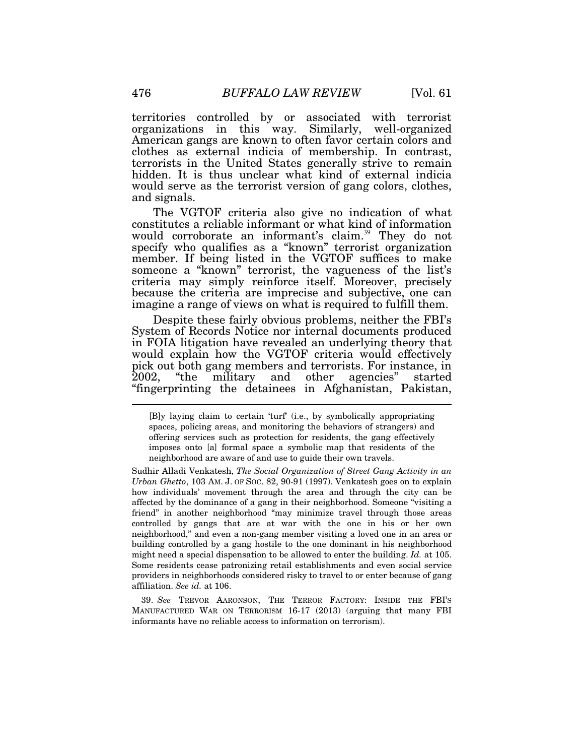territories controlled by or associated with terrorist organizations in this way. Similarly, well-organized American gangs are known to often favor certain colors and clothes as external indicia of membership. In contrast, terrorists in the United States generally strive to remain hidden. It is thus unclear what kind of external indicia would serve as the terrorist version of gang colors, clothes, and signals.

The VGTOF criteria also give no indication of what constitutes a reliable informant or what kind of information would corroborate an informant's claim.[39] They do not specify who qualifies as a "known" terrorist organization member. If being listed in the VGTOF suffices to make someone a "known" terrorist, the vagueness of the list's criteria may simply reinforce itself. Moreover, precisely because the criteria are imprecise and subjective, one can imagine a range of views on what is required to fulfill them.

Despite these fairly obvious problems, neither the FBI's System of Records Notice nor internal documents produced in FOIA litigation have revealed an underlying theory that would explain how the VGTOF criteria would effectively pick out both gang members and terrorists. For instance, in 2002, "the military and other agencies" started "fingerprinting the detainees in Afghanistan, Pakistan,

---

> [B]y laying claim to certain 'turf' (i.e., by symbolically appropriating spaces, policing areas, and monitoring the behaviors of strangers) and offering services such as protection for residents, the gang effectively imposes onto [a] formal space a symbolic map that residents of the neighborhood are aware of and use to guide their own travels.

Sudhir Alladi Venkatesh, *The Social Organization of Street Gang Activity in an Urban Ghetto*, 103 AM. J. OF SOC. 82, 90-91 (1997). Venkatesh goes on to explain how individuals' movement through the area and through the city can be affected by the dominance of a gang in their neighborhood. Someone "visiting a friend" in another neighborhood "may minimize travel through those areas controlled by gangs that are at war with the one in his or her own neighborhood," and even a non-gang member visiting a loved one in an area or building controlled by a gang hostile to the one dominant in his neighborhood might need a special dispensation to be allowed to enter the building. *Id.* at 105. Some residents cease patronizing retail establishments and even social service providers in neighborhoods considered risky to travel to or enter because of gang affiliation. *See id.* at 106.

39. *See* TREVOR AARONSON, THE TERROR FACTORY: INSIDE THE FBI'S MANUFACTURED WAR ON TERRORISM 16-17 (2013) (arguing that many FBI informants have no reliable access to information on terrorism).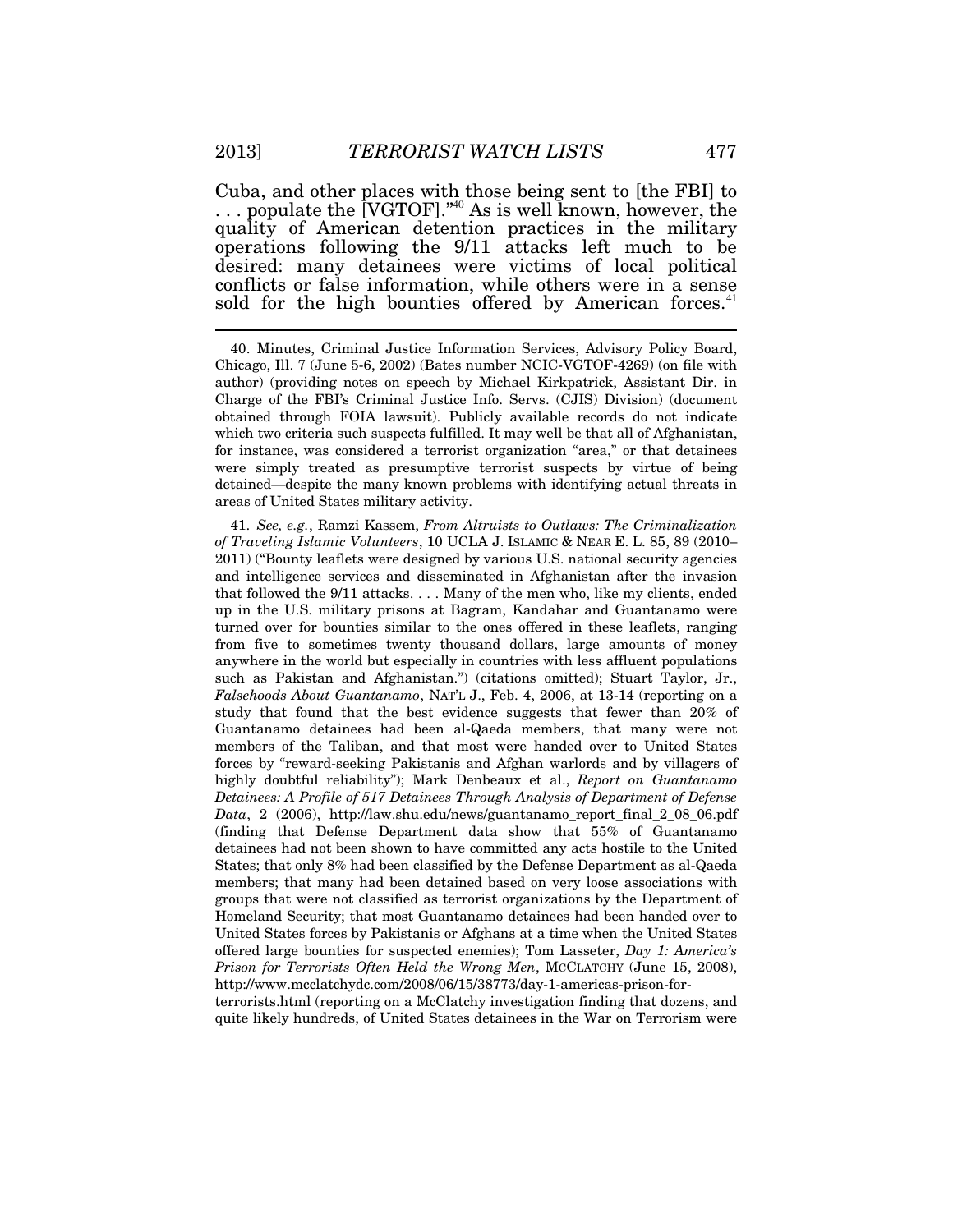Cuba, and other places with those being sent to [the FBI] to . . . populate the [VGTOF]."[40] As is well known, however, the quality of American detention practices in the military operations following the 9/11 attacks left much to be desired: many detainees were victims of local political conflicts or false information, while others were in a sense sold for the high bounties offered by American forces.[41]

---

40. Minutes, Criminal Justice Information Services, Advisory Policy Board, Chicago, Ill. 7 (June 5-6, 2002) (Bates number NCIC-VGTOF-4269) (on file with author) (providing notes on speech by Michael Kirkpatrick, Assistant Dir. in Charge of the FBI's Criminal Justice Info. Servs. (CJIS) Division) (document obtained through FOIA lawsuit). Publicly available records do not indicate which two criteria such suspects fulfilled. It may well be that all of Afghanistan, for instance, was considered a terrorist organization "area," or that detainees were simply treated as presumptive terrorist suspects by virtue of being detained—despite the many known problems with identifying actual threats in areas of United States military activity.

41. *See, e.g.*, Ramzi Kassem, *From Altruists to Outlaws: The Criminalization of Traveling Islamic Volunteers*, 10 UCLA J. ISLAMIC & NEAR E. L. 85, 89 (2010–2011) ("Bounty leaflets were designed by various U.S. national security agencies and intelligence services and disseminated in Afghanistan after the invasion that followed the 9/11 attacks. . . . Many of the men who, like my clients, ended up in the U.S. military prisons at Bagram, Kandahar and Guantanamo were turned over for bounties similar to the ones offered in these leaflets, ranging from five to sometimes twenty thousand dollars, large amounts of money anywhere in the world but especially in countries with less affluent populations such as Pakistan and Afghanistan.") (citations omitted); Stuart Taylor, Jr., *Falsehoods About Guantanamo*, NAT'L J., Feb. 4, 2006, at 13-14 (reporting on a study that found that the best evidence suggests that fewer than 20% of Guantanamo detainees had been al-Qaeda members, that many were not members of the Taliban, and that most were handed over to United States forces by "reward-seeking Pakistanis and Afghan warlords and by villagers of highly doubtful reliability"); Mark Denbeaux et al., *Report on Guantanamo Detainees: A Profile of 517 Detainees Through Analysis of Department of Defense Data*, 2 (2006), http://law.shu.edu/news/guantanamo_report_final_2_08_06.pdf (finding that Defense Department data show that 55% of Guantanamo detainees had not been shown to have committed any acts hostile to the United States; that only 8% had been classified by the Defense Department as al-Qaeda members; that many had been detained based on very loose associations with groups that were not classified as terrorist organizations by the Department of Homeland Security; that most Guantanamo detainees had been handed over to United States forces by Pakistanis or Afghans at a time when the United States offered large bounties for suspected enemies); Tom Lasseter, *Day 1: America's Prison for Terrorists Often Held the Wrong Men*, MCCLATCHY (June 15, 2008), http://www.mcclatchydc.com/2008/06/15/38773/day-1-americas-prison-for-terrorists.html (reporting on a McClatchy investigation finding that dozens, and quite likely hundreds, of United States detainees in the War on Terrorism were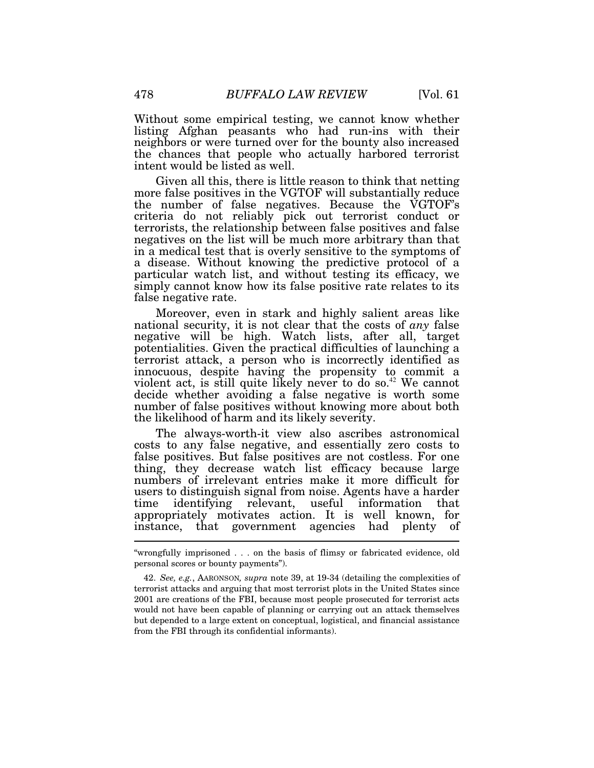Without some empirical testing, we cannot know whether listing Afghan peasants who had run-ins with their neighbors or were turned over for the bounty also increased the chances that people who actually harbored terrorist intent would be listed as well.

Given all this, there is little reason to think that netting more false positives in the VGTOF will substantially reduce the number of false negatives. Because the VGTOF's criteria do not reliably pick out terrorist conduct or terrorists, the relationship between false positives and false negatives on the list will be much more arbitrary than that in a medical test that is overly sensitive to the symptoms of a disease. Without knowing the predictive protocol of a particular watch list, and without testing its efficacy, we simply cannot know how its false positive rate relates to its false negative rate.

Moreover, even in stark and highly salient areas like national security, it is not clear that the costs of *any* false negative will be high. Watch lists, after all, target potentialities. Given the practical difficulties of launching a terrorist attack, a person who is incorrectly identified as innocuous, despite having the propensity to commit a violent act, is still quite likely never to do so.[42] We cannot decide whether avoiding a false negative is worth some number of false positives without knowing more about both the likelihood of harm and its likely severity.

The always-worth-it view also ascribes astronomical costs to any false negative, and essentially zero costs to false positives. But false positives are not costless. For one thing, they decrease watch list efficacy because large numbers of irrelevant entries make it more difficult for users to distinguish signal from noise. Agents have a harder time identifying relevant, useful information that appropriately motivates action. It is well known, for instance, that government agencies had plenty of

---

"wrongfully imprisoned . . . on the basis of flimsy or fabricated evidence, old personal scores or bounty payments").

42. *See, e.g.*, AARONSON, *supra* note 39, at 19-34 (detailing the complexities of terrorist attacks and arguing that most terrorist plots in the United States since 2001 are creations of the FBI, because most people prosecuted for terrorist acts would not have been capable of planning or carrying out an attack themselves but depended to a large extent on conceptual, logistical, and financial assistance from the FBI through its confidential informants).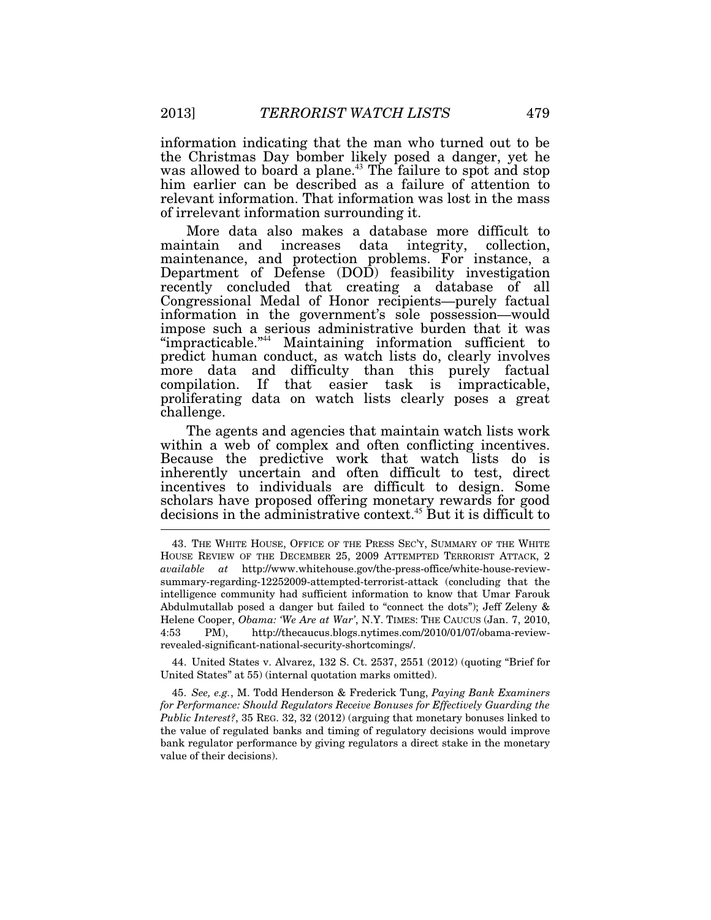information indicating that the man who turned out to be the Christmas Day bomber likely posed a danger, yet he was allowed to board a plane.[43] The failure to spot and stop him earlier can be described as a failure of attention to relevant information. That information was lost in the mass of irrelevant information surrounding it.

More data also makes a database more difficult to maintain and increases data integrity, collection, maintenance, and protection problems. For instance, a Department of Defense (DOD) feasibility investigation recently concluded that creating a database of all Congressional Medal of Honor recipients—purely factual information in the government's sole possession—would impose such a serious administrative burden that it was "impracticable."[44] Maintaining information sufficient to predict human conduct, as watch lists do, clearly involves more data and difficulty than this purely factual compilation. If that easier task is impracticable, proliferating data on watch lists clearly poses a great challenge.

The agents and agencies that maintain watch lists work within a web of complex and often conflicting incentives. Because the predictive work that watch lists do is inherently uncertain and often difficult to test, direct incentives to individuals are difficult to design. Some scholars have proposed offering monetary rewards for good decisions in the administrative context.[45] But it is difficult to

---

43. THE WHITE HOUSE, OFFICE OF THE PRESS SEC'Y, SUMMARY OF THE WHITE HOUSE REVIEW OF THE DECEMBER 25, 2009 ATTEMPTED TERRORIST ATTACK, 2 *available at* http://www.whitehouse.gov/the-press-office/white-house-review-summary-regarding-12252009-attempted-terrorist-attack (concluding that the intelligence community had sufficient information to know that Umar Farouk Abdulmutallab posed a danger but failed to "connect the dots"); Jeff Zeleny & Helene Cooper, *Obama: 'We Are at War'*, N.Y. TIMES: THE CAUCUS (Jan. 7, 2010, 4:53 PM), http://thecaucus.blogs.nytimes.com/2010/01/07/obama-review-revealed-significant-national-security-shortcomings/.

44. United States v. Alvarez, 132 S. Ct. 2537, 2551 (2012) (quoting "Brief for United States" at 55) (internal quotation marks omitted).

45. *See, e.g.*, M. Todd Henderson & Frederick Tung, *Paying Bank Examiners for Performance: Should Regulators Receive Bonuses for Effectively Guarding the Public Interest?*, 35 REG. 32, 32 (2012) (arguing that monetary bonuses linked to the value of regulated banks and timing of regulatory decisions would improve bank regulator performance by giving regulators a direct stake in the monetary value of their decisions).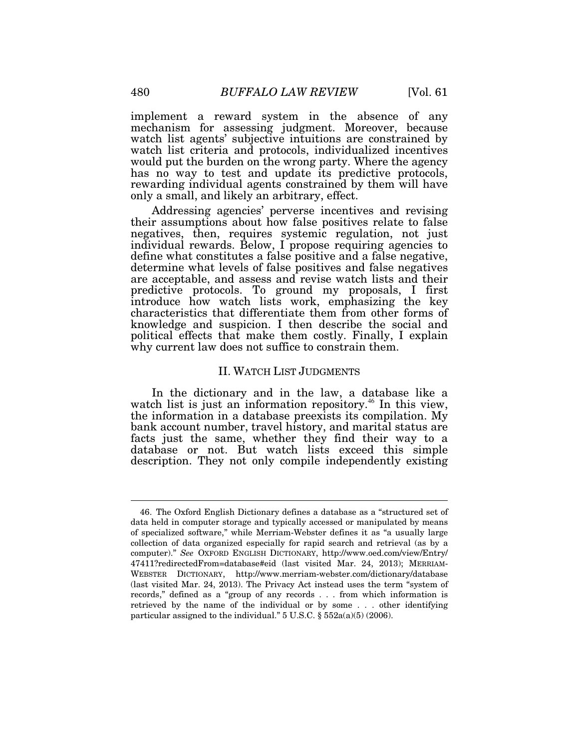implement a reward system in the absence of any mechanism for assessing judgment. Moreover, because watch list agents' subjective intuitions are constrained by watch list criteria and protocols, individualized incentives would put the burden on the wrong party. Where the agency has no way to test and update its predictive protocols, rewarding individual agents constrained by them will have only a small, and likely an arbitrary, effect.

Addressing agencies' perverse incentives and revising their assumptions about how false positives relate to false negatives, then, requires systemic regulation, not just individual rewards. Below, I propose requiring agencies to define what constitutes a false positive and a false negative, determine what levels of false positives and false negatives are acceptable, and assess and revise watch lists and their predictive protocols. To ground my proposals, I first introduce how watch lists work, emphasizing the key characteristics that differentiate them from other forms of knowledge and suspicion. I then describe the social and political effects that make them costly. Finally, I explain why current law does not suffice to constrain them.

## II. WATCH LIST JUDGMENTS

In the dictionary and in the law, a database like a watch list is just an information repository.[46] In this view, the information in a database preexists its compilation. My bank account number, travel history, and marital status are facts just the same, whether they find their way to a database or not. But watch lists exceed this simple description. They not only compile independently existing

---

46. The Oxford English Dictionary defines a database as a "structured set of data held in computer storage and typically accessed or manipulated by means of specialized software," while Merriam-Webster defines it as "a usually large collection of data organized especially for rapid search and retrieval (as by a computer)." *See* OXFORD ENGLISH DICTIONARY, http://www.oed.com/view/Entry/47411?redirectedFrom=database#eid (last visited Mar. 24, 2013); MERRIAM-WEBSTER DICTIONARY, http://www.merriam-webster.com/dictionary/database (last visited Mar. 24, 2013). The Privacy Act instead uses the term "system of records," defined as a "group of any records . . . from which information is retrieved by the name of the individual or by some . . . other identifying particular assigned to the individual." 5 U.S.C. § 552a(a)(5) (2006).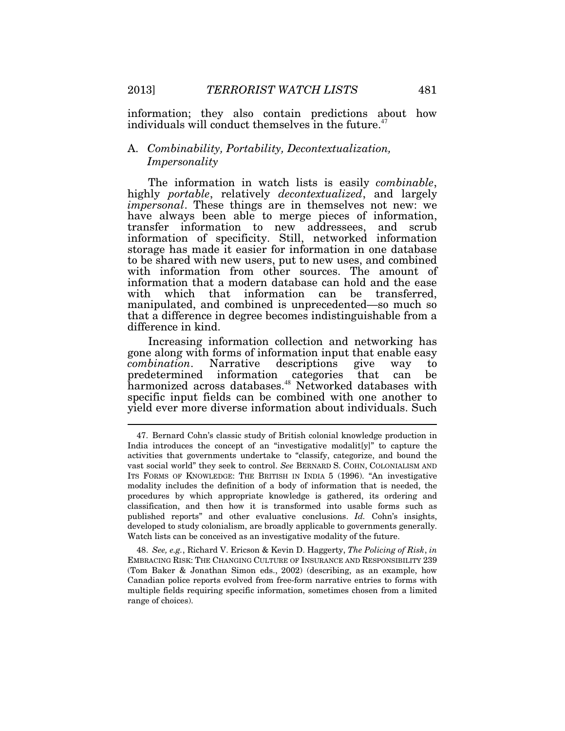information; they also contain predictions about how individuals will conduct themselves in the future.[47]

### A. *Combinability, Portability, Decontextualization, Impersonality*

The information in watch lists is easily *combinable*, highly *portable*, relatively *decontextualized*, and largely *impersonal*. These things are in themselves not new: we have always been able to merge pieces of information, transfer information to new addressees, and scrub information of specificity. Still, networked information storage has made it easier for information in one database to be shared with new users, put to new uses, and combined with information from other sources. The amount of information that a modern database can hold and the ease with which that information can be transferred, manipulated, and combined is unprecedented—so much so that a difference in degree becomes indistinguishable from a difference in kind.

Increasing information collection and networking has gone along with forms of information input that enable easy *combination*. Narrative descriptions give way to predetermined information categories that can be harmonized across databases.[48] Networked databases with specific input fields can be combined with one another to yield ever more diverse information about individuals. Such

---

47. Bernard Cohn's classic study of British colonial knowledge production in India introduces the concept of an "investigative modalit[y]" to capture the activities that governments undertake to "classify, categorize, and bound the vast social world" they seek to control. *See* BERNARD S. COHN, COLONIALISM AND ITS FORMS OF KNOWLEDGE: THE BRITISH IN INDIA 5 (1996). "An investigative modality includes the definition of a body of information that is needed, the procedures by which appropriate knowledge is gathered, its ordering and classification, and then how it is transformed into usable forms such as published reports" and other evaluative conclusions. *Id.* Cohn's insights, developed to study colonialism, are broadly applicable to governments generally. Watch lists can be conceived as an investigative modality of the future.

48. *See, e.g.*, Richard V. Ericson & Kevin D. Haggerty, *The Policing of Risk*, *in* EMBRACING RISK: THE CHANGING CULTURE OF INSURANCE AND RESPONSIBILITY 239 (Tom Baker & Jonathan Simon eds., 2002) (describing, as an example, how Canadian police reports evolved from free-form narrative entries to forms with multiple fields requiring specific information, sometimes chosen from a limited range of choices).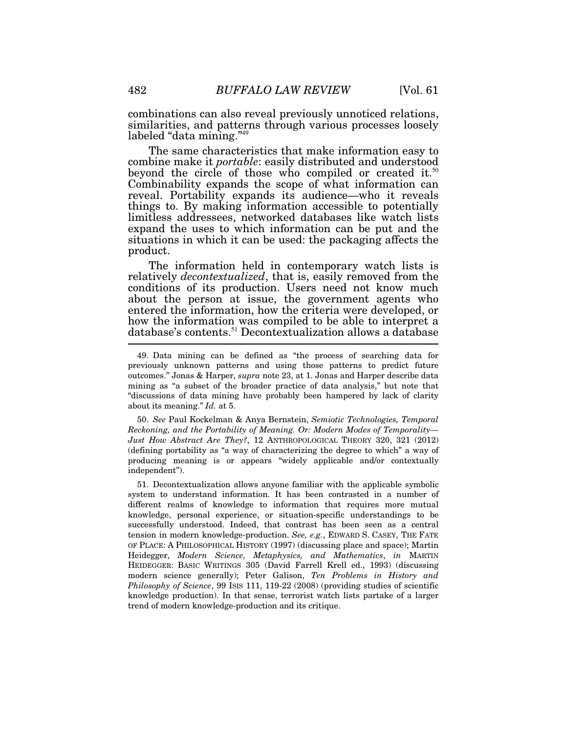combinations can also reveal previously unnoticed relations, similarities, and patterns through various processes loosely labeled "data mining."[49]

The same characteristics that make information easy to combine make it *portable*: easily distributed and understood beyond the circle of those who compiled or created it.[50] Combinability expands the scope of what information can reveal. Portability expands its audience—who it reveals things to. By making information accessible to potentially limitless addressees, networked databases like watch lists expand the uses to which information can be put and the situations in which it can be used: the packaging affects the product.

The information held in contemporary watch lists is relatively *decontextualized*, that is, easily removed from the conditions of its production. Users need not know much about the person at issue, the government agents who entered the information, how the criteria were developed, or how the information was compiled to be able to interpret a database's contents.[51] Decontextualization allows a database

---

49. Data mining can be defined as "the process of searching data for previously unknown patterns and using those patterns to predict future outcomes." Jonas & Harper, *supra* note 23, at 1. Jonas and Harper describe data mining as "a subset of the broader practice of data analysis," but note that "discussions of data mining have probably been hampered by lack of clarity about its meaning." *Id.* at 5.

50. *See* Paul Kockelman & Anya Bernstein, *Semiotic Technologies, Temporal Reckoning, and the Portability of Meaning. Or: Modern Modes of Temporality—Just How Abstract Are They?*, 12 ANTHROPOLOGICAL THEORY 320, 321 (2012) (defining portability as "a way of characterizing the degree to which" a way of producing meaning is or appears "widely applicable and/or contextually independent").

51. Decontextualization allows anyone familiar with the applicable symbolic system to understand information. It has been contrasted in a number of different realms of knowledge to information that requires more mutual knowledge, personal experience, or situation-specific understandings to be successfully understood. Indeed, that contrast has been seen as a central tension in modern knowledge-production. *See, e.g.*, EDWARD S. CASEY, THE FATE OF PLACE: A PHILOSOPHICAL HISTORY (1997) (discussing place and space); Martin Heidegger, *Modern Science, Metaphysics, and Mathematics*, *in* MARTIN HEIDEGGER: BASIC WRITINGS 305 (David Farrell Krell ed., 1993) (discussing modern science generally); Peter Galison, *Ten Problems in History and Philosophy of Science*, 99 ISIS 111, 119-22 (2008) (providing studies of scientific knowledge production). In that sense, terrorist watch lists partake of a larger trend of modern knowledge-production and its critique.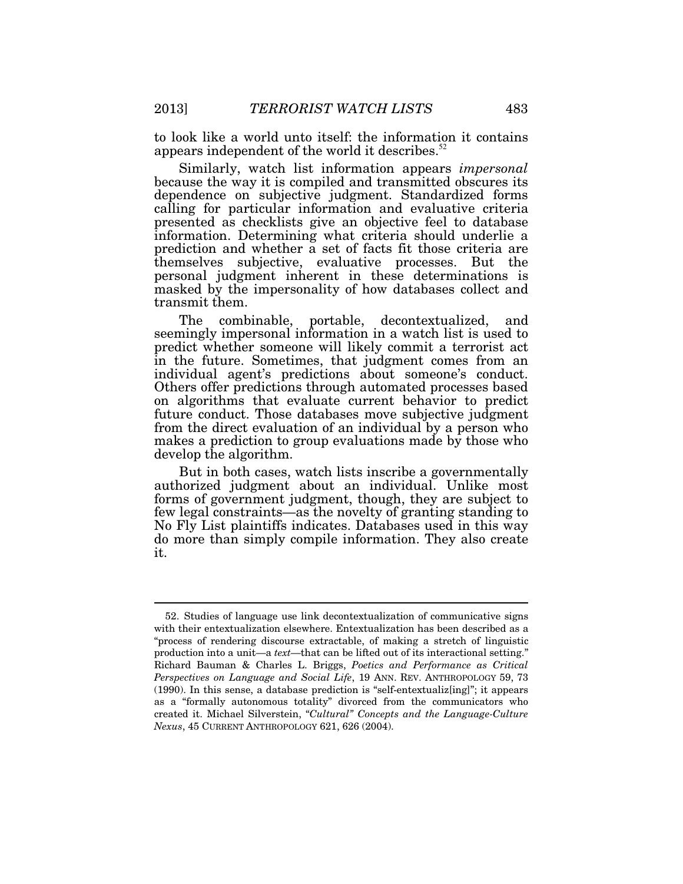to look like a world unto itself: the information it contains appears independent of the world it describes.[52]

Similarly, watch list information appears *impersonal* because the way it is compiled and transmitted obscures its dependence on subjective judgment. Standardized forms calling for particular information and evaluative criteria presented as checklists give an objective feel to database information. Determining what criteria should underlie a prediction and whether a set of facts fit those criteria are themselves subjective, evaluative processes. But the personal judgment inherent in these determinations is masked by the impersonality of how databases collect and transmit them.

The combinable, portable, decontextualized, and seemingly impersonal information in a watch list is used to predict whether someone will likely commit a terrorist act in the future. Sometimes, that judgment comes from an individual agent's predictions about someone's conduct. Others offer predictions through automated processes based on algorithms that evaluate current behavior to predict future conduct. Those databases move subjective judgment from the direct evaluation of an individual by a person who makes a prediction to group evaluations made by those who develop the algorithm.

But in both cases, watch lists inscribe a governmentally authorized judgment about an individual. Unlike most forms of government judgment, though, they are subject to few legal constraints—as the novelty of granting standing to No Fly List plaintiffs indicates. Databases used in this way do more than simply compile information. They also create it.

---

52. Studies of language use link decontextualization of communicative signs with their entextualization elsewhere. Entextualization has been described as a "process of rendering discourse extractable, of making a stretch of linguistic production into a unit—a *text*—that can be lifted out of its interactional setting." Richard Bauman & Charles L. Briggs, *Poetics and Performance as Critical Perspectives on Language and Social Life*, 19 ANN. REV. ANTHROPOLOGY 59, 73 (1990). In this sense, a database prediction is "self-entextualiz[ing]"; it appears as a "formally autonomous totality" divorced from the communicators who created it. Michael Silverstein, *"Cultural" Concepts and the Language-Culture Nexus*, 45 CURRENT ANTHROPOLOGY 621, 626 (2004).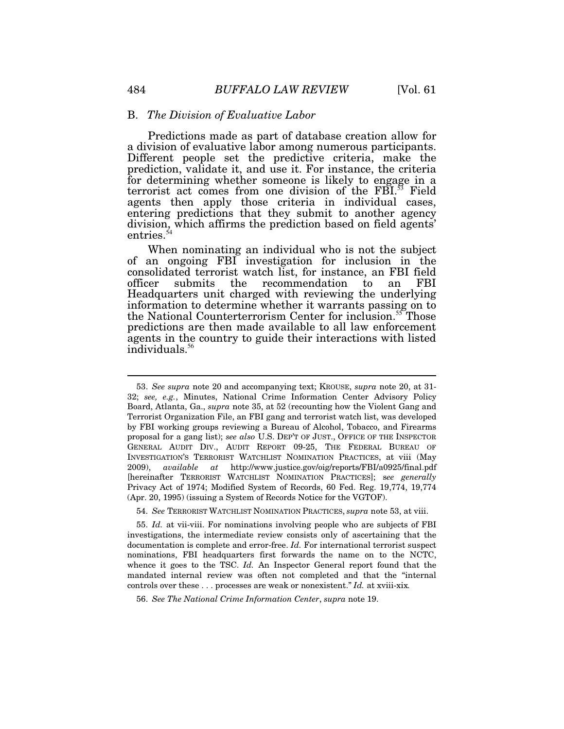### B. *The Division of Evaluative Labor*

Predictions made as part of database creation allow for a division of evaluative labor among numerous participants. Different people set the predictive criteria, make the prediction, validate it, and use it. For instance, the criteria for determining whether someone is likely to engage in a terrorist act comes from one division of the FBI.[53] Field agents then apply those criteria in individual cases, entering predictions that they submit to another agency division, which affirms the prediction based on field agents' entries.[54]

When nominating an individual who is not the subject of an ongoing FBI investigation for inclusion in the consolidated terrorist watch list, for instance, an FBI field officer submits the recommendation to an FBI Headquarters unit charged with reviewing the underlying information to determine whether it warrants passing on to the National Counterterrorism Center for inclusion.[55] Those predictions are then made available to all law enforcement agents in the country to guide their interactions with listed individuals.[56]

---

53. *See supra* note 20 and accompanying text; KROUSE, *supra* note 20, at 31-32; *see, e.g.*, Minutes, National Crime Information Center Advisory Policy Board, Atlanta, Ga., *supra* note 35, at 52 (recounting how the Violent Gang and Terrorist Organization File, an FBI gang and terrorist watch list, was developed by FBI working groups reviewing a Bureau of Alcohol, Tobacco, and Firearms proposal for a gang list); *see also* U.S. DEP'T OF JUST., OFFICE OF THE INSPECTOR GENERAL AUDIT DIV., AUDIT REPORT 09-25, THE FEDERAL BUREAU OF INVESTIGATION'S TERRORIST WATCHLIST NOMINATION PRACTICES, at viii (May 2009), *available at* http://www.justice.gov/oig/reports/FBI/a0925/final.pdf [hereinafter TERRORIST WATCHLIST NOMINATION PRACTICES]; s*ee generally* Privacy Act of 1974; Modified System of Records, 60 Fed. Reg. 19,774, 19,774 (Apr. 20, 1995) (issuing a System of Records Notice for the VGTOF).

54. *See* TERRORIST WATCHLIST NOMINATION PRACTICES, *supra* note 53, at viii.

55. *Id.* at vii-viii. For nominations involving people who are subjects of FBI investigations, the intermediate review consists only of ascertaining that the documentation is complete and error-free. *Id.* For international terrorist suspect nominations, FBI headquarters first forwards the name on to the NCTC, whence it goes to the TSC. *Id.* An Inspector General report found that the mandated internal review was often not completed and that the "internal controls over these . . . processes are weak or nonexistent." *Id.* at xviii-xix*.*

56. *See The National Crime Information Center*, *supra* note 19.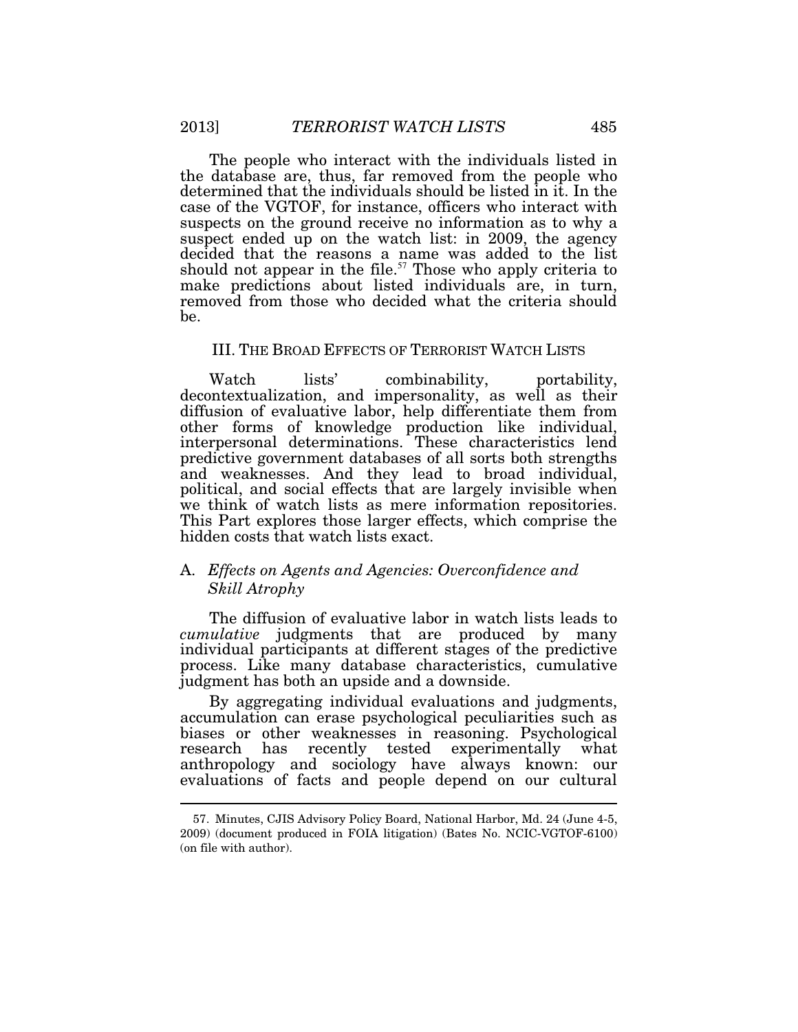The people who interact with the individuals listed in the database are, thus, far removed from the people who determined that the individuals should be listed in it. In the case of the VGTOF, for instance, officers who interact with suspects on the ground receive no information as to why a suspect ended up on the watch list: in 2009, the agency decided that the reasons a name was added to the list should not appear in the file.[57] Those who apply criteria to make predictions about listed individuals are, in turn, removed from those who decided what the criteria should be.

## III. THE BROAD EFFECTS OF TERRORIST WATCH LISTS

Watch lists' combinability, portability, decontextualization, and impersonality, as well as their diffusion of evaluative labor, help differentiate them from other forms of knowledge production like individual, interpersonal determinations. These characteristics lend predictive government databases of all sorts both strengths and weaknesses. And they lead to broad individual, political, and social effects that are largely invisible when we think of watch lists as mere information repositories. This Part explores those larger effects, which comprise the hidden costs that watch lists exact.

### A. *Effects on Agents and Agencies: Overconfidence and Skill Atrophy*

The diffusion of evaluative labor in watch lists leads to *cumulative* judgments that are produced by many individual participants at different stages of the predictive process. Like many database characteristics, cumulative judgment has both an upside and a downside.

By aggregating individual evaluations and judgments, accumulation can erase psychological peculiarities such as biases or other weaknesses in reasoning. Psychological research has recently tested experimentally what anthropology and sociology have always known: our evaluations of facts and people depend on our cultural

---

57. Minutes, CJIS Advisory Policy Board, National Harbor, Md. 24 (June 4-5, 2009) (document produced in FOIA litigation) (Bates No. NCIC-VGTOF-6100) (on file with author).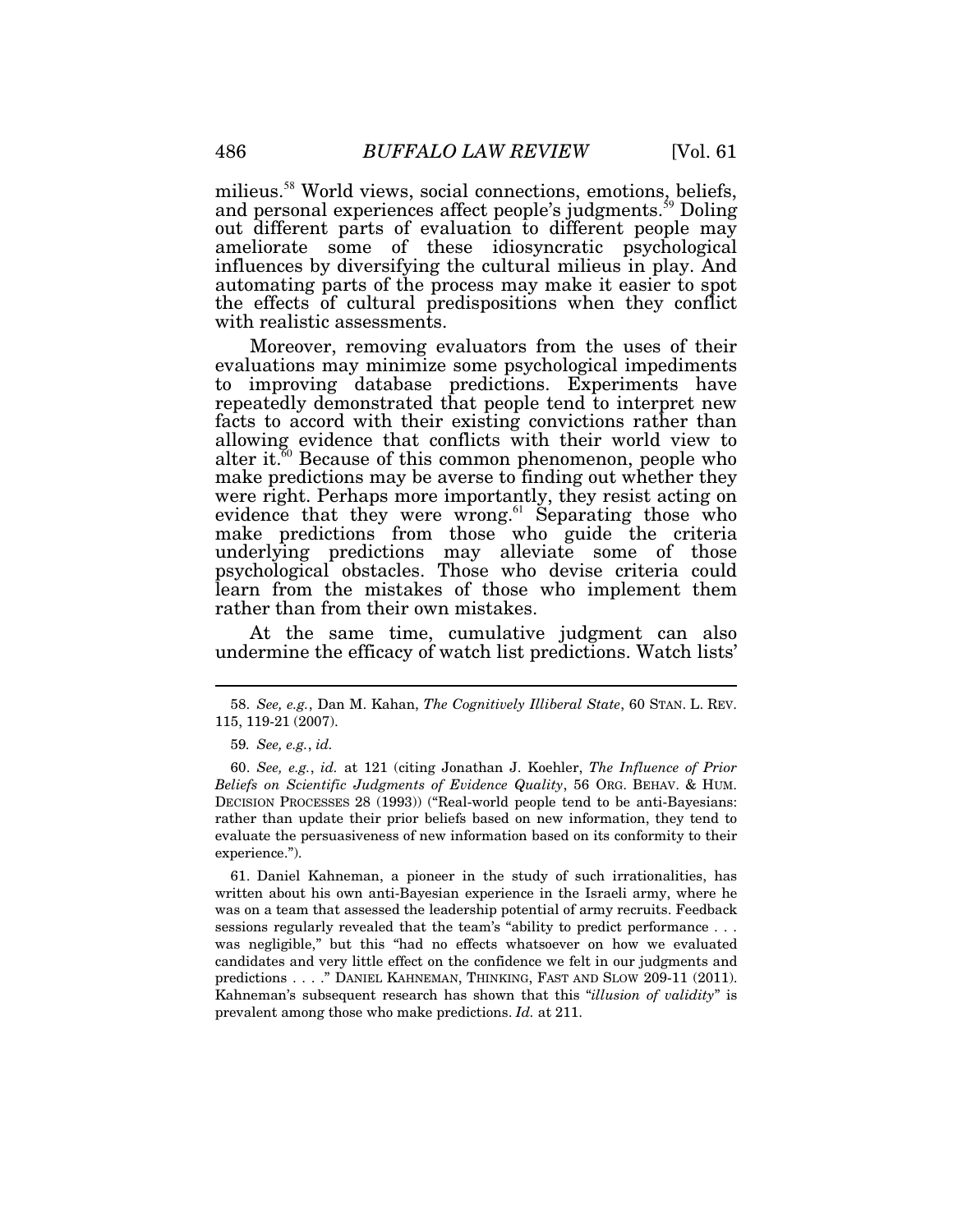milieus.[58] World views, social connections, emotions, beliefs, and personal experiences affect people's judgments.[59] Doling out different parts of evaluation to different people may ameliorate some of these idiosyncratic psychological influences by diversifying the cultural milieus in play. And automating parts of the process may make it easier to spot the effects of cultural predispositions when they conflict with realistic assessments.

Moreover, removing evaluators from the uses of their evaluations may minimize some psychological impediments to improving database predictions. Experiments have repeatedly demonstrated that people tend to interpret new facts to accord with their existing convictions rather than allowing evidence that conflicts with their world view to alter it.[60] Because of this common phenomenon, people who make predictions may be averse to finding out whether they were right. Perhaps more importantly, they resist acting on evidence that they were wrong.[61] Separating those who make predictions from those who guide the criteria underlying predictions may alleviate some of those psychological obstacles. Those who devise criteria could learn from the mistakes of those who implement them rather than from their own mistakes.

At the same time, cumulative judgment can also undermine the efficacy of watch list predictions. Watch lists'

---

58. *See, e.g.*, Dan M. Kahan, *The Cognitively Illiberal State*, 60 STAN. L. REV. 115, 119-21 (2007).

59. *See, e.g.*, *id.*

60. *See, e.g.*, *id.* at 121 (citing Jonathan J. Koehler, *The Influence of Prior Beliefs on Scientific Judgments of Evidence Quality*, 56 ORG. BEHAV. & HUM. DECISION PROCESSES 28 (1993)) ("Real-world people tend to be anti-Bayesians: rather than update their prior beliefs based on new information, they tend to evaluate the persuasiveness of new information based on its conformity to their experience.").

61. Daniel Kahneman, a pioneer in the study of such irrationalities, has written about his own anti-Bayesian experience in the Israeli army, where he was on a team that assessed the leadership potential of army recruits. Feedback sessions regularly revealed that the team's "ability to predict performance . . . was negligible," but this "had no effects whatsoever on how we evaluated candidates and very little effect on the confidence we felt in our judgments and predictions . . . ." DANIEL KAHNEMAN, THINKING, FAST AND SLOW 209-11 (2011). Kahneman's subsequent research has shown that this "*illusion of validity*" is prevalent among those who make predictions. *Id.* at 211.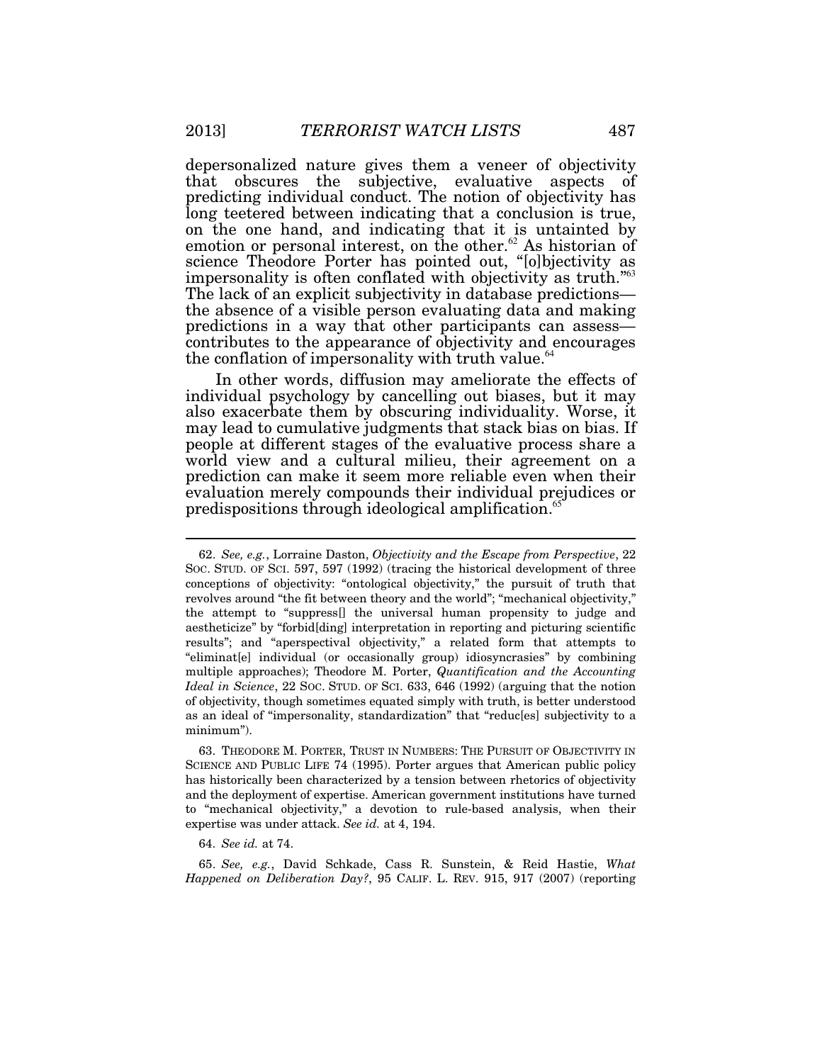depersonalized nature gives them a veneer of objectivity that obscures the subjective, evaluative aspects of predicting individual conduct. The notion of objectivity has long teetered between indicating that a conclusion is true, on the one hand, and indicating that it is untainted by emotion or personal interest, on the other.[62] As historian of science Theodore Porter has pointed out, "[o]bjectivity as impersonality is often conflated with objectivity as truth."[63] The lack of an explicit subjectivity in database predictions—the absence of a visible person evaluating data and making predictions in a way that other participants can assess—contributes to the appearance of objectivity and encourages the conflation of impersonality with truth value.[64]

In other words, diffusion may ameliorate the effects of individual psychology by cancelling out biases, but it may also exacerbate them by obscuring individuality. Worse, it may lead to cumulative judgments that stack bias on bias. If people at different stages of the evaluative process share a world view and a cultural milieu, their agreement on a prediction can make it seem more reliable even when their evaluation merely compounds their individual prejudices or predispositions through ideological amplification.[65]

---

62. *See, e.g.*, Lorraine Daston, *Objectivity and the Escape from Perspective*, 22 SOC. STUD. OF SCI. 597, 597 (1992) (tracing the historical development of three conceptions of objectivity: "ontological objectivity," the pursuit of truth that revolves around "the fit between theory and the world"; "mechanical objectivity," the attempt to "suppress[] the universal human propensity to judge and aestheticize" by "forbid[ding] interpretation in reporting and picturing scientific results"; and "aperspectival objectivity," a related form that attempts to "eliminat[e] individual (or occasionally group) idiosyncrasies" by combining multiple approaches); Theodore M. Porter, *Quantification and the Accounting Ideal in Science*, 22 SOC. STUD. OF SCI. 633, 646 (1992) (arguing that the notion of objectivity, though sometimes equated simply with truth, is better understood as an ideal of "impersonality, standardization" that "reduc[es] subjectivity to a minimum").

63. THEODORE M. PORTER, TRUST IN NUMBERS: THE PURSUIT OF OBJECTIVITY IN SCIENCE AND PUBLIC LIFE 74 (1995). Porter argues that American public policy has historically been characterized by a tension between rhetorics of objectivity and the deployment of expertise. American government institutions have turned to "mechanical objectivity," a devotion to rule-based analysis, when their expertise was under attack. *See id.* at 4, 194.

64. *See id.* at 74.

65. *See, e.g.*, David Schkade, Cass R. Sunstein, & Reid Hastie, *What Happened on Deliberation Day?*, 95 CALIF. L. REV. 915, 917 (2007) (reporting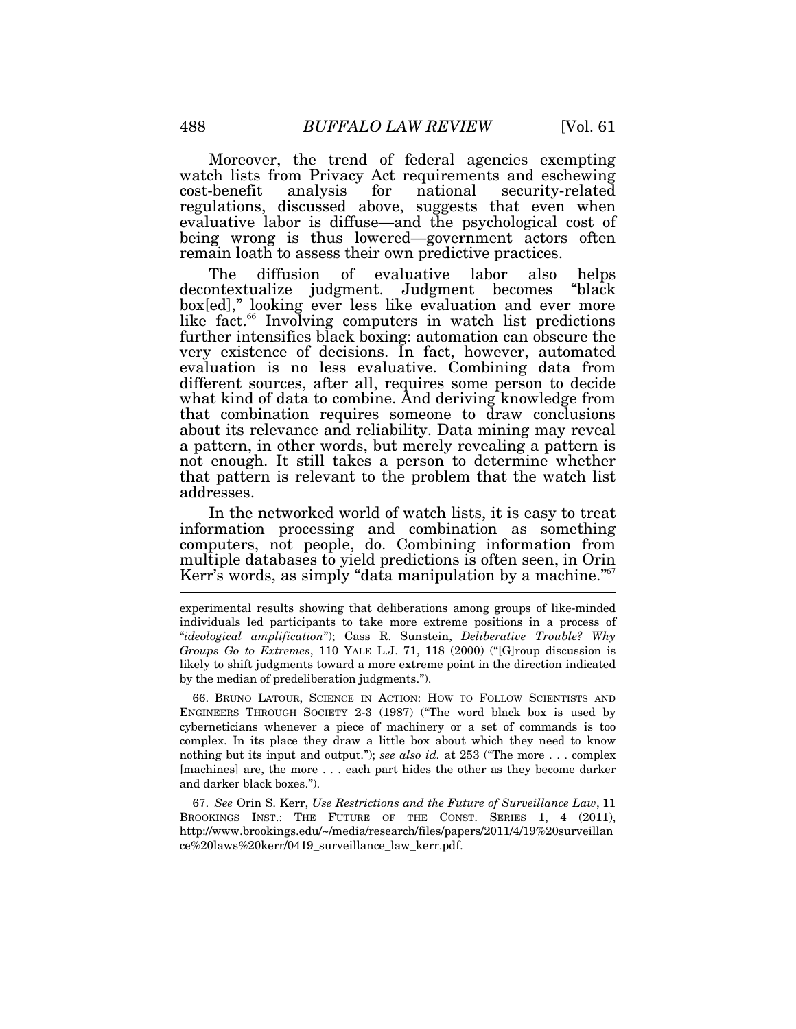Moreover, the trend of federal agencies exempting watch lists from Privacy Act requirements and eschewing cost-benefit analysis for national security-related regulations, discussed above, suggests that even when evaluative labor is diffuse—and the psychological cost of being wrong is thus lowered—government actors often remain loath to assess their own predictive practices.

The diffusion of evaluative labor also helps decontextualize judgment. Judgment becomes "black box[ed]," looking ever less like evaluation and ever more like fact.[66] Involving computers in watch list predictions further intensifies black boxing: automation can obscure the very existence of decisions. In fact, however, automated evaluation is no less evaluative. Combining data from different sources, after all, requires some person to decide what kind of data to combine. And deriving knowledge from that combination requires someone to draw conclusions about its relevance and reliability. Data mining may reveal a pattern, in other words, but merely revealing a pattern is not enough. It still takes a person to determine whether that pattern is relevant to the problem that the watch list addresses.

In the networked world of watch lists, it is easy to treat information processing and combination as something computers, not people, do. Combining information from multiple databases to yield predictions is often seen, in Orin Kerr's words, as simply "data manipulation by a machine."[67]

---

experimental results showing that deliberations among groups of like-minded individuals led participants to take more extreme positions in a process of "*ideological amplification*"); Cass R. Sunstein, *Deliberative Trouble? Why Groups Go to Extremes*, 110 YALE L.J. 71, 118 (2000) ("[G]roup discussion is likely to shift judgments toward a more extreme point in the direction indicated by the median of predeliberation judgments.").

66. BRUNO LATOUR, SCIENCE IN ACTION: HOW TO FOLLOW SCIENTISTS AND ENGINEERS THROUGH SOCIETY 2-3 (1987) ("The word black box is used by cyberneticians whenever a piece of machinery or a set of commands is too complex. In its place they draw a little box about which they need to know nothing but its input and output."); *see also id.* at 253 ("The more . . . complex [machines] are, the more . . . each part hides the other as they become darker and darker black boxes.").

67. *See* Orin S. Kerr, *Use Restrictions and the Future of Surveillance Law*, 11 BROOKINGS INST.: THE FUTURE OF THE CONST. SERIES 1, 4 (2011), http://www.brookings.edu/~/media/research/files/papers/2011/4/19%20surveillance%20laws%20kerr/0419_surveillance_law_kerr.pdf.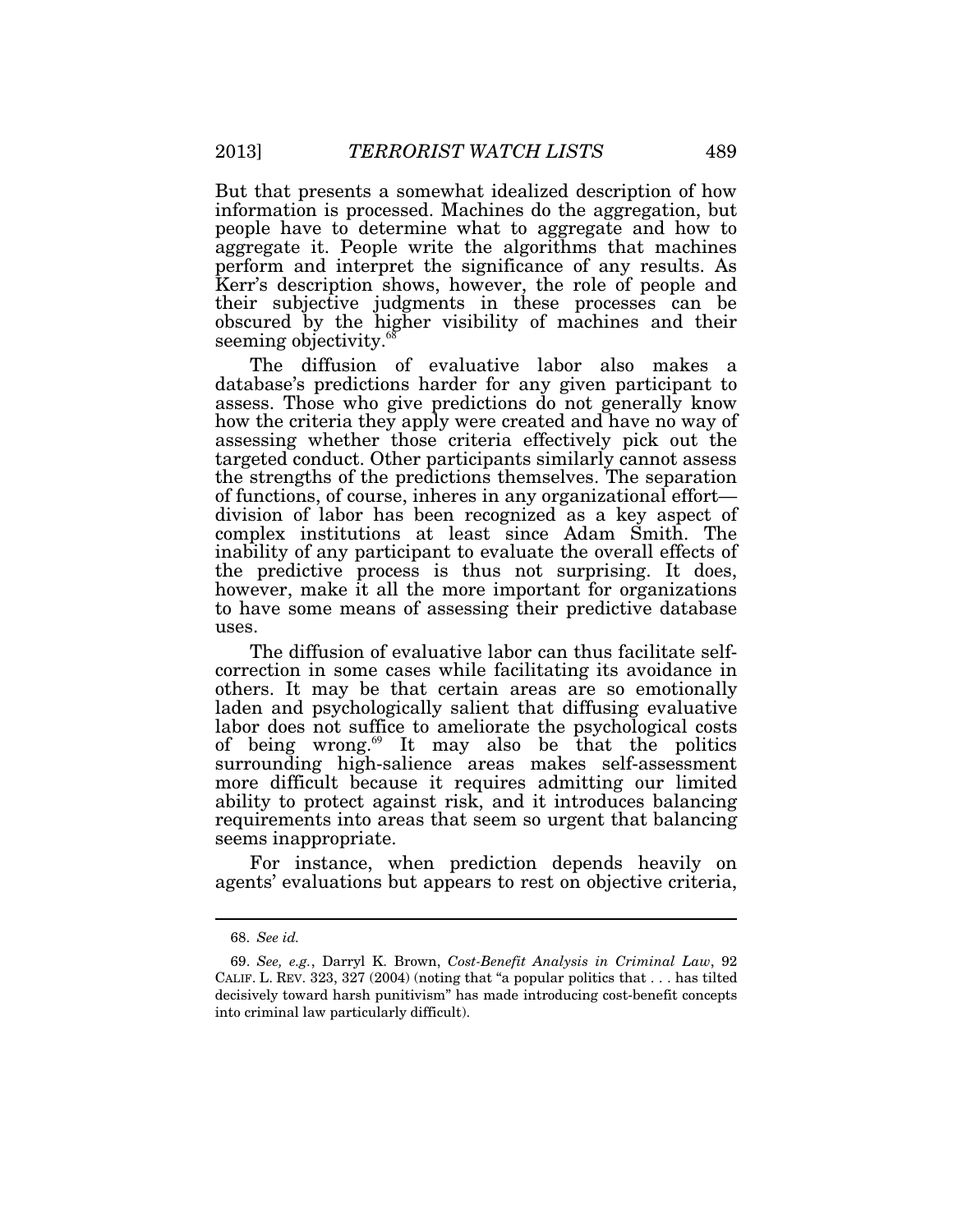But that presents a somewhat idealized description of how information is processed. Machines do the aggregation, but people have to determine what to aggregate and how to aggregate it. People write the algorithms that machines perform and interpret the significance of any results. As Kerr's description shows, however, the role of people and their subjective judgments in these processes can be obscured by the higher visibility of machines and their seeming objectivity.[68]

The diffusion of evaluative labor also makes a database's predictions harder for any given participant to assess. Those who give predictions do not generally know how the criteria they apply were created and have no way of assessing whether those criteria effectively pick out the targeted conduct. Other participants similarly cannot assess the strengths of the predictions themselves. The separation of functions, of course, inheres in any organizational effort—division of labor has been recognized as a key aspect of complex institutions at least since Adam Smith. The inability of any participant to evaluate the overall effects of the predictive process is thus not surprising. It does, however, make it all the more important for organizations to have some means of assessing their predictive database uses.

The diffusion of evaluative labor can thus facilitate self-correction in some cases while facilitating its avoidance in others. It may be that certain areas are so emotionally laden and psychologically salient that diffusing evaluative labor does not suffice to ameliorate the psychological costs of being wrong.[69] It may also be that the politics surrounding high-salience areas makes self-assessment more difficult because it requires admitting our limited ability to protect against risk, and it introduces balancing requirements into areas that seem so urgent that balancing seems inappropriate.

For instance, when prediction depends heavily on agents' evaluations but appears to rest on objective criteria,

---

68. *See id.*

69. *See, e.g.*, Darryl K. Brown, *Cost-Benefit Analysis in Criminal Law*, 92 CALIF. L. REV. 323, 327 (2004) (noting that "a popular politics that . . . has tilted decisively toward harsh punitivism" has made introducing cost-benefit concepts into criminal law particularly difficult).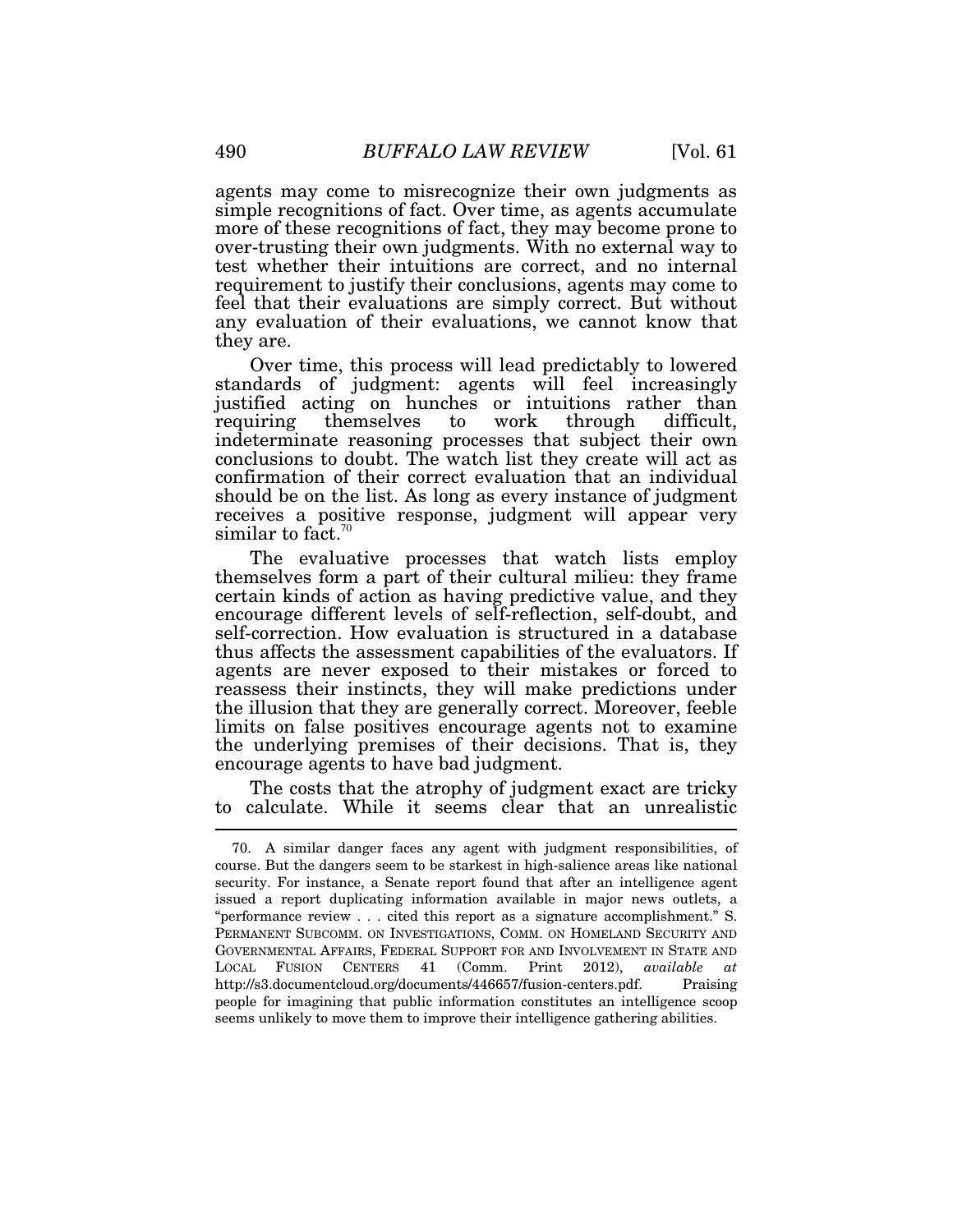agents may come to misrecognize their own judgments as simple recognitions of fact. Over time, as agents accumulate more of these recognitions of fact, they may become prone to over-trusting their own judgments. With no external way to test whether their intuitions are correct, and no internal requirement to justify their conclusions, agents may come to feel that their evaluations are simply correct. But without any evaluation of their evaluations, we cannot know that they are.

Over time, this process will lead predictably to lowered standards of judgment: agents will feel increasingly justified acting on hunches or intuitions rather than requiring themselves to work through difficult, indeterminate reasoning processes that subject their own conclusions to doubt. The watch list they create will act as confirmation of their correct evaluation that an individual should be on the list. As long as every instance of judgment receives a positive response, judgment will appear very similar to fact.[70]

The evaluative processes that watch lists employ themselves form a part of their cultural milieu: they frame certain kinds of action as having predictive value, and they encourage different levels of self-reflection, self-doubt, and self-correction. How evaluation is structured in a database thus affects the assessment capabilities of the evaluators. If agents are never exposed to their mistakes or forced to reassess their instincts, they will make predictions under the illusion that they are generally correct. Moreover, feeble limits on false positives encourage agents not to examine the underlying premises of their decisions. That is, they encourage agents to have bad judgment.

The costs that the atrophy of judgment exact are tricky to calculate. While it seems clear that an unrealistic

---

70. A similar danger faces any agent with judgment responsibilities, of course. But the dangers seem to be starkest in high-salience areas like national security. For instance, a Senate report found that after an intelligence agent issued a report duplicating information available in major news outlets, a "performance review . . . cited this report as a signature accomplishment." S. PERMANENT SUBCOMM. ON INVESTIGATIONS, COMM. ON HOMELAND SECURITY AND GOVERNMENTAL AFFAIRS, FEDERAL SUPPORT FOR AND INVOLVEMENT IN STATE AND LOCAL FUSION CENTERS 41 (Comm. Print 2012), *available at* http://s3.documentcloud.org/documents/446657/fusion-centers.pdf. Praising people for imagining that public information constitutes an intelligence scoop seems unlikely to move them to improve their intelligence gathering abilities.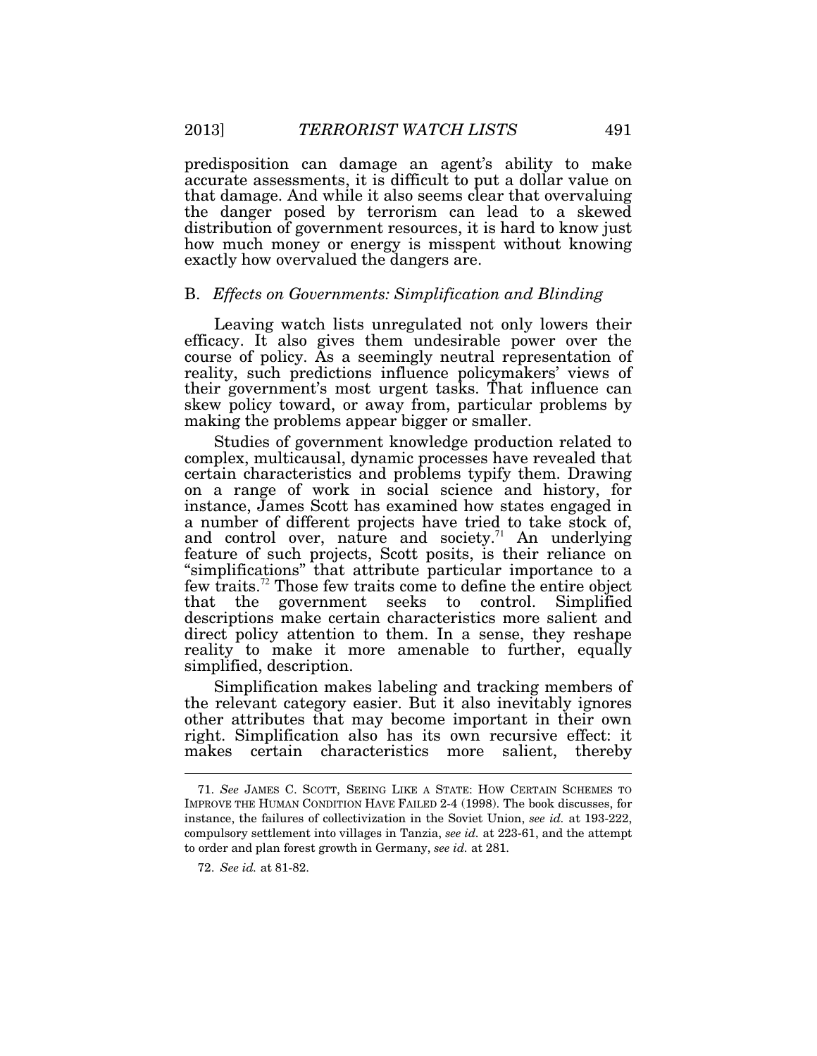predisposition can damage an agent's ability to make accurate assessments, it is difficult to put a dollar value on that damage. And while it also seems clear that overvaluing the danger posed by terrorism can lead to a skewed distribution of government resources, it is hard to know just how much money or energy is misspent without knowing exactly how overvalued the dangers are.

## B. *Effects on Governments: Simplification and Blinding*

Leaving watch lists unregulated not only lowers their efficacy. It also gives them undesirable power over the course of policy. As a seemingly neutral representation of reality, such predictions influence policymakers' views of their government's most urgent tasks. That influence can skew policy toward, or away from, particular problems by making the problems appear bigger or smaller.

Studies of government knowledge production related to complex, multicausal, dynamic processes have revealed that certain characteristics and problems typify them. Drawing on a range of work in social science and history, for instance, James Scott has examined how states engaged in a number of different projects have tried to take stock of, and control over, nature and society.[71] An underlying feature of such projects, Scott posits, is their reliance on "simplifications" that attribute particular importance to a few traits.[72] Those few traits come to define the entire object that the government seeks to control. Simplified descriptions make certain characteristics more salient and direct policy attention to them. In a sense, they reshape reality to make it more amenable to further, equally simplified, description.

Simplification makes labeling and tracking members of the relevant category easier. But it also inevitably ignores other attributes that may become important in their own right. Simplification also has its own recursive effect: it makes certain characteristics more salient, thereby

---

71. *See* JAMES C. SCOTT, SEEING LIKE A STATE: HOW CERTAIN SCHEMES TO IMPROVE THE HUMAN CONDITION HAVE FAILED 2-4 (1998). The book discusses, for instance, the failures of collectivization in the Soviet Union, *see id.* at 193-222, compulsory settlement into villages in Tanzia, *see id.* at 223-61, and the attempt to order and plan forest growth in Germany, *see id.* at 281.

72. *See id.* at 81-82.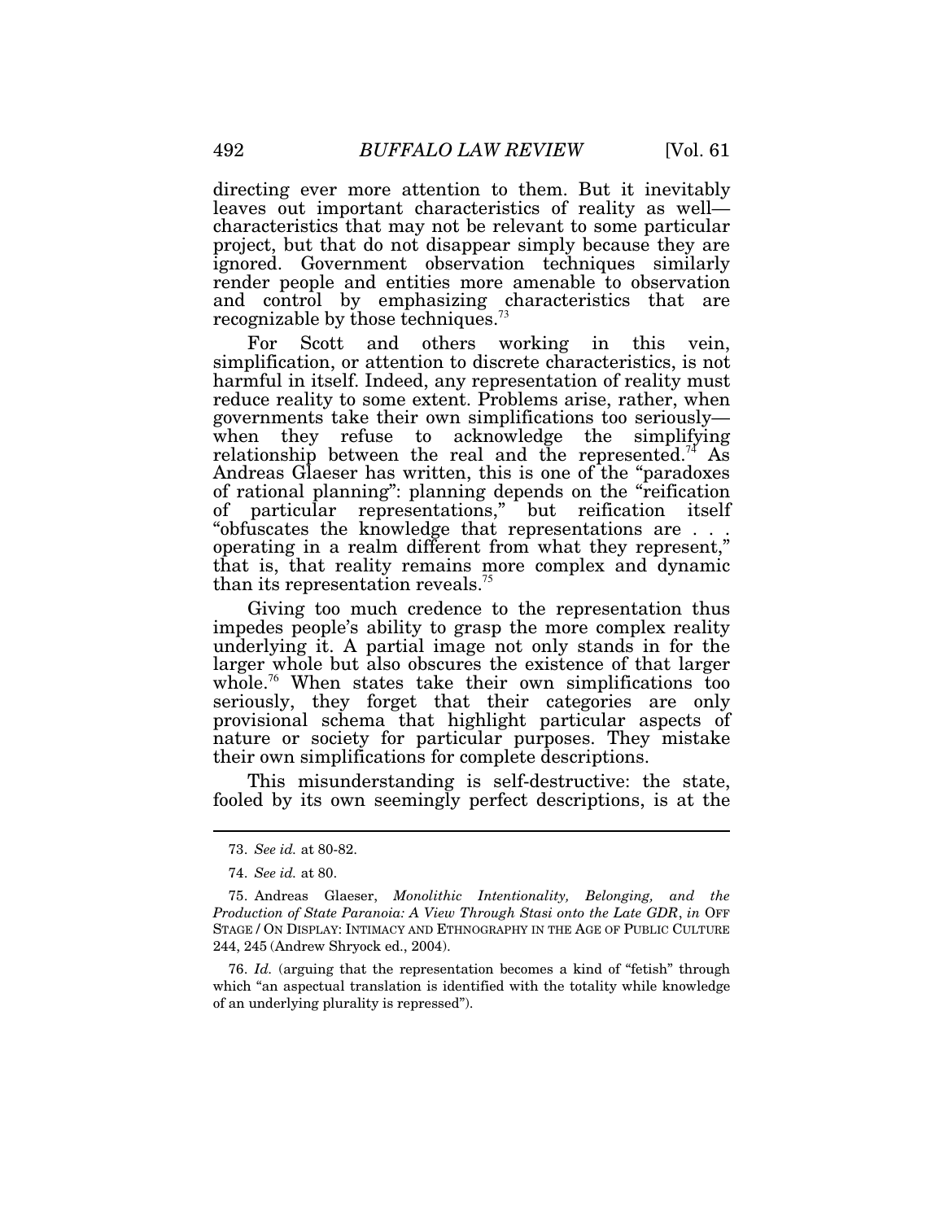directing ever more attention to them. But it inevitably leaves out important characteristics of reality as well—characteristics that may not be relevant to some particular project, but that do not disappear simply because they are ignored. Government observation techniques similarly render people and entities more amenable to observation and control by emphasizing characteristics that are recognizable by those techniques.[73]

For Scott and others working in this vein, simplification, or attention to discrete characteristics, is not harmful in itself. Indeed, any representation of reality must reduce reality to some extent. Problems arise, rather, when governments take their own simplifications too seriously—when they refuse to acknowledge the simplifying relationship between the real and the represented.[74] As Andreas Glaeser has written, this is one of the "paradoxes of rational planning": planning depends on the "reification of particular representations," but reification itself "obfuscates the knowledge that representations are . . . operating in a realm different from what they represent," that is, that reality remains more complex and dynamic than its representation reveals.[75]

Giving too much credence to the representation thus impedes people's ability to grasp the more complex reality underlying it. A partial image not only stands in for the larger whole but also obscures the existence of that larger whole.[76] When states take their own simplifications too seriously, they forget that their categories are only provisional schema that highlight particular aspects of nature or society for particular purposes. They mistake their own simplifications for complete descriptions.

This misunderstanding is self-destructive: the state, fooled by its own seemingly perfect descriptions, is at the

---

73. *See id.* at 80-82.

74. *See id.* at 80.

75. Andreas Glaeser, *Monolithic Intentionality, Belonging, and the Production of State Paranoia: A View Through Stasi onto the Late GDR*, *in* OFF STAGE / ON DISPLAY: INTIMACY AND ETHNOGRAPHY IN THE AGE OF PUBLIC CULTURE 244, 245 (Andrew Shryock ed., 2004).

76. *Id.* (arguing that the representation becomes a kind of "fetish" through which "an aspectual translation is identified with the totality while knowledge of an underlying plurality is repressed").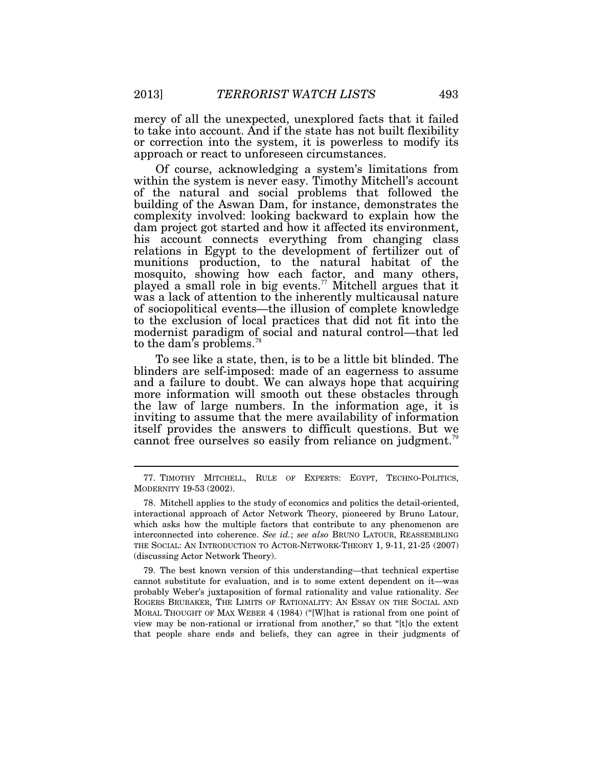mercy of all the unexpected, unexplored facts that it failed to take into account. And if the state has not built flexibility or correction into the system, it is powerless to modify its approach or react to unforeseen circumstances.

Of course, acknowledging a system's limitations from within the system is never easy. Timothy Mitchell's account of the natural and social problems that followed the building of the Aswan Dam, for instance, demonstrates the complexity involved: looking backward to explain how the dam project got started and how it affected its environment, his account connects everything from changing class relations in Egypt to the development of fertilizer out of munitions production, to the natural habitat of the mosquito, showing how each factor, and many others, played a small role in big events.[77] Mitchell argues that it was a lack of attention to the inherently multicausal nature of sociopolitical events—the illusion of complete knowledge to the exclusion of local practices that did not fit into the modernist paradigm of social and natural control—that led to the dam's problems.[78]

To see like a state, then, is to be a little bit blinded. The blinders are self-imposed: made of an eagerness to assume and a failure to doubt. We can always hope that acquiring more information will smooth out these obstacles through the law of large numbers. In the information age, it is inviting to assume that the mere availability of information itself provides the answers to difficult questions. But we cannot free ourselves so easily from reliance on judgment.[79]

---

77. TIMOTHY MITCHELL, RULE OF EXPERTS: EGYPT, TECHNO-POLITICS, MODERNITY 19-53 (2002).

78. Mitchell applies to the study of economics and politics the detail-oriented, interactional approach of Actor Network Theory, pioneered by Bruno Latour, which asks how the multiple factors that contribute to any phenomenon are interconnected into coherence. *See id.*; *see also* BRUNO LATOUR, REASSEMBLING THE SOCIAL: AN INTRODUCTION TO ACTOR-NETWORK-THEORY 1, 9-11, 21-25 (2007) (discussing Actor Network Theory).

79. The best known version of this understanding—that technical expertise cannot substitute for evaluation, and is to some extent dependent on it—was probably Weber's juxtaposition of formal rationality and value rationality. *See* ROGERS BRUBAKER, THE LIMITS OF RATIONALITY: AN ESSAY ON THE SOCIAL AND MORAL THOUGHT OF MAX WEBER 4 (1984) ("[W]hat is rational from one point of view may be non-rational or irrational from another," so that "[t]o the extent that people share ends and beliefs, they can agree in their judgments of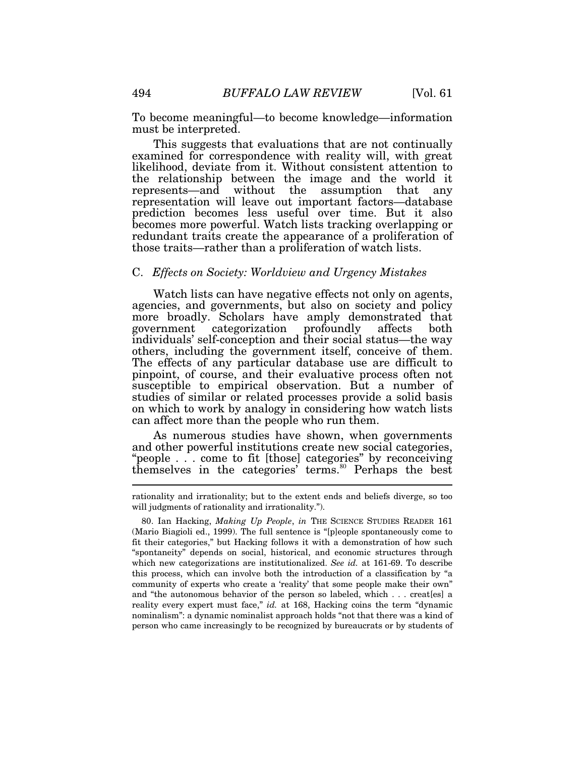To become meaningful—to become knowledge—information must be interpreted.

This suggests that evaluations that are not continually examined for correspondence with reality will, with great likelihood, deviate from it. Without consistent attention to the relationship between the image and the world it represents—and without the assumption that any representation will leave out important factors—database prediction becomes less useful over time. But it also becomes more powerful. Watch lists tracking overlapping or redundant traits create the appearance of a proliferation of those traits—rather than a proliferation of watch lists.

### C. *Effects on Society: Worldview and Urgency Mistakes*

Watch lists can have negative effects not only on agents, agencies, and governments, but also on society and policy more broadly. Scholars have amply demonstrated that government categorization profoundly affects both individuals' self-conception and their social status—the way others, including the government itself, conceive of them. The effects of any particular database use are difficult to pinpoint, of course, and their evaluative process often not susceptible to empirical observation. But a number of studies of similar or related processes provide a solid basis on which to work by analogy in considering how watch lists can affect more than the people who run them.

As numerous studies have shown, when governments and other powerful institutions create new social categories, "people . . . come to fit [those] categories" by reconceiving themselves in the categories' terms.[80] Perhaps the best

---

rationality and irrationality; but to the extent ends and beliefs diverge, so too will judgments of rationality and irrationality.").

80. Ian Hacking, *Making Up People*, *in* THE SCIENCE STUDIES READER 161 (Mario Biagioli ed., 1999). The full sentence is "[p]eople spontaneously come to fit their categories," but Hacking follows it with a demonstration of how such "spontaneity" depends on social, historical, and economic structures through which new categorizations are institutionalized. *See id.* at 161-69. To describe this process, which can involve both the introduction of a classification by "a community of experts who create a 'reality' that some people make their own" and "the autonomous behavior of the person so labeled, which . . . creat[es] a reality every expert must face," *id.* at 168, Hacking coins the term "dynamic nominalism": a dynamic nominalist approach holds "not that there was a kind of person who came increasingly to be recognized by bureaucrats or by students of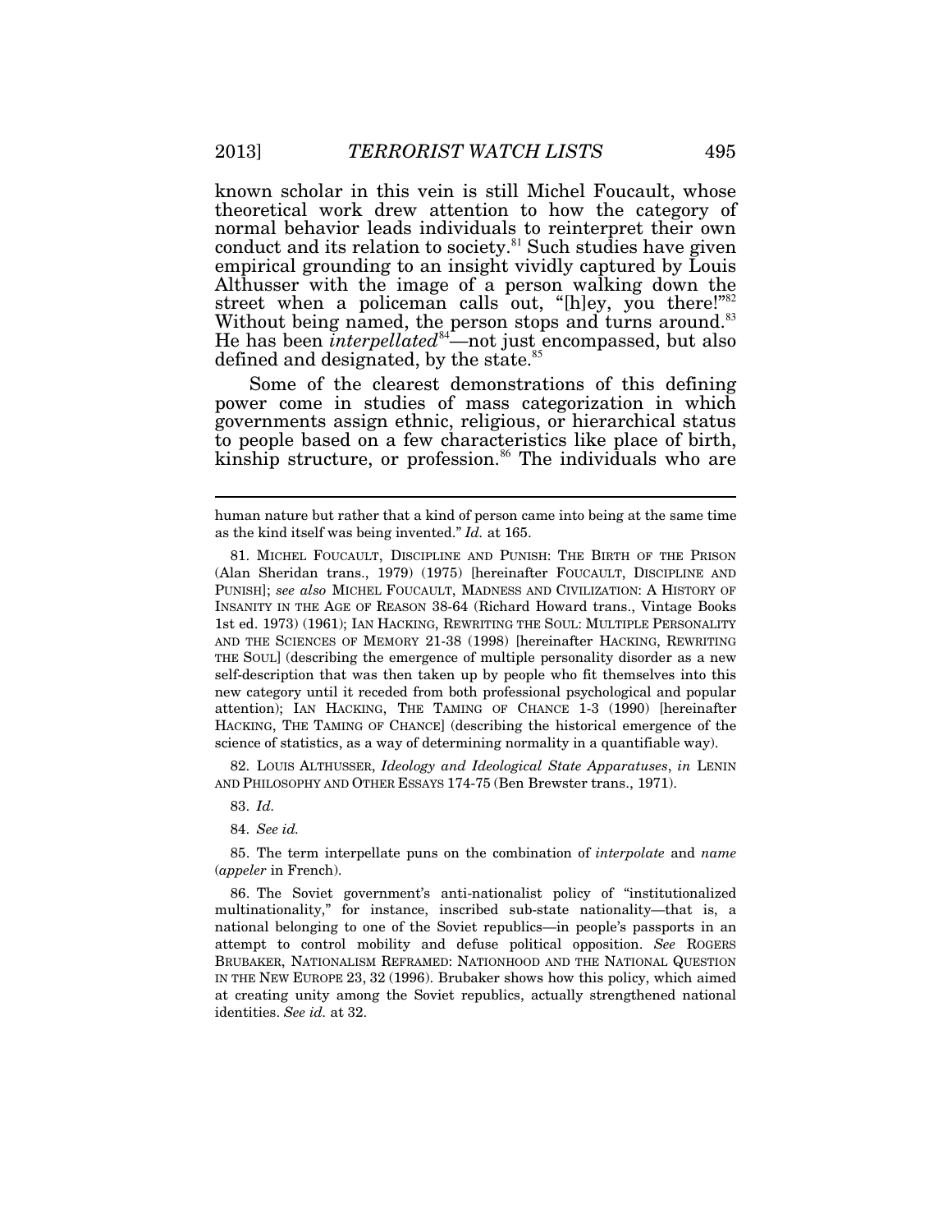known scholar in this vein is still Michel Foucault, whose theoretical work drew attention to how the category of normal behavior leads individuals to reinterpret their own conduct and its relation to society.[81] Such studies have given empirical grounding to an insight vividly captured by Louis Althusser with the image of a person walking down the street when a policeman calls out, "[h]ey, you there!"[82] Without being named, the person stops and turns around.[83] He has been *interpellated*[84]—not just encompassed, but also defined and designated, by the state.[85]

Some of the clearest demonstrations of this defining power come in studies of mass categorization in which governments assign ethnic, religious, or hierarchical status to people based on a few characteristics like place of birth, kinship structure, or profession.[86] The individuals who are

---

human nature but rather that a kind of person came into being at the same time as the kind itself was being invented." *Id.* at 165.

81. MICHEL FOUCAULT, DISCIPLINE AND PUNISH: THE BIRTH OF THE PRISON (Alan Sheridan trans., 1979) (1975) [hereinafter FOUCAULT, DISCIPLINE AND PUNISH]; *see also* MICHEL FOUCAULT, MADNESS AND CIVILIZATION: A HISTORY OF INSANITY IN THE AGE OF REASON 38-64 (Richard Howard trans., Vintage Books 1st ed. 1973) (1961); IAN HACKING, REWRITING THE SOUL: MULTIPLE PERSONALITY AND THE SCIENCES OF MEMORY 21-38 (1998) [hereinafter HACKING, REWRITING THE SOUL] (describing the emergence of multiple personality disorder as a new self-description that was then taken up by people who fit themselves into this new category until it receded from both professional psychological and popular attention); IAN HACKING, THE TAMING OF CHANCE 1-3 (1990) [hereinafter HACKING, THE TAMING OF CHANCE] (describing the historical emergence of the science of statistics, as a way of determining normality in a quantifiable way).

82. LOUIS ALTHUSSER, *Ideology and Ideological State Apparatuses*, *in* LENIN AND PHILOSOPHY AND OTHER ESSAYS 174-75 (Ben Brewster trans., 1971).

83. *Id.*

84. *See id.*

85. The term interpellate puns on the combination of *interpolate* and *name* (*appeler* in French).

86. The Soviet government's anti-nationalist policy of "institutionalized multinationality," for instance, inscribed sub-state nationality—that is, a national belonging to one of the Soviet republics—in people's passports in an attempt to control mobility and defuse political opposition. *See* ROGERS BRUBAKER, NATIONALISM REFRAMED: NATIONHOOD AND THE NATIONAL QUESTION IN THE NEW EUROPE 23, 32 (1996). Brubaker shows how this policy, which aimed at creating unity among the Soviet republics, actually strengthened national identities. *See id.* at 32.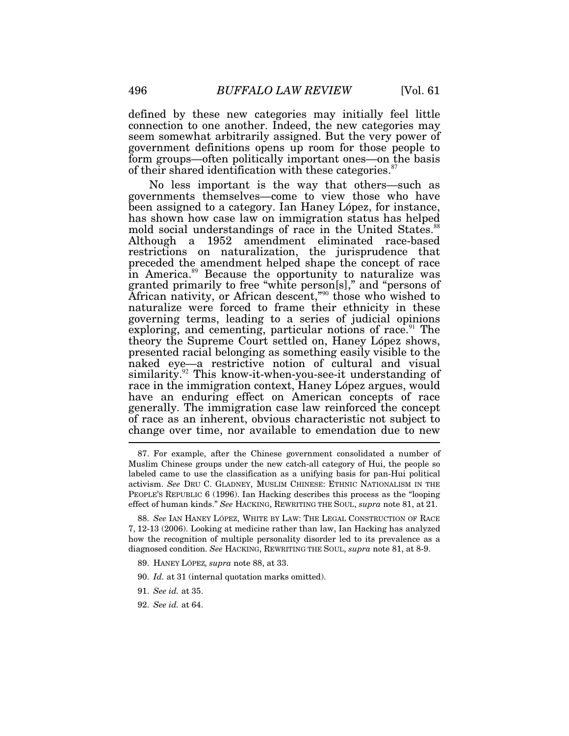defined by these new categories may initially feel little connection to one another. Indeed, the new categories may seem somewhat arbitrarily assigned. But the very power of government definitions opens up room for those people to form groups—often politically important ones—on the basis of their shared identification with these categories.[87]

No less important is the way that others—such as governments themselves—come to view those who have been assigned to a category. Ian Haney López, for instance, has shown how case law on immigration status has helped mold social understandings of race in the United States.[88] Although a 1952 amendment eliminated race-based restrictions on naturalization, the jurisprudence that preceded the amendment helped shape the concept of race in America.[89] Because the opportunity to naturalize was granted primarily to free "white person[s]," and "persons of African nativity, or African descent,"[90] those who wished to naturalize were forced to frame their ethnicity in these governing terms, leading to a series of judicial opinions exploring, and cementing, particular notions of race.[91] The theory the Supreme Court settled on, Haney López shows, presented racial belonging as something easily visible to the naked eye—a restrictive notion of cultural and visual similarity.[92] This know-it-when-you-see-it understanding of race in the immigration context, Haney López argues, would have an enduring effect on American concepts of race generally. The immigration case law reinforced the concept of race as an inherent, obvious characteristic not subject to change over time, nor available to emendation due to new

---

87. For example, after the Chinese government consolidated a number of Muslim Chinese groups under the new catch-all category of Hui, the people so labeled came to use the classification as a unifying basis for pan-Hui political activism. *See* DRU C. GLADNEY, MUSLIM CHINESE: ETHNIC NATIONALISM IN THE PEOPLE'S REPUBLIC 6 (1996). Ian Hacking describes this process as the "looping effect of human kinds." *See* HACKING, REWRITING THE SOUL, *supra* note 81, at 21.

88. *See* IAN HANEY LÓPEZ, WHITE BY LAW: THE LEGAL CONSTRUCTION OF RACE 7, 12-13 (2006). Looking at medicine rather than law, Ian Hacking has analyzed how the recognition of multiple personality disorder led to its prevalence as a diagnosed condition. *See* HACKING, REWRITING THE SOUL, *supra* note 81, at 8-9.

89. HANEY LÓPEZ, *supra* note 88, at 33.

90. *Id.* at 31 (internal quotation marks omitted).

91. *See id.* at 35.

92. *See id.* at 64.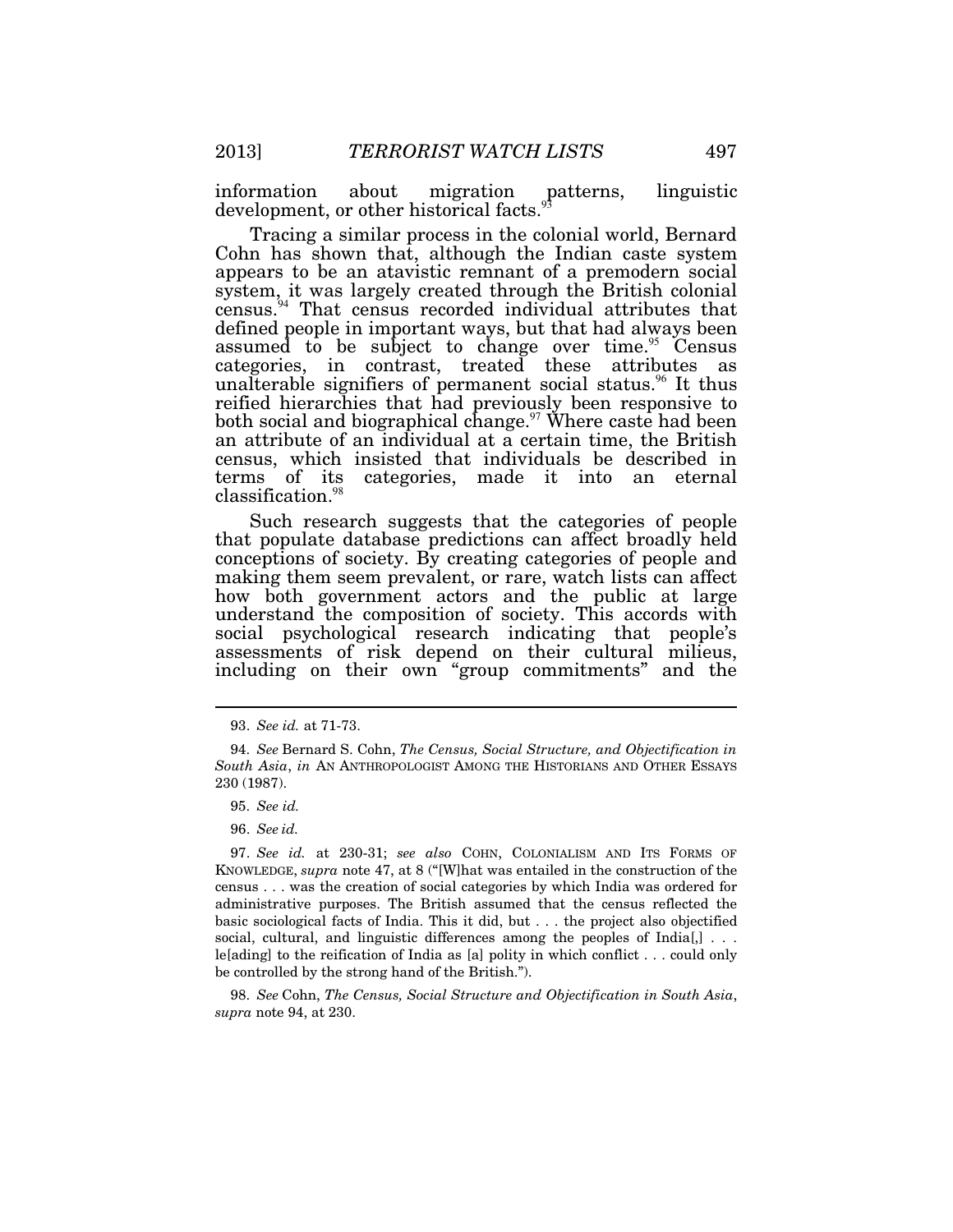information about migration patterns, linguistic development, or other historical facts.[93]

Tracing a similar process in the colonial world, Bernard Cohn has shown that, although the Indian caste system appears to be an atavistic remnant of a premodern social system, it was largely created through the British colonial census.[94] That census recorded individual attributes that defined people in important ways, but that had always been assumed to be subject to change over time.[95] Census categories, in contrast, treated these attributes as unalterable signifiers of permanent social status.[96] It thus reified hierarchies that had previously been responsive to both social and biographical change.[97] Where caste had been an attribute of an individual at a certain time, the British census, which insisted that individuals be described in terms of its categories, made it into an eternal classification.[98]

Such research suggests that the categories of people that populate database predictions can affect broadly held conceptions of society. By creating categories of people and making them seem prevalent, or rare, watch lists can affect how both government actors and the public at large understand the composition of society. This accords with social psychological research indicating that people's assessments of risk depend on their cultural milieus, including on their own "group commitments" and the

---

93. *See id.* at 71-73.

94. *See* Bernard S. Cohn, *The Census, Social Structure, and Objectification in South Asia*, *in* AN ANTHROPOLOGIST AMONG THE HISTORIANS AND OTHER ESSAYS 230 (1987).

95. *See id.*

96. *See id.*

97. *See id.* at 230-31; *see also* COHN, COLONIALISM AND ITS FORMS OF KNOWLEDGE, *supra* note 47, at 8 ("[W]hat was entailed in the construction of the census . . . was the creation of social categories by which India was ordered for administrative purposes. The British assumed that the census reflected the basic sociological facts of India. This it did, but . . . the project also objectified social, cultural, and linguistic differences among the peoples of India[,] . . . le[ading] to the reification of India as [a] polity in which conflict . . . could only be controlled by the strong hand of the British.").

98. *See* Cohn, *The Census, Social Structure and Objectification in South Asia*, *supra* note 94, at 230.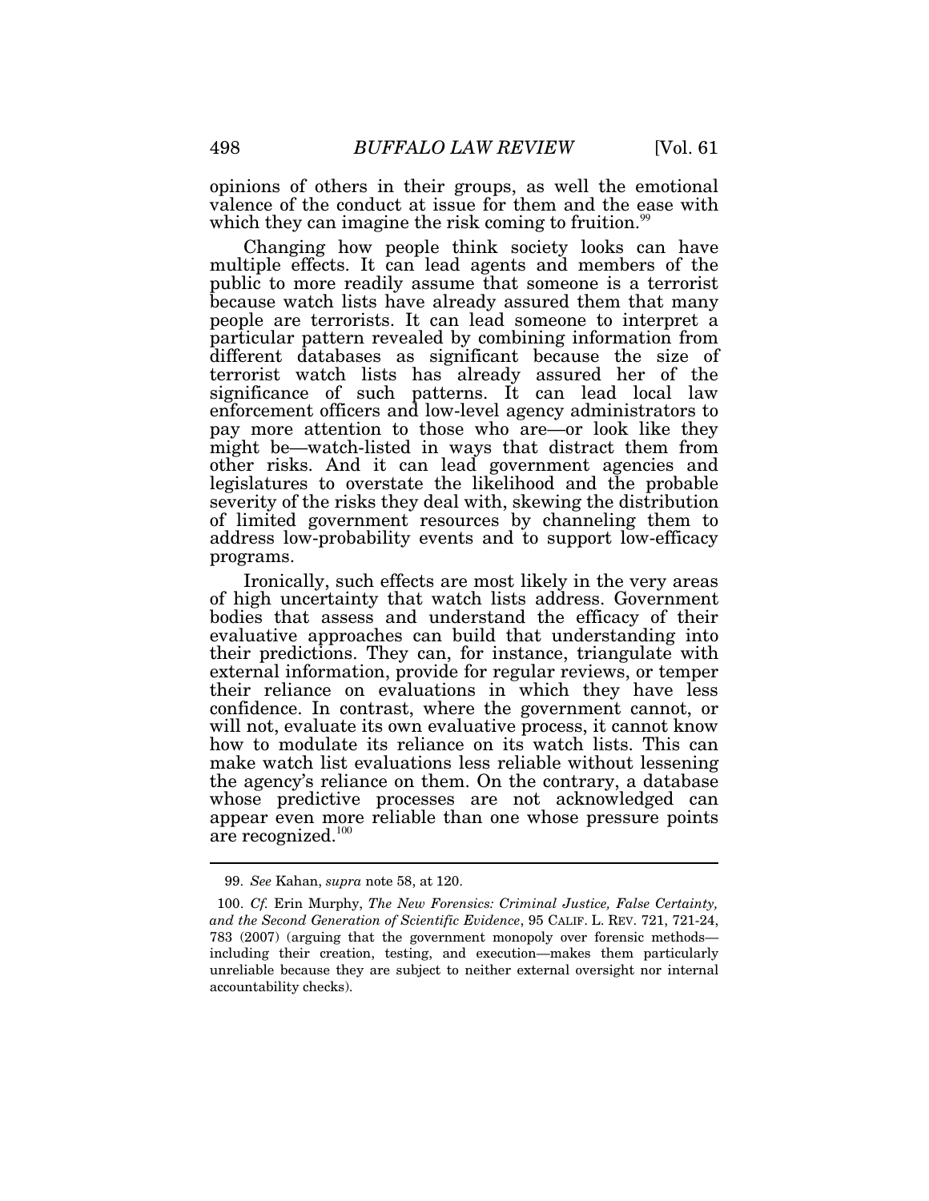opinions of others in their groups, as well the emotional valence of the conduct at issue for them and the ease with which they can imagine the risk coming to fruition.[99]

Changing how people think society looks can have multiple effects. It can lead agents and members of the public to more readily assume that someone is a terrorist because watch lists have already assured them that many people are terrorists. It can lead someone to interpret a particular pattern revealed by combining information from different databases as significant because the size of terrorist watch lists has already assured her of the significance of such patterns. It can lead local law enforcement officers and low-level agency administrators to pay more attention to those who are—or look like they might be—watch-listed in ways that distract them from other risks. And it can lead government agencies and legislatures to overstate the likelihood and the probable severity of the risks they deal with, skewing the distribution of limited government resources by channeling them to address low-probability events and to support low-efficacy programs.

Ironically, such effects are most likely in the very areas of high uncertainty that watch lists address. Government bodies that assess and understand the efficacy of their evaluative approaches can build that understanding into their predictions. They can, for instance, triangulate with external information, provide for regular reviews, or temper their reliance on evaluations in which they have less confidence. In contrast, where the government cannot, or will not, evaluate its own evaluative process, it cannot know how to modulate its reliance on its watch lists. This can make watch list evaluations less reliable without lessening the agency's reliance on them. On the contrary, a database whose predictive processes are not acknowledged can appear even more reliable than one whose pressure points are recognized.[100]

---

99. *See* Kahan, *supra* note 58, at 120.

100. *Cf.* Erin Murphy, *The New Forensics: Criminal Justice, False Certainty, and the Second Generation of Scientific Evidence*, 95 CALIF. L. REV. 721, 721-24, 783 (2007) (arguing that the government monopoly over forensic methods—including their creation, testing, and execution—makes them particularly unreliable because they are subject to neither external oversight nor internal accountability checks).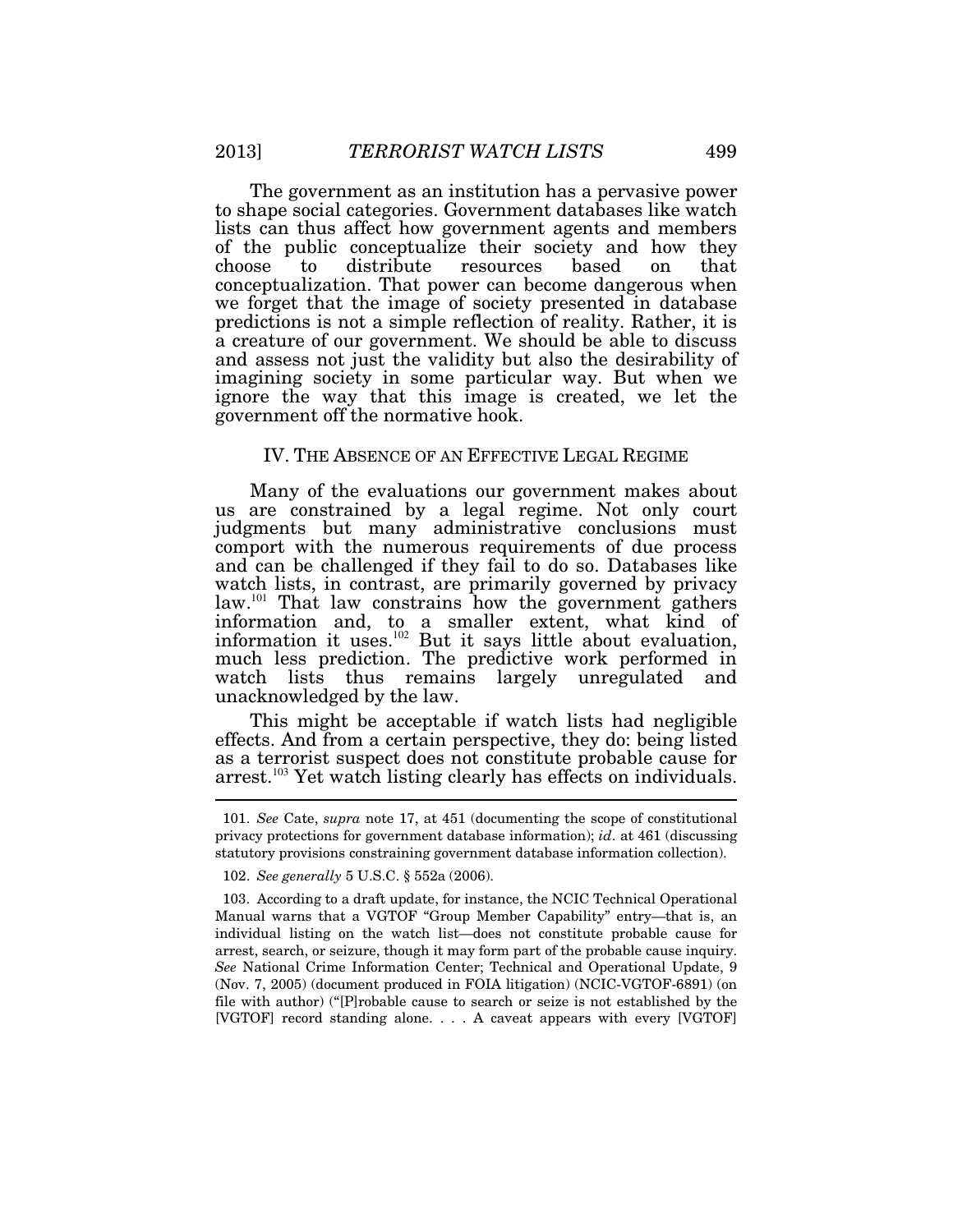The government as an institution has a pervasive power to shape social categories. Government databases like watch lists can thus affect how government agents and members of the public conceptualize their society and how they choose to distribute resources based on that conceptualization. That power can become dangerous when we forget that the image of society presented in database predictions is not a simple reflection of reality. Rather, it is a creature of our government. We should be able to discuss and assess not just the validity but also the desirability of imagining society in some particular way. But when we ignore the way that this image is created, we let the government off the normative hook.

## IV. THE ABSENCE OF AN EFFECTIVE LEGAL REGIME

Many of the evaluations our government makes about us are constrained by a legal regime. Not only court judgments but many administrative conclusions must comport with the numerous requirements of due process and can be challenged if they fail to do so. Databases like watch lists, in contrast, are primarily governed by privacy law.[101] That law constrains how the government gathers information and, to a smaller extent, what kind of information it uses.[102] But it says little about evaluation, much less prediction. The predictive work performed in watch lists thus remains largely unregulated and unacknowledged by the law.

This might be acceptable if watch lists had negligible effects. And from a certain perspective, they do: being listed as a terrorist suspect does not constitute probable cause for arrest.[103] Yet watch listing clearly has effects on individuals.

---

101. *See* Cate, *supra* note 17, at 451 (documenting the scope of constitutional privacy protections for government database information); *id*. at 461 (discussing statutory provisions constraining government database information collection).

102. *See generally* 5 U.S.C. § 552a (2006).

103. According to a draft update, for instance, the NCIC Technical Operational Manual warns that a VGTOF "Group Member Capability" entry—that is, an individual listing on the watch list—does not constitute probable cause for arrest, search, or seizure, though it may form part of the probable cause inquiry. *See* National Crime Information Center; Technical and Operational Update, 9 (Nov. 7, 2005) (document produced in FOIA litigation) (NCIC-VGTOF-6891) (on file with author) ("[P]robable cause to search or seize is not established by the [VGTOF] record standing alone. . . . A caveat appears with every [VGTOF]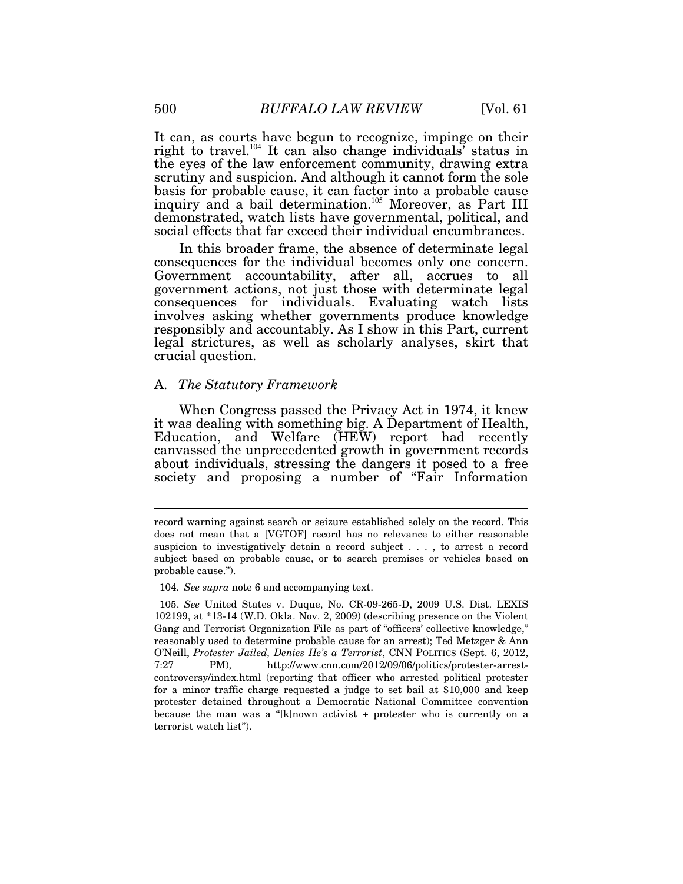It can, as courts have begun to recognize, impinge on their right to travel.[104] It can also change individuals' status in the eyes of the law enforcement community, drawing extra scrutiny and suspicion. And although it cannot form the sole basis for probable cause, it can factor into a probable cause inquiry and a bail determination.[105] Moreover, as Part III demonstrated, watch lists have governmental, political, and social effects that far exceed their individual encumbrances.

In this broader frame, the absence of determinate legal consequences for the individual becomes only one concern. Government accountability, after all, accrues to all government actions, not just those with determinate legal consequences for individuals. Evaluating watch lists involves asking whether governments produce knowledge responsibly and accountably. As I show in this Part, current legal strictures, as well as scholarly analyses, skirt that crucial question.

### A. *The Statutory Framework*

When Congress passed the Privacy Act in 1974, it knew it was dealing with something big. A Department of Health, Education, and Welfare (HEW) report had recently canvassed the unprecedented growth in government records about individuals, stressing the dangers it posed to a free society and proposing a number of "Fair Information

---

record warning against search or seizure established solely on the record. This does not mean that a [VGTOF] record has no relevance to either reasonable suspicion to investigatively detain a record subject . . . , to arrest a record subject based on probable cause, or to search premises or vehicles based on probable cause.").

104. *See supra* note 6 and accompanying text.

105. *See* United States v. Duque, No. CR-09-265-D, 2009 U.S. Dist. LEXIS 102199, at *13-14 (W.D. Okla. Nov. 2, 2009) (describing presence on the Violent Gang and Terrorist Organization File as part of "officers' collective knowledge," reasonably used to determine probable cause for an arrest); Ted Metzger & Ann O'Neill, *Protester Jailed, Denies He's a Terrorist*, CNN POLITICS (Sept. 6, 2012, 7:27 PM), http://www.cnn.com/2012/09/06/politics/protester-arrest-controversy/index.html (reporting that officer who arrested political protester for a minor traffic charge requested a judge to set bail at $10,000 and keep protester detained throughout a Democratic National Committee convention because the man was a "[k]nown activist + protester who is currently on a terrorist watch list").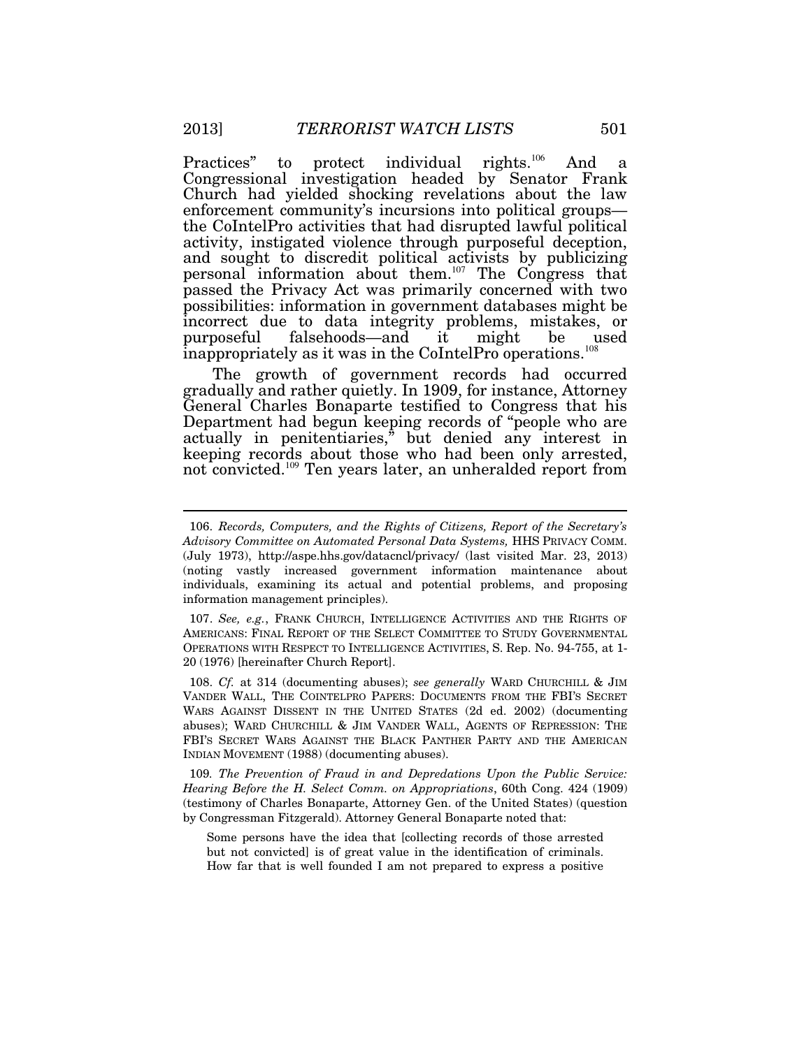Practices" to protect individual rights.[106] And a Congressional investigation headed by Senator Frank Church had yielded shocking revelations about the law enforcement community's incursions into political groups—the CoIntelPro activities that had disrupted lawful political activity, instigated violence through purposeful deception, and sought to discredit political activists by publicizing personal information about them.[107] The Congress that passed the Privacy Act was primarily concerned with two possibilities: information in government databases might be incorrect due to data integrity problems, mistakes, or purposeful falsehoods—and it might be used inappropriately as it was in the CoIntelPro operations.[108]

The growth of government records had occurred gradually and rather quietly. In 1909, for instance, Attorney General Charles Bonaparte testified to Congress that his Department had begun keeping records of "people who are actually in penitentiaries," but denied any interest in keeping records about those who had been only arrested, not convicted.[109] Ten years later, an unheralded report from

---

106. *Records, Computers, and the Rights of Citizens, Report of the Secretary's Advisory Committee on Automated Personal Data Systems,* HHS PRIVACY COMM. (July 1973), http://aspe.hhs.gov/datacncl/privacy/ (last visited Mar. 23, 2013) (noting vastly increased government information maintenance about individuals, examining its actual and potential problems, and proposing information management principles).

107. *See, e.g.*, FRANK CHURCH, INTELLIGENCE ACTIVITIES AND THE RIGHTS OF AMERICANS: FINAL REPORT OF THE SELECT COMMITTEE TO STUDY GOVERNMENTAL OPERATIONS WITH RESPECT TO INTELLIGENCE ACTIVITIES, S. Rep. No. 94-755, at 1-20 (1976) [hereinafter Church Report].

108. *Cf.* at 314 (documenting abuses); *see generally* WARD CHURCHILL & JIM VANDER WALL, THE COINTELPRO PAPERS: DOCUMENTS FROM THE FBI'S SECRET WARS AGAINST DISSENT IN THE UNITED STATES (2d ed. 2002) (documenting abuses); WARD CHURCHILL & JIM VANDER WALL, AGENTS OF REPRESSION: THE FBI'S SECRET WARS AGAINST THE BLACK PANTHER PARTY AND THE AMERICAN INDIAN MOVEMENT (1988) (documenting abuses).

109. *The Prevention of Fraud in and Depredations Upon the Public Service: Hearing Before the H. Select Comm. on Appropriations*, 60th Cong. 424 (1909) (testimony of Charles Bonaparte, Attorney Gen. of the United States) (question by Congressman Fitzgerald). Attorney General Bonaparte noted that:

> Some persons have the idea that [collecting records of those arrested but not convicted] is of great value in the identification of criminals. How far that is well founded I am not prepared to express a positive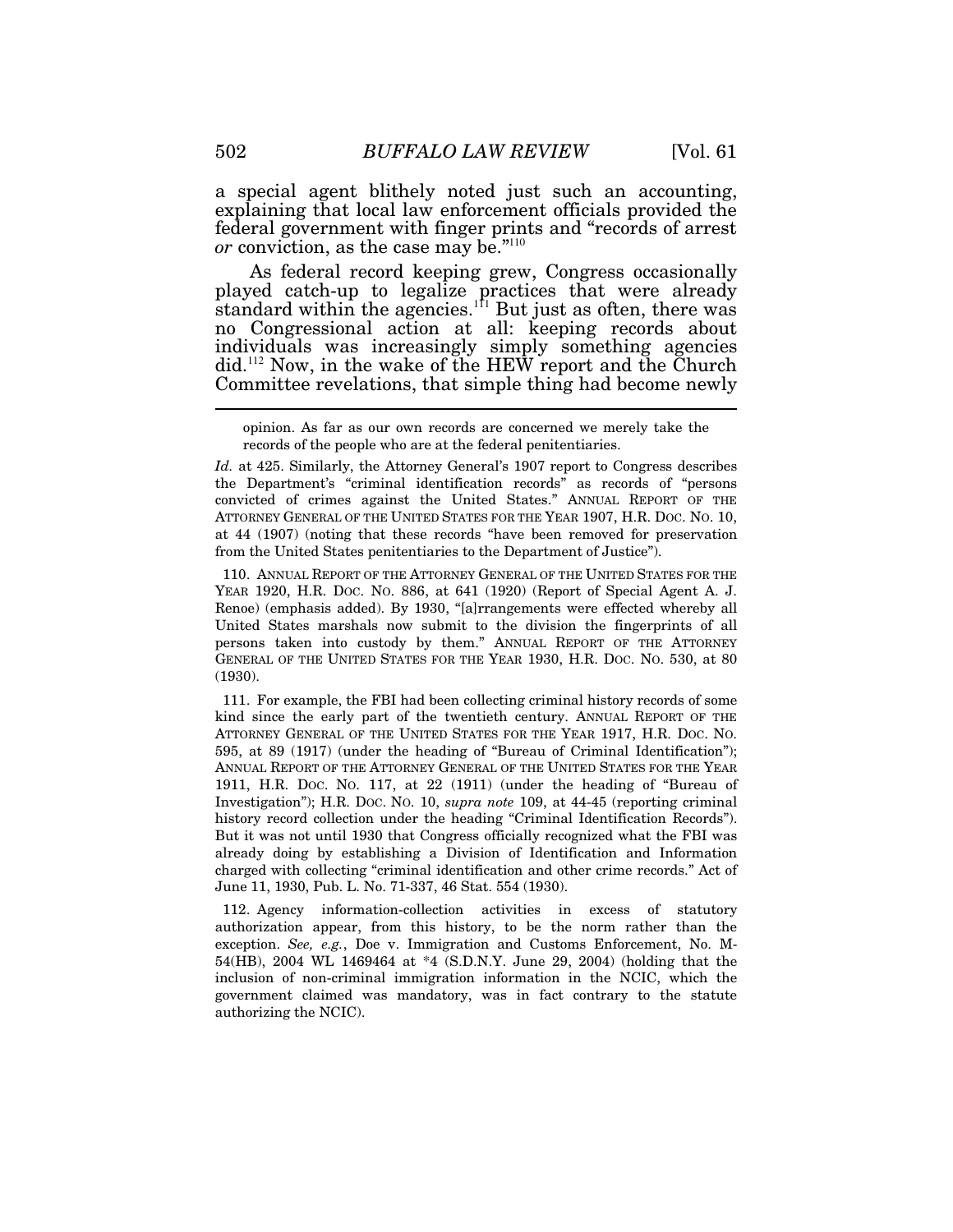a special agent blithely noted just such an accounting, explaining that local law enforcement officials provided the federal government with finger prints and "records of arrest *or* conviction, as the case may be."[110]

As federal record keeping grew, Congress occasionally played catch-up to legalize practices that were already standard within the agencies.[111] But just as often, there was no Congressional action at all: keeping records about individuals was increasingly simply something agencies did.[112] Now, in the wake of the HEW report and the Church Committee revelations, that simple thing had become newly

---

> opinion. As far as our own records are concerned we merely take the records of the people who are at the federal penitentiaries.

*Id.* at 425. Similarly, the Attorney General's 1907 report to Congress describes the Department's "criminal identification records" as records of "persons convicted of crimes against the United States." ANNUAL REPORT OF THE ATTORNEY GENERAL OF THE UNITED STATES FOR THE YEAR 1907, H.R. DOC. NO. 10, at 44 (1907) (noting that these records "have been removed for preservation from the United States penitentiaries to the Department of Justice").

110. ANNUAL REPORT OF THE ATTORNEY GENERAL OF THE UNITED STATES FOR THE YEAR 1920, H.R. DOC. NO. 886, at 641 (1920) (Report of Special Agent A. J. Renoe) (emphasis added). By 1930, "[a]rrangements were effected whereby all United States marshals now submit to the division the fingerprints of all persons taken into custody by them." ANNUAL REPORT OF THE ATTORNEY GENERAL OF THE UNITED STATES FOR THE YEAR 1930, H.R. DOC. NO. 530, at 80 (1930).

111. For example, the FBI had been collecting criminal history records of some kind since the early part of the twentieth century. ANNUAL REPORT OF THE ATTORNEY GENERAL OF THE UNITED STATES FOR THE YEAR 1917, H.R. DOC. NO. 595, at 89 (1917) (under the heading of "Bureau of Criminal Identification"); ANNUAL REPORT OF THE ATTORNEY GENERAL OF THE UNITED STATES FOR THE YEAR 1911, H.R. DOC. NO. 117, at 22 (1911) (under the heading of "Bureau of Investigation"); H.R. DOC. NO. 10, *supra note* 109, at 44-45 (reporting criminal history record collection under the heading "Criminal Identification Records"). But it was not until 1930 that Congress officially recognized what the FBI was already doing by establishing a Division of Identification and Information charged with collecting "criminal identification and other crime records." Act of June 11, 1930, Pub. L. No. 71-337, 46 Stat. 554 (1930).

112. Agency information-collection activities in excess of statutory authorization appear, from this history, to be the norm rather than the exception. *See, e.g.*, Doe v. Immigration and Customs Enforcement, No. M-54(HB), 2004 WL 1469464 at *4 (S.D.N.Y. June 29, 2004) (holding that the inclusion of non-criminal immigration information in the NCIC, which the government claimed was mandatory, was in fact contrary to the statute authorizing the NCIC).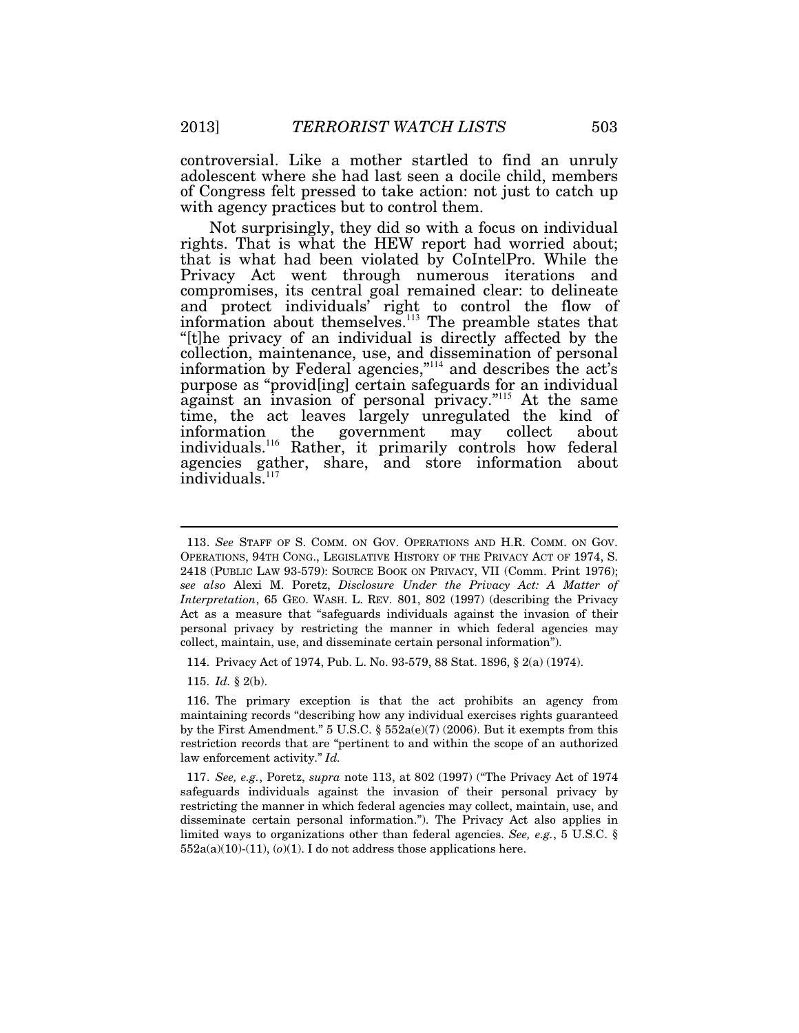controversial. Like a mother startled to find an unruly adolescent where she had last seen a docile child, members of Congress felt pressed to take action: not just to catch up with agency practices but to control them.

Not surprisingly, they did so with a focus on individual rights. That is what the HEW report had worried about; that is what had been violated by CoIntelPro. While the Privacy Act went through numerous iterations and compromises, its central goal remained clear: to delineate and protect individuals' right to control the flow of information about themselves.[113] The preamble states that "[t]he privacy of an individual is directly affected by the collection, maintenance, use, and dissemination of personal information by Federal agencies,"[114] and describes the act's purpose as "provid[ing] certain safeguards for an individual against an invasion of personal privacy."[115] At the same time, the act leaves largely unregulated the kind of information the government may collect about individuals.[116] Rather, it primarily controls how federal agencies gather, share, and store information about individuals.[117]

---

113. *See* STAFF OF S. COMM. ON GOV. OPERATIONS AND H.R. COMM. ON GOV. OPERATIONS, 94TH CONG., LEGISLATIVE HISTORY OF THE PRIVACY ACT OF 1974, S. 2418 (PUBLIC LAW 93-579): SOURCE BOOK ON PRIVACY, VII (Comm. Print 1976); *see also* Alexi M. Poretz, *Disclosure Under the Privacy Act: A Matter of Interpretation*, 65 GEO. WASH. L. REV. 801, 802 (1997) (describing the Privacy Act as a measure that "safeguards individuals against the invasion of their personal privacy by restricting the manner in which federal agencies may collect, maintain, use, and disseminate certain personal information").

114. Privacy Act of 1974, Pub. L. No. 93-579, 88 Stat. 1896, § 2(a) (1974).

115. *Id.* § 2(b).

116. The primary exception is that the act prohibits an agency from maintaining records "describing how any individual exercises rights guaranteed by the First Amendment." 5 U.S.C. § 552a(e)(7) (2006). But it exempts from this restriction records that are "pertinent to and within the scope of an authorized law enforcement activity." *Id.*

117. *See, e.g.*, Poretz, *supra* note 113, at 802 (1997) ("The Privacy Act of 1974 safeguards individuals against the invasion of their personal privacy by restricting the manner in which federal agencies may collect, maintain, use, and disseminate certain personal information."). The Privacy Act also applies in limited ways to organizations other than federal agencies. *See, e.g.*, 5 U.S.C. § 552a(a)(10)-(11), (*o*)(1). I do not address those applications here.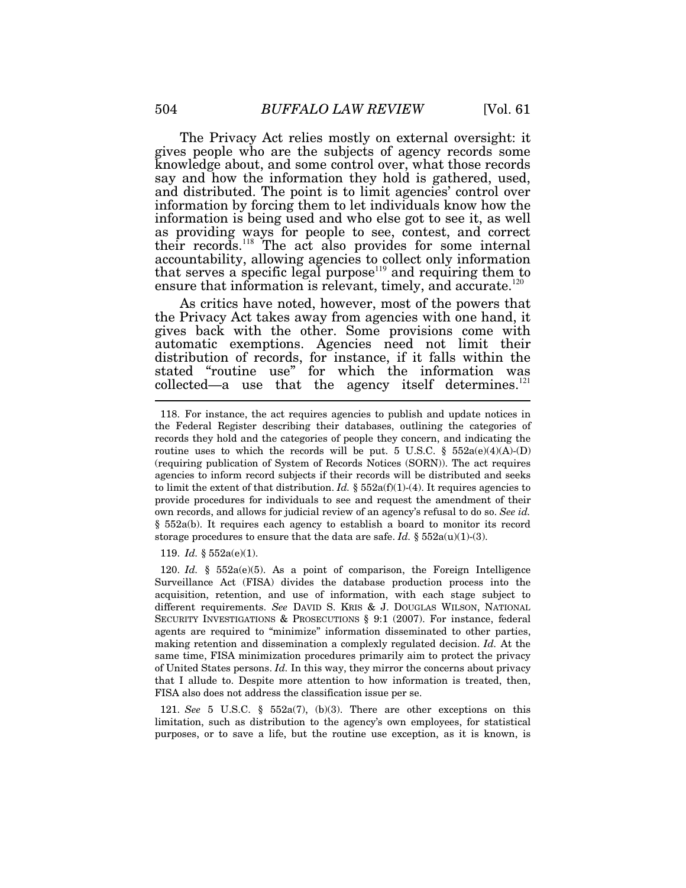The Privacy Act relies mostly on external oversight: it gives people who are the subjects of agency records some knowledge about, and some control over, what those records say and how the information they hold is gathered, used, and distributed. The point is to limit agencies' control over information by forcing them to let individuals know how the information is being used and who else got to see it, as well as providing ways for people to see, contest, and correct their records.[118] The act also provides for some internal accountability, allowing agencies to collect only information that serves a specific legal purpose[119] and requiring them to ensure that information is relevant, timely, and accurate.[120]

As critics have noted, however, most of the powers that the Privacy Act takes away from agencies with one hand, it gives back with the other. Some provisions come with automatic exemptions. Agencies need not limit their distribution of records, for instance, if it falls within the stated "routine use" for which the information was collected—a use that the agency itself determines.[121]

---

118. For instance, the act requires agencies to publish and update notices in the Federal Register describing their databases, outlining the categories of records they hold and the categories of people they concern, and indicating the routine uses to which the records will be put. 5 U.S.C. § 552a(e)(4)(A)-(D) (requiring publication of System of Records Notices (SORN)). The act requires agencies to inform record subjects if their records will be distributed and seeks to limit the extent of that distribution. *Id.* § 552a(f)(1)-(4). It requires agencies to provide procedures for individuals to see and request the amendment of their own records, and allows for judicial review of an agency's refusal to do so. *See id.* § 552a(b). It requires each agency to establish a board to monitor its record storage procedures to ensure that the data are safe. *Id.* § 552a(u)(1)-(3).

119. *Id.* § 552a(e)(1).

120. *Id.* § 552a(e)(5). As a point of comparison, the Foreign Intelligence Surveillance Act (FISA) divides the database production process into the acquisition, retention, and use of information, with each stage subject to different requirements. *See* DAVID S. KRIS & J. DOUGLAS WILSON, NATIONAL SECURITY INVESTIGATIONS & PROSECUTIONS § 9:1 (2007). For instance, federal agents are required to "minimize" information disseminated to other parties, making retention and dissemination a complexly regulated decision. *Id.* At the same time, FISA minimization procedures primarily aim to protect the privacy of United States persons. *Id.* In this way, they mirror the concerns about privacy that I allude to. Despite more attention to how information is treated, then, FISA also does not address the classification issue per se.

121. *See* 5 U.S.C. § 552a(7), (b)(3). There are other exceptions on this limitation, such as distribution to the agency's own employees, for statistical purposes, or to save a life, but the routine use exception, as it is known, is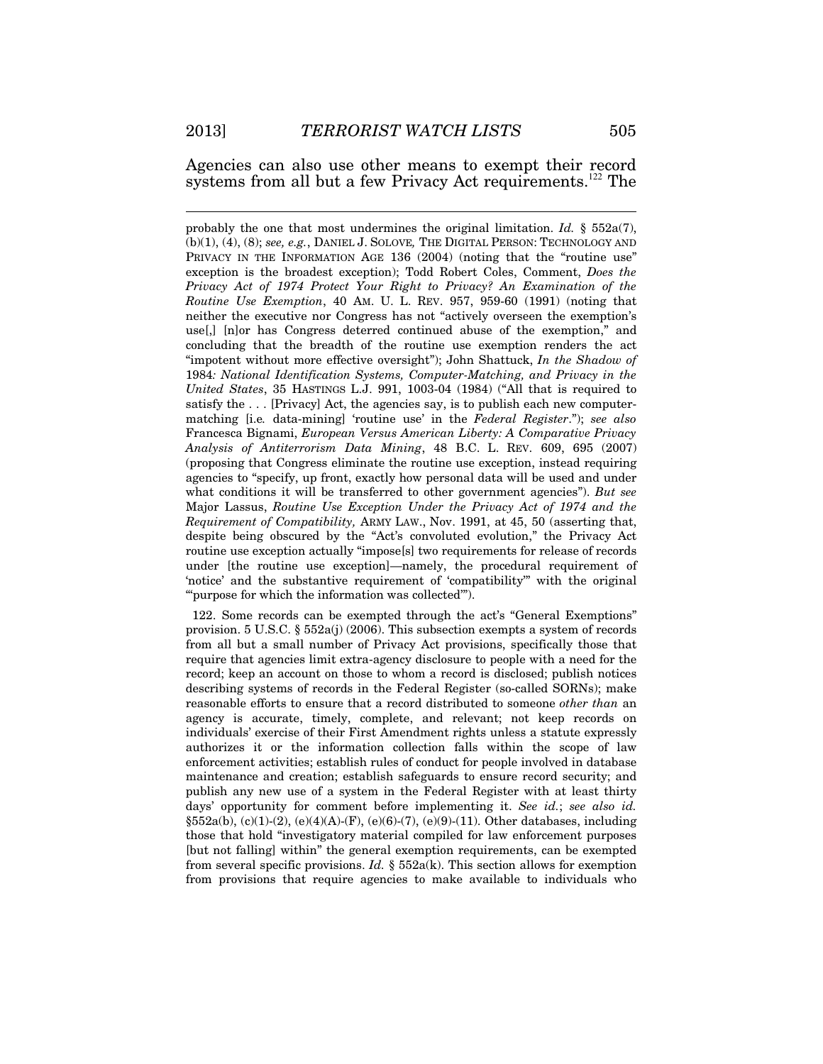Agencies can also use other means to exempt their record systems from all but a few Privacy Act requirements.[122] The

---

probably the one that most undermines the original limitation. *Id.* § 552a(7), (b)(1), (4), (8); *see, e.g.*, DANIEL J. SOLOVE, THE DIGITAL PERSON: TECHNOLOGY AND PRIVACY IN THE INFORMATION AGE 136 (2004) (noting that the "routine use" exception is the broadest exception); Todd Robert Coles, Comment, *Does the Privacy Act of 1974 Protect Your Right to Privacy? An Examination of the Routine Use Exemption*, 40 AM. U. L. REV. 957, 959-60 (1991) (noting that neither the executive nor Congress has not "actively overseen the exemption's use[,] [n]or has Congress deterred continued abuse of the exemption," and concluding that the breadth of the routine use exemption renders the act "impotent without more effective oversight"); John Shattuck, *In the Shadow of 1984: National Identification Systems, Computer-Matching, and Privacy in the United States*, 35 HASTINGS L.J. 991, 1003-04 (1984) ("All that is required to satisfy the . . . [Privacy] Act, the agencies say, is to publish each new computer-matching [i.e. data-mining] 'routine use' in the *Federal Register*."); *see also* Francesca Bignami, *European Versus American Liberty: A Comparative Privacy Analysis of Antiterrorism Data Mining*, 48 B.C. L. REV. 609, 695 (2007) (proposing that Congress eliminate the routine use exception, instead requiring agencies to "specify, up front, exactly how personal data will be used and under what conditions it will be transferred to other government agencies"). *But see* Major Lassus, *Routine Use Exception Under the Privacy Act of 1974 and the Requirement of Compatibility,* ARMY LAW., Nov. 1991, at 45, 50 (asserting that, despite being obscured by the "Act's convoluted evolution," the Privacy Act routine use exception actually "impose[s] two requirements for release of records under [the routine use exception]—namely, the procedural requirement of 'notice' and the substantive requirement of 'compatibility'" with the original "'purpose for which the information was collected'").

122. Some records can be exempted through the act's "General Exemptions" provision. 5 U.S.C. § 552a(j) (2006). This subsection exempts a system of records from all but a small number of Privacy Act provisions, specifically those that require that agencies limit extra-agency disclosure to people with a need for the record; keep an account on those to whom a record is disclosed; publish notices describing systems of records in the Federal Register (so-called SORNs); make reasonable efforts to ensure that a record distributed to someone *other than* an agency is accurate, timely, complete, and relevant; not keep records on individuals' exercise of their First Amendment rights unless a statute expressly authorizes it or the information collection falls within the scope of law enforcement activities; establish rules of conduct for people involved in database maintenance and creation; establish safeguards to ensure record security; and publish any new use of a system in the Federal Register with at least thirty days' opportunity for comment before implementing it. *See id.*; *see also id.* §552a(b), (c)(1)-(2), (e)(4)(A)-(F), (e)(6)-(7), (e)(9)-(11). Other databases, including those that hold "investigatory material compiled for law enforcement purposes [but not falling] within" the general exemption requirements, can be exempted from several specific provisions. *Id.* § 552a(k). This section allows for exemption from provisions that require agencies to make available to individuals who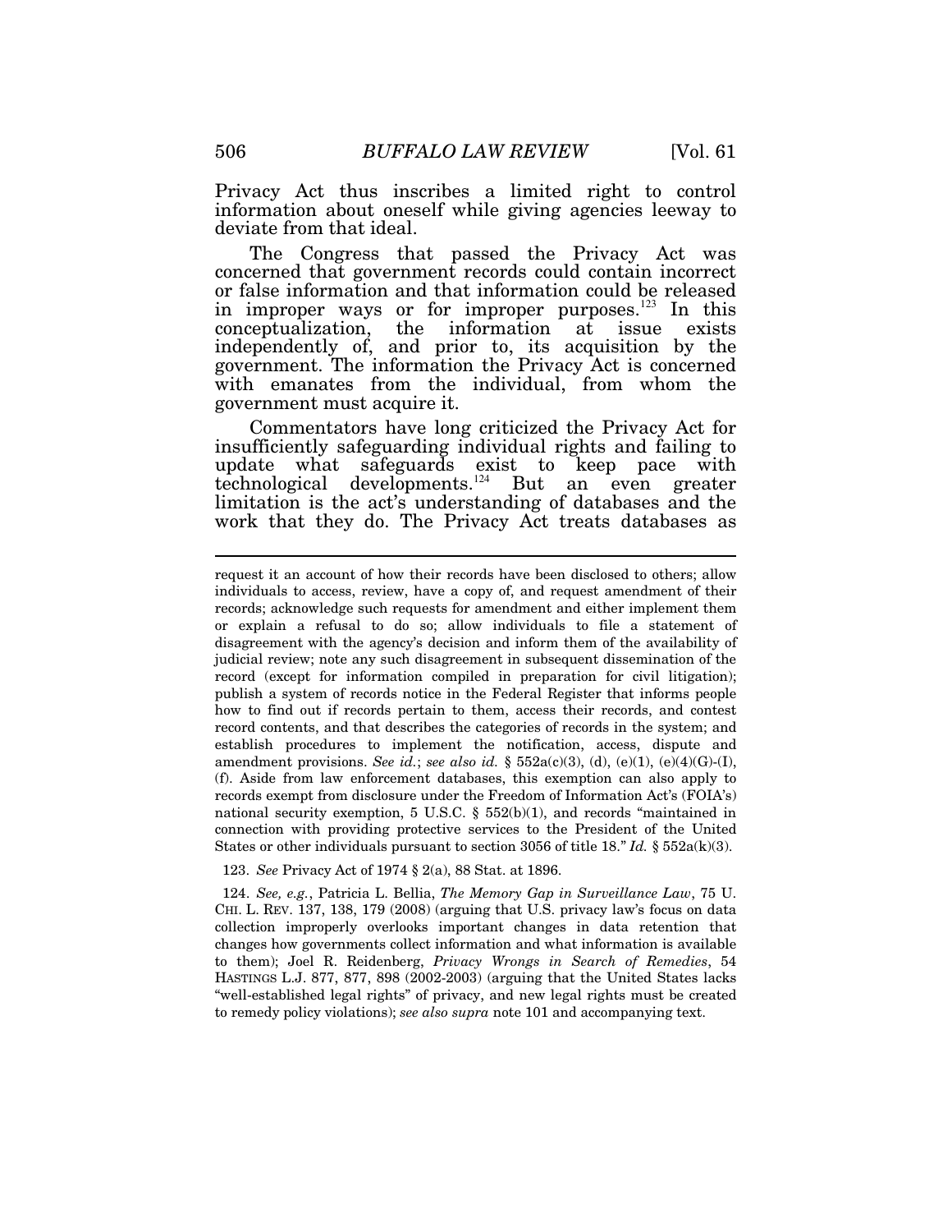Privacy Act thus inscribes a limited right to control information about oneself while giving agencies leeway to deviate from that ideal.

The Congress that passed the Privacy Act was concerned that government records could contain incorrect or false information and that information could be released in improper ways or for improper purposes.[123] In this conceptualization, the information at issue exists independently of, and prior to, its acquisition by the government. The information the Privacy Act is concerned with emanates from the individual, from whom the government must acquire it.

Commentators have long criticized the Privacy Act for insufficiently safeguarding individual rights and failing to update what safeguards exist to keep pace with technological developments.[124] But an even greater limitation is the act's understanding of databases and the work that they do. The Privacy Act treats databases as

---

request it an account of how their records have been disclosed to others; allow individuals to access, review, have a copy of, and request amendment of their records; acknowledge such requests for amendment and either implement them or explain a refusal to do so; allow individuals to file a statement of disagreement with the agency's decision and inform them of the availability of judicial review; note any such disagreement in subsequent dissemination of the record (except for information compiled in preparation for civil litigation); publish a system of records notice in the Federal Register that informs people how to find out if records pertain to them, access their records, and contest record contents, and that describes the categories of records in the system; and establish procedures to implement the notification, access, dispute and amendment provisions. *See id.*; *see also id.* § 552a(c)(3), (d), (e)(1), (e)(4)(G)-(I), (f). Aside from law enforcement databases, this exemption can also apply to records exempt from disclosure under the Freedom of Information Act's (FOIA's) national security exemption, 5 U.S.C. § 552(b)(1), and records "maintained in connection with providing protective services to the President of the United States or other individuals pursuant to section 3056 of title 18." *Id.* § 552a(k)(3).

123. *See* Privacy Act of 1974 § 2(a), 88 Stat. at 1896.

124. *See, e.g.*, Patricia L. Bellia, *The Memory Gap in Surveillance Law*, 75 U. CHI. L. REV. 137, 138, 179 (2008) (arguing that U.S. privacy law's focus on data collection improperly overlooks important changes in data retention that changes how governments collect information and what information is available to them); Joel R. Reidenberg, *Privacy Wrongs in Search of Remedies*, 54 HASTINGS L.J. 877, 877, 898 (2002-2003) (arguing that the United States lacks "well-established legal rights" of privacy, and new legal rights must be created to remedy policy violations); *see also supra* note 101 and accompanying text.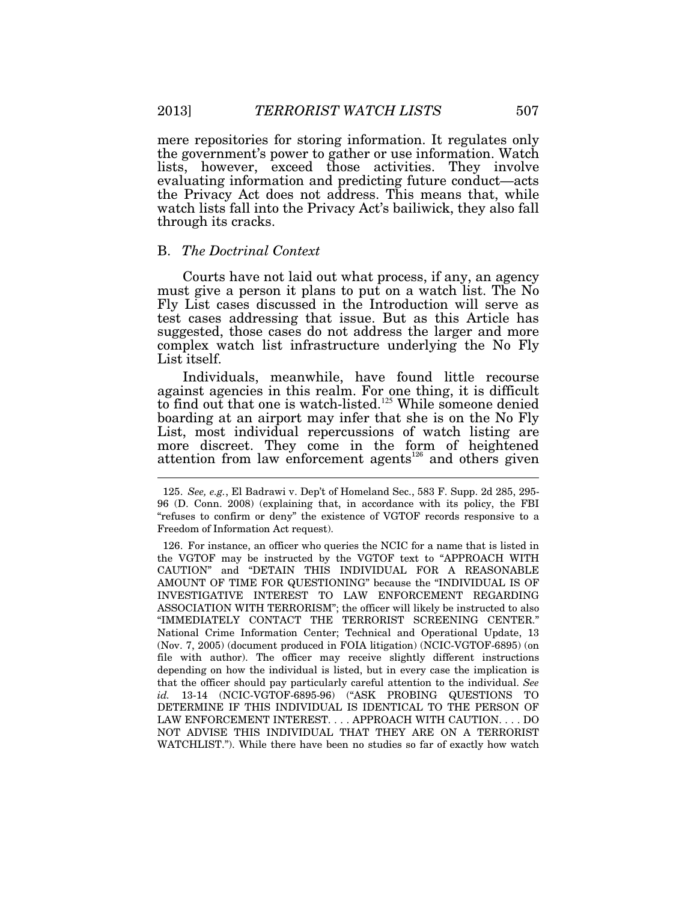mere repositories for storing information. It regulates only the government's power to gather or use information. Watch lists, however, exceed those activities. They involve evaluating information and predicting future conduct—acts the Privacy Act does not address. This means that, while watch lists fall into the Privacy Act's bailiwick, they also fall through its cracks.

## B. *The Doctrinal Context*

Courts have not laid out what process, if any, an agency must give a person it plans to put on a watch list. The No Fly List cases discussed in the Introduction will serve as test cases addressing that issue. But as this Article has suggested, those cases do not address the larger and more complex watch list infrastructure underlying the No Fly List itself.

Individuals, meanwhile, have found little recourse against agencies in this realm. For one thing, it is difficult to find out that one is watch-listed.[125] While someone denied boarding at an airport may infer that she is on the No Fly List, most individual repercussions of watch listing are more discreet. They come in the form of heightened attention from law enforcement agents[126] and others given

---

125. *See, e.g.*, El Badrawi v. Dep't of Homeland Sec., 583 F. Supp. 2d 285, 295-96 (D. Conn. 2008) (explaining that, in accordance with its policy, the FBI "refuses to confirm or deny" the existence of VGTOF records responsive to a Freedom of Information Act request).

126. For instance, an officer who queries the NCIC for a name that is listed in the VGTOF may be instructed by the VGTOF text to "APPROACH WITH CAUTION" and "DETAIN THIS INDIVIDUAL FOR A REASONABLE AMOUNT OF TIME FOR QUESTIONING" because the "INDIVIDUAL IS OF INVESTIGATIVE INTEREST TO LAW ENFORCEMENT REGARDING ASSOCIATION WITH TERRORISM"; the officer will likely be instructed to also "IMMEDIATELY CONTACT THE TERRORIST SCREENING CENTER." National Crime Information Center; Technical and Operational Update, 13 (Nov. 7, 2005) (document produced in FOIA litigation) (NCIC-VGTOF-6895) (on file with author). The officer may receive slightly different instructions depending on how the individual is listed, but in every case the implication is that the officer should pay particularly careful attention to the individual. *See id.* 13-14 (NCIC-VGTOF-6895-96) ("ASK PROBING QUESTIONS TO DETERMINE IF THIS INDIVIDUAL IS IDENTICAL TO THE PERSON OF LAW ENFORCEMENT INTEREST. . . . APPROACH WITH CAUTION. . . . DO NOT ADVISE THIS INDIVIDUAL THAT THEY ARE ON A TERRORIST WATCHLIST."). While there have been no studies so far of exactly how watch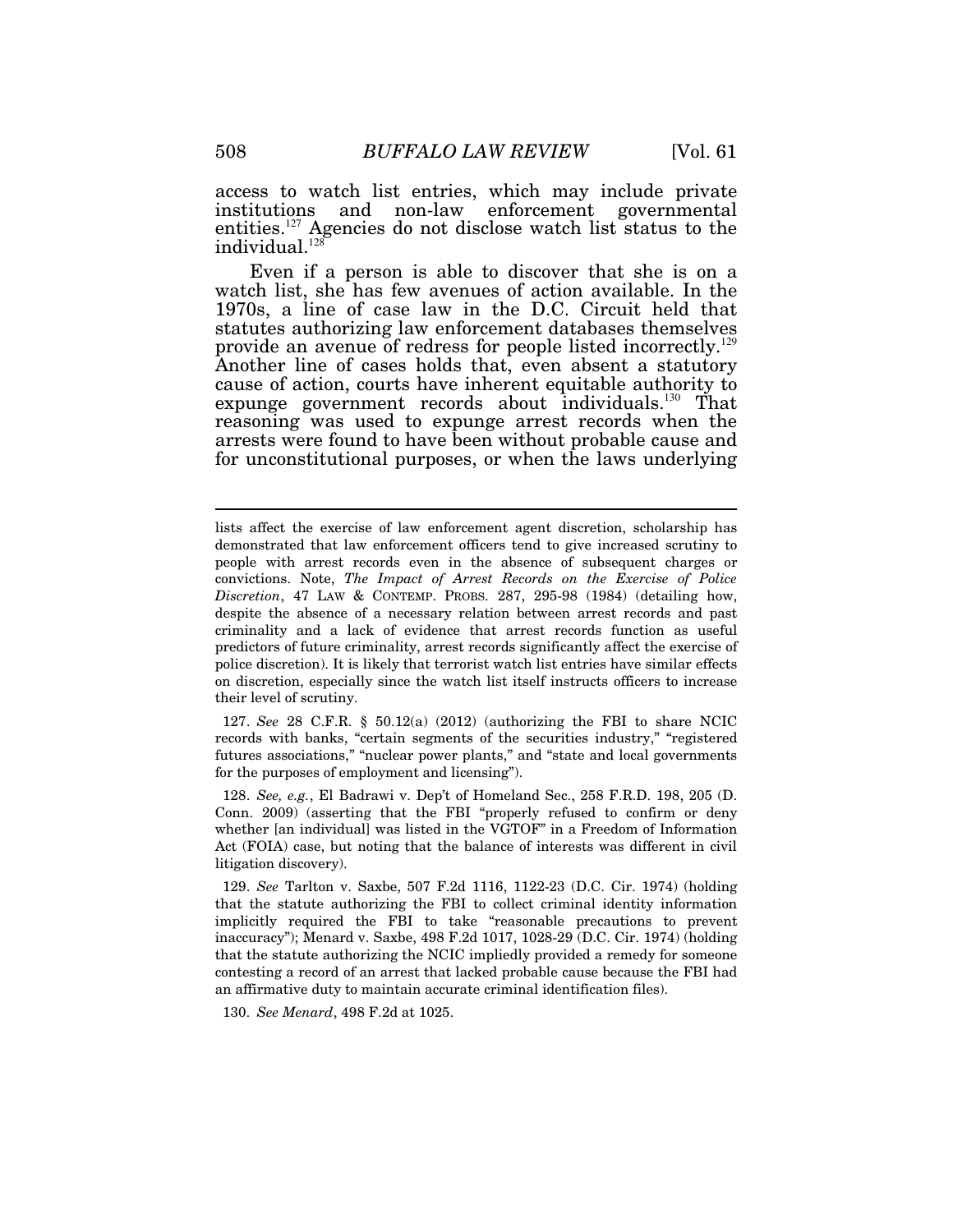access to watch list entries, which may include private institutions and non-law enforcement governmental entities.[127] Agencies do not disclose watch list status to the individual.[128]

Even if a person is able to discover that she is on a watch list, she has few avenues of action available. In the 1970s, a line of case law in the D.C. Circuit held that statutes authorizing law enforcement databases themselves provide an avenue of redress for people listed incorrectly.[129] Another line of cases holds that, even absent a statutory cause of action, courts have inherent equitable authority to expunge government records about individuals.[130] That reasoning was used to expunge arrest records when the arrests were found to have been without probable cause and for unconstitutional purposes, or when the laws underlying

---

lists affect the exercise of law enforcement agent discretion, scholarship has demonstrated that law enforcement officers tend to give increased scrutiny to people with arrest records even in the absence of subsequent charges or convictions. Note, *The Impact of Arrest Records on the Exercise of Police Discretion*, 47 LAW & CONTEMP. PROBS. 287, 295-98 (1984) (detailing how, despite the absence of a necessary relation between arrest records and past criminality and a lack of evidence that arrest records function as useful predictors of future criminality, arrest records significantly affect the exercise of police discretion). It is likely that terrorist watch list entries have similar effects on discretion, especially since the watch list itself instructs officers to increase their level of scrutiny.

127. *See* 28 C.F.R. § 50.12(a) (2012) (authorizing the FBI to share NCIC records with banks, "certain segments of the securities industry," "registered futures associations," "nuclear power plants," and "state and local governments for the purposes of employment and licensing").

128. *See, e.g.*, El Badrawi v. Dep't of Homeland Sec., 258 F.R.D. 198, 205 (D. Conn. 2009) (asserting that the FBI "properly refused to confirm or deny whether [an individual] was listed in the VGTOF" in a Freedom of Information Act (FOIA) case, but noting that the balance of interests was different in civil litigation discovery).

129. *See* Tarlton v. Saxbe, 507 F.2d 1116, 1122-23 (D.C. Cir. 1974) (holding that the statute authorizing the FBI to collect criminal identity information implicitly required the FBI to take "reasonable precautions to prevent inaccuracy"); Menard v. Saxbe, 498 F.2d 1017, 1028-29 (D.C. Cir. 1974) (holding that the statute authorizing the NCIC impliedly provided a remedy for someone contesting a record of an arrest that lacked probable cause because the FBI had an affirmative duty to maintain accurate criminal identification files).

130. *See Menard*, 498 F.2d at 1025.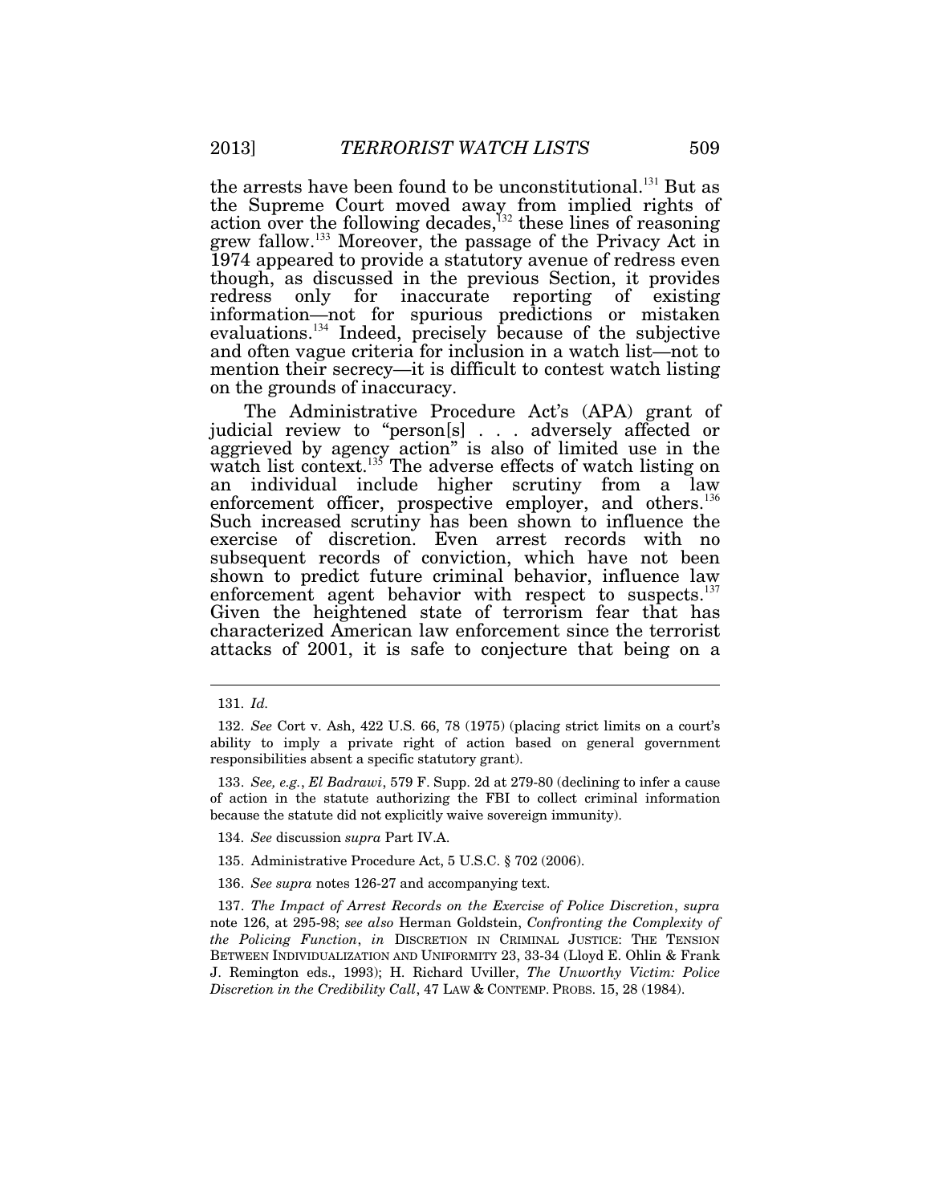the arrests have been found to be unconstitutional.[131] But as the Supreme Court moved away from implied rights of action over the following decades,[132] these lines of reasoning grew fallow.[133] Moreover, the passage of the Privacy Act in 1974 appeared to provide a statutory avenue of redress even though, as discussed in the previous Section, it provides redress only for inaccurate reporting of existing information—not for spurious predictions or mistaken evaluations.[134] Indeed, precisely because of the subjective and often vague criteria for inclusion in a watch list—not to mention their secrecy—it is difficult to contest watch listing on the grounds of inaccuracy.

The Administrative Procedure Act's (APA) grant of judicial review to "person[s] . . . adversely affected or aggrieved by agency action" is also of limited use in the watch list context.[135] The adverse effects of watch listing on an individual include higher scrutiny from a law enforcement officer, prospective employer, and others.[136] Such increased scrutiny has been shown to influence the exercise of discretion. Even arrest records with no subsequent records of conviction, which have not been shown to predict future criminal behavior, influence law enforcement agent behavior with respect to suspects.[137] Given the heightened state of terrorism fear that has characterized American law enforcement since the terrorist attacks of 2001, it is safe to conjecture that being on a

---

131. *Id.*

132. *See* Cort v. Ash, 422 U.S. 66, 78 (1975) (placing strict limits on a court's ability to imply a private right of action based on general government responsibilities absent a specific statutory grant).

133. *See, e.g.*, *El Badrawi*, 579 F. Supp. 2d at 279-80 (declining to infer a cause of action in the statute authorizing the FBI to collect criminal information because the statute did not explicitly waive sovereign immunity).

134. *See* discussion *supra* Part IV.A.

135. Administrative Procedure Act, 5 U.S.C. § 702 (2006).

136. *See supra* notes 126-27 and accompanying text.

137. *The Impact of Arrest Records on the Exercise of Police Discretion*, *supra* note 126, at 295-98; *see also* Herman Goldstein, *Confronting the Complexity of the Policing Function*, *in* DISCRETION IN CRIMINAL JUSTICE: THE TENSION BETWEEN INDIVIDUALIZATION AND UNIFORMITY 23, 33-34 (Lloyd E. Ohlin & Frank J. Remington eds., 1993); H. Richard Uviller, *The Unworthy Victim: Police Discretion in the Credibility Call*, 47 LAW & CONTEMP. PROBS. 15, 28 (1984).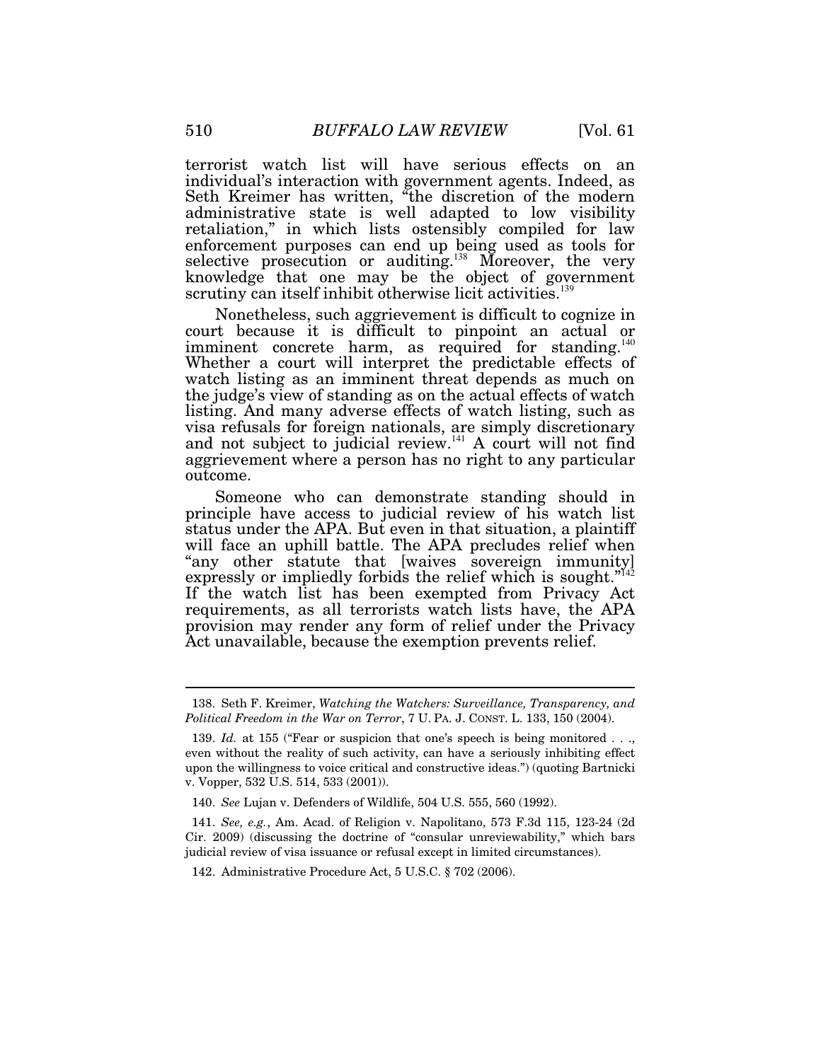terrorist watch list will have serious effects on an individual's interaction with government agents. Indeed, as Seth Kreimer has written, "the discretion of the modern administrative state is well adapted to low visibility retaliation," in which lists ostensibly compiled for law enforcement purposes can end up being used as tools for selective prosecution or auditing.[138] Moreover, the very knowledge that one may be the object of government scrutiny can itself inhibit otherwise licit activities.[139]

Nonetheless, such aggrievement is difficult to cognize in court because it is difficult to pinpoint an actual or imminent concrete harm, as required for standing.[140] Whether a court will interpret the predictable effects of watch listing as an imminent threat depends as much on the judge's view of standing as on the actual effects of watch listing. And many adverse effects of watch listing, such as visa refusals for foreign nationals, are simply discretionary and not subject to judicial review.[141] A court will not find aggrievement where a person has no right to any particular outcome.

Someone who can demonstrate standing should in principle have access to judicial review of his watch list status under the APA. But even in that situation, a plaintiff will face an uphill battle. The APA precludes relief when "any other statute that [waives sovereign immunity] expressly or impliedly forbids the relief which is sought."[142] If the watch list has been exempted from Privacy Act requirements, as all terrorists watch lists have, the APA provision may render any form of relief under the Privacy Act unavailable, because the exemption prevents relief.

---

138. Seth F. Kreimer, *Watching the Watchers: Surveillance, Transparency, and Political Freedom in the War on Terror*, 7 U. PA. J. CONST. L. 133, 150 (2004).

139. *Id.* at 155 ("Fear or suspicion that one's speech is being monitored . . ., even without the reality of such activity, can have a seriously inhibiting effect upon the willingness to voice critical and constructive ideas.") (quoting Bartnicki v. Vopper, 532 U.S. 514, 533 (2001)).

140. *See* Lujan v. Defenders of Wildlife, 504 U.S. 555, 560 (1992).

141. *See, e.g.*, Am. Acad. of Religion v. Napolitano, 573 F.3d 115, 123-24 (2d Cir. 2009) (discussing the doctrine of "consular unreviewability," which bars judicial review of visa issuance or refusal except in limited circumstances).

142. Administrative Procedure Act, 5 U.S.C. § 702 (2006).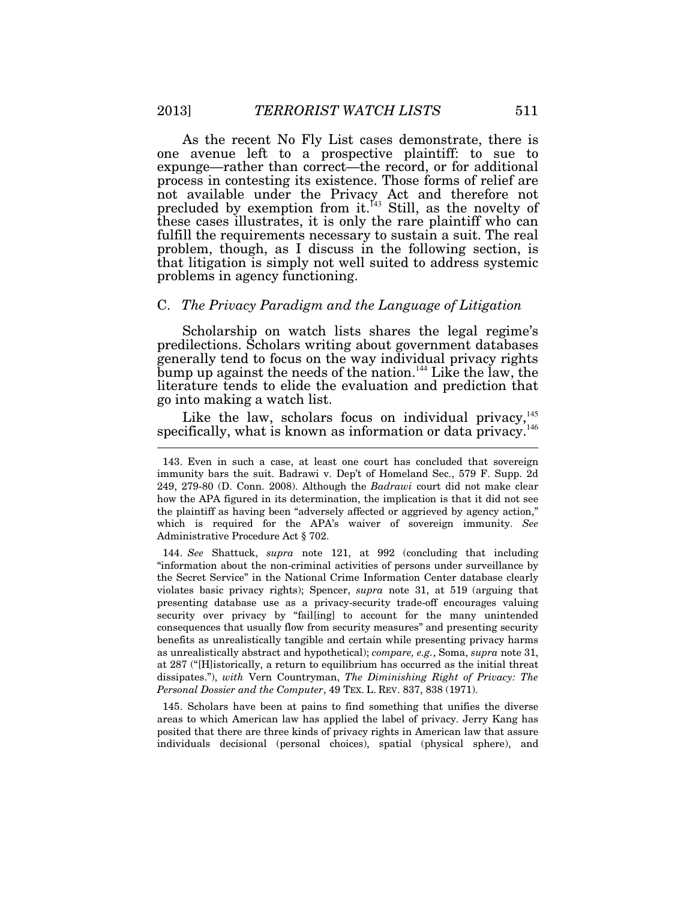As the recent No Fly List cases demonstrate, there is one avenue left to a prospective plaintiff: to sue to expunge—rather than correct—the record, or for additional process in contesting its existence. Those forms of relief are not available under the Privacy Act and therefore not precluded by exemption from it.[143] Still, as the novelty of these cases illustrates, it is only the rare plaintiff who can fulfill the requirements necessary to sustain a suit. The real problem, though, as I discuss in the following section, is that litigation is simply not well suited to address systemic problems in agency functioning.

### C. *The Privacy Paradigm and the Language of Litigation*

Scholarship on watch lists shares the legal regime's predilections. Scholars writing about government databases generally tend to focus on the way individual privacy rights bump up against the needs of the nation.[144] Like the law, the literature tends to elide the evaluation and prediction that go into making a watch list.

Like the law, scholars focus on individual privacy,[145] specifically, what is known as information or data privacy.[146]

---

143. Even in such a case, at least one court has concluded that sovereign immunity bars the suit. Badrawi v. Dep't of Homeland Sec., 579 F. Supp. 2d 249, 279-80 (D. Conn. 2008). Although the *Badrawi* court did not make clear how the APA figured in its determination, the implication is that it did not see the plaintiff as having been "adversely affected or aggrieved by agency action," which is required for the APA's waiver of sovereign immunity. *See* Administrative Procedure Act § 702.

144. *See* Shattuck, *supra* note 121, at 992 (concluding that including "information about the non-criminal activities of persons under surveillance by the Secret Service" in the National Crime Information Center database clearly violates basic privacy rights); Spencer, *supra* note 31, at 519 (arguing that presenting database use as a privacy-security trade-off encourages valuing security over privacy by "fail[ing] to account for the many unintended consequences that usually flow from security measures" and presenting security benefits as unrealistically tangible and certain while presenting privacy harms as unrealistically abstract and hypothetical); *compare, e.g.*, Soma, *supra* note 31, at 287 ("[H]istorically, a return to equilibrium has occurred as the initial threat dissipates."), *with* Vern Countryman, *The Diminishing Right of Privacy: The Personal Dossier and the Computer*, 49 TEX. L. REV. 837, 838 (1971).

145. Scholars have been at pains to find something that unifies the diverse areas to which American law has applied the label of privacy. Jerry Kang has posited that there are three kinds of privacy rights in American law that assure individuals decisional (personal choices), spatial (physical sphere), and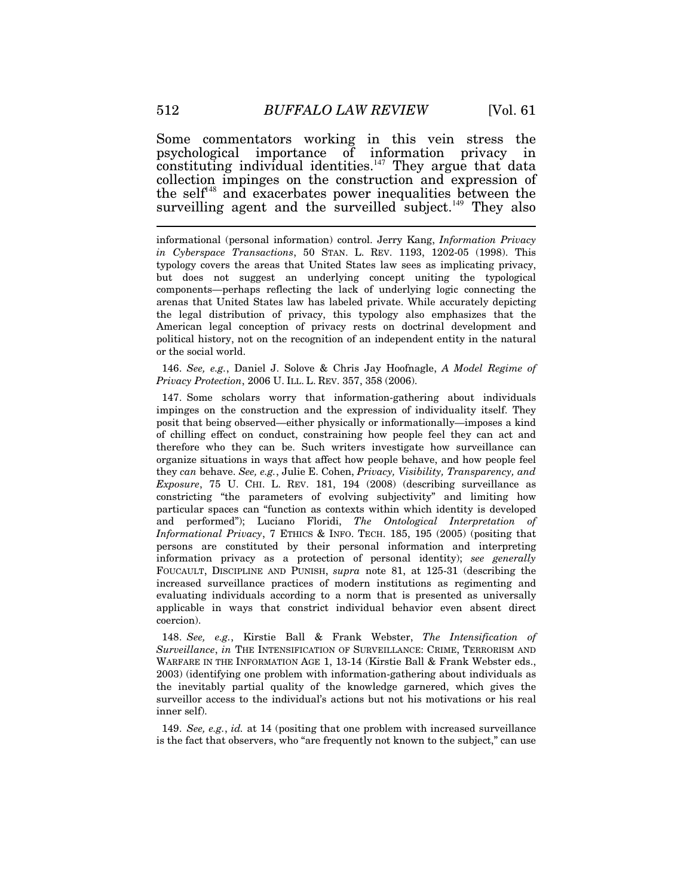Some commentators working in this vein stress the psychological importance of information privacy in constituting individual identities.[147] They argue that data collection impinges on the construction and expression of the self[148] and exacerbates power inequalities between the surveilling agent and the surveilled subject.[149] They also

---

informational (personal information) control. Jerry Kang, *Information Privacy in Cyberspace Transactions*, 50 STAN. L. REV. 1193, 1202-05 (1998). This typology covers the areas that United States law sees as implicating privacy, but does not suggest an underlying concept uniting the typological components—perhaps reflecting the lack of underlying logic connecting the arenas that United States law has labeled private. While accurately depicting the legal distribution of privacy, this typology also emphasizes that the American legal conception of privacy rests on doctrinal development and political history, not on the recognition of an independent entity in the natural or the social world.

146. *See, e.g.*, Daniel J. Solove & Chris Jay Hoofnagle, *A Model Regime of Privacy Protection*, 2006 U. ILL. L. REV. 357, 358 (2006).

147. Some scholars worry that information-gathering about individuals impinges on the construction and the expression of individuality itself. They posit that being observed—either physically or informationally—imposes a kind of chilling effect on conduct, constraining how people feel they can act and therefore who they can be. Such writers investigate how surveillance can organize situations in ways that affect how people behave, and how people feel they *can* behave. *See, e.g.*, Julie E. Cohen, *Privacy, Visibility, Transparency, and Exposure*, 75 U. CHI. L. REV. 181, 194 (2008) (describing surveillance as constricting "the parameters of evolving subjectivity" and limiting how particular spaces can "function as contexts within which identity is developed and performed"); Luciano Floridi, *The Ontological Interpretation of Informational Privacy*, 7 ETHICS & INFO. TECH. 185, 195 (2005) (positing that persons are constituted by their personal information and interpreting information privacy as a protection of personal identity); *see generally* FOUCAULT, DISCIPLINE AND PUNISH, *supra* note 81, at 125-31 (describing the increased surveillance practices of modern institutions as regimenting and evaluating individuals according to a norm that is presented as universally applicable in ways that constrict individual behavior even absent direct coercion).

148. *See, e.g.*, Kirstie Ball & Frank Webster, *The Intensification of Surveillance*, *in* THE INTENSIFICATION OF SURVEILLANCE: CRIME, TERRORISM AND WARFARE IN THE INFORMATION AGE 1, 13-14 (Kirstie Ball & Frank Webster eds., 2003) (identifying one problem with information-gathering about individuals as the inevitably partial quality of the knowledge garnered, which gives the surveillor access to the individual's actions but not his motivations or his real inner self).

149. *See, e.g.*, *id.* at 14 (positing that one problem with increased surveillance is the fact that observers, who "are frequently not known to the subject," can use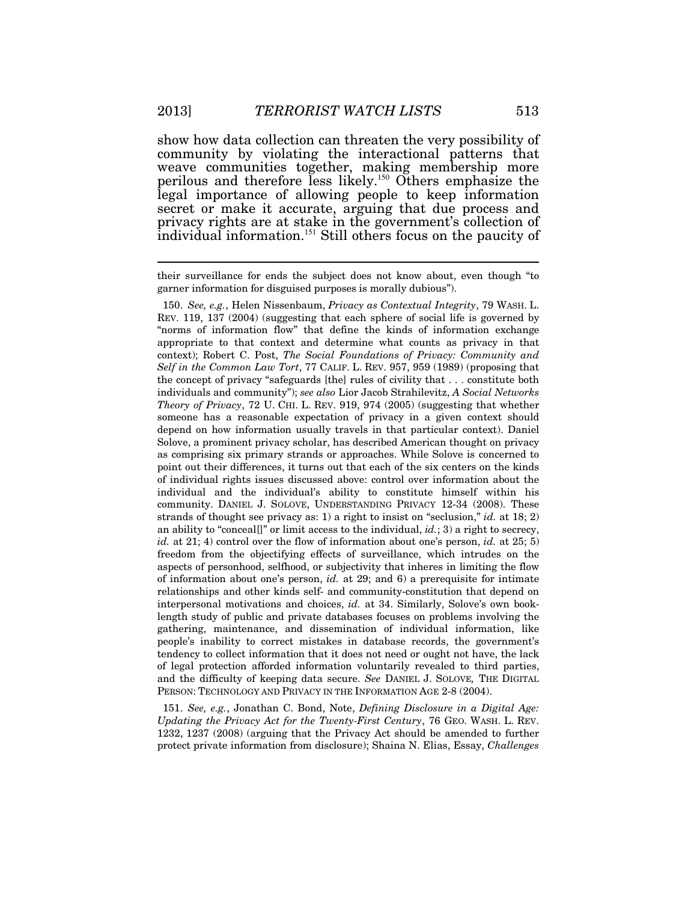show how data collection can threaten the very possibility of community by violating the interactional patterns that weave communities together, making membership more perilous and therefore less likely.[150] Others emphasize the legal importance of allowing people to keep information secret or make it accurate, arguing that due process and privacy rights are at stake in the government's collection of individual information.[151] Still others focus on the paucity of

---

their surveillance for ends the subject does not know about, even though "to garner information for disguised purposes is morally dubious").

150. *See, e.g.*, Helen Nissenbaum, *Privacy as Contextual Integrity*, 79 WASH. L. REV. 119, 137 (2004) (suggesting that each sphere of social life is governed by "norms of information flow" that define the kinds of information exchange appropriate to that context and determine what counts as privacy in that context); Robert C. Post, *The Social Foundations of Privacy: Community and Self in the Common Law Tort*, 77 CALIF. L. REV. 957, 959 (1989) (proposing that the concept of privacy "safeguards [the] rules of civility that . . . constitute both individuals and community"); *see also* Lior Jacob Strahilevitz, *A Social Networks Theory of Privacy*, 72 U. CHI. L. REV. 919, 974 (2005) (suggesting that whether someone has a reasonable expectation of privacy in a given context should depend on how information usually travels in that particular context). Daniel Solove, a prominent privacy scholar, has described American thought on privacy as comprising six primary strands or approaches. While Solove is concerned to point out their differences, it turns out that each of the six centers on the kinds of individual rights issues discussed above: control over information about the individual and the individual's ability to constitute himself within his community. DANIEL J. SOLOVE, UNDERSTANDING PRIVACY 12-34 (2008). These strands of thought see privacy as: 1) a right to insist on "seclusion," *id.* at 18; 2) an ability to "conceal[]" or limit access to the individual, *id.*; 3) a right to secrecy, *id.* at 21; 4) control over the flow of information about one's person, *id.* at 25; 5) freedom from the objectifying effects of surveillance, which intrudes on the aspects of personhood, selfhood, or subjectivity that inheres in limiting the flow of information about one's person, *id.* at 29; and 6) a prerequisite for intimate relationships and other kinds self- and community-constitution that depend on interpersonal motivations and choices, *id.* at 34. Similarly, Solove's own book-length study of public and private databases focuses on problems involving the gathering, maintenance, and dissemination of individual information, like people's inability to correct mistakes in database records, the government's tendency to collect information that it does not need or ought not have, the lack of legal protection afforded information voluntarily revealed to third parties, and the difficulty of keeping data secure. *See* DANIEL J. SOLOVE, THE DIGITAL PERSON: TECHNOLOGY AND PRIVACY IN THE INFORMATION AGE 2-8 (2004).

151. *See, e.g.*, Jonathan C. Bond, Note, *Defining Disclosure in a Digital Age: Updating the Privacy Act for the Twenty-First Century*, 76 GEO. WASH. L. REV. 1232, 1237 (2008) (arguing that the Privacy Act should be amended to further protect private information from disclosure); Shaina N. Elias, Essay, *Challenges*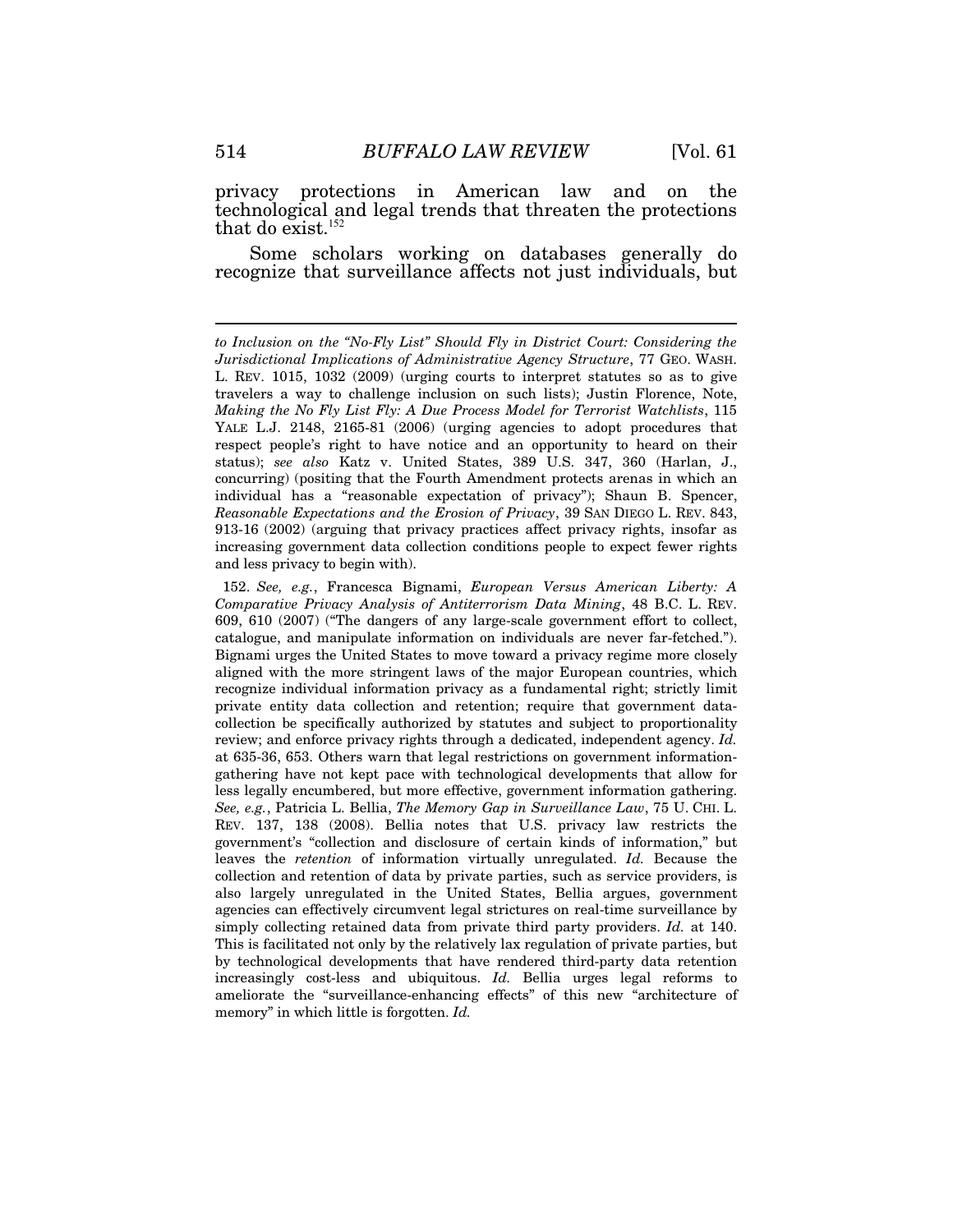privacy protections in American law and on the technological and legal trends that threaten the protections that do exist.[152]

Some scholars working on databases generally do recognize that surveillance affects not just individuals, but

---

*to Inclusion on the "No-Fly List" Should Fly in District Court: Considering the Jurisdictional Implications of Administrative Agency Structure*, 77 GEO. WASH. L. REV. 1015, 1032 (2009) (urging courts to interpret statutes so as to give travelers a way to challenge inclusion on such lists); Justin Florence, Note, *Making the No Fly List Fly: A Due Process Model for Terrorist Watchlists*, 115 YALE L.J. 2148, 2165-81 (2006) (urging agencies to adopt procedures that respect people's right to have notice and an opportunity to heard on their status); *see also* Katz v. United States, 389 U.S. 347, 360 (Harlan, J., concurring) (positing that the Fourth Amendment protects arenas in which an individual has a "reasonable expectation of privacy"); Shaun B. Spencer, *Reasonable Expectations and the Erosion of Privacy*, 39 SAN DIEGO L. REV. 843, 913-16 (2002) (arguing that privacy practices affect privacy rights, insofar as increasing government data collection conditions people to expect fewer rights and less privacy to begin with).

152. *See, e.g.*, Francesca Bignami, *European Versus American Liberty: A Comparative Privacy Analysis of Antiterrorism Data Mining*, 48 B.C. L. REV. 609, 610 (2007) ("The dangers of any large-scale government effort to collect, catalogue, and manipulate information on individuals are never far-fetched."). Bignami urges the United States to move toward a privacy regime more closely aligned with the more stringent laws of the major European countries, which recognize individual information privacy as a fundamental right; strictly limit private entity data collection and retention; require that government data-collection be specifically authorized by statutes and subject to proportionality review; and enforce privacy rights through a dedicated, independent agency. *Id.* at 635-36, 653. Others warn that legal restrictions on government information-gathering have not kept pace with technological developments that allow for less legally encumbered, but more effective, government information gathering. *See, e.g.*, Patricia L. Bellia, *The Memory Gap in Surveillance Law*, 75 U. CHI. L. REV. 137, 138 (2008). Bellia notes that U.S. privacy law restricts the government's "collection and disclosure of certain kinds of information," but leaves the *retention* of information virtually unregulated. *Id.* Because the collection and retention of data by private parties, such as service providers, is also largely unregulated in the United States, Bellia argues, government agencies can effectively circumvent legal strictures on real-time surveillance by simply collecting retained data from private third party providers. *Id.* at 140. This is facilitated not only by the relatively lax regulation of private parties, but by technological developments that have rendered third-party data retention increasingly cost-less and ubiquitous. *Id.* Bellia urges legal reforms to ameliorate the "surveillance-enhancing effects" of this new "architecture of memory" in which little is forgotten. *Id.*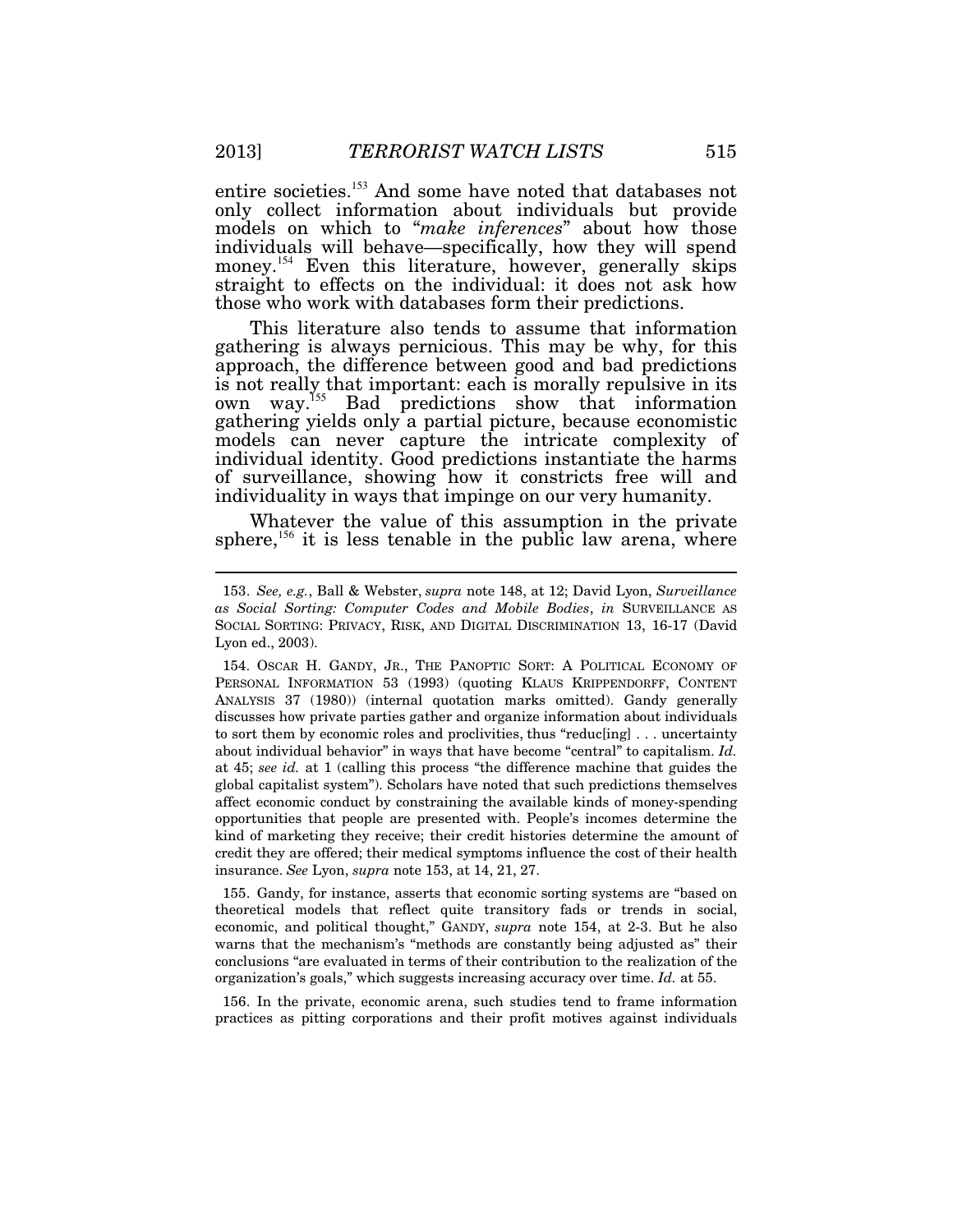entire societies.[153] And some have noted that databases not only collect information about individuals but provide models on which to "*make inferences*" about how those individuals will behave—specifically, how they will spend money.[154] Even this literature, however, generally skips straight to effects on the individual: it does not ask how those who work with databases form their predictions.

This literature also tends to assume that information gathering is always pernicious. This may be why, for this approach, the difference between good and bad predictions is not really that important: each is morally repulsive in its own way.[155] Bad predictions show that information gathering yields only a partial picture, because economistic models can never capture the intricate complexity of individual identity. Good predictions instantiate the harms of surveillance, showing how it constricts free will and individuality in ways that impinge on our very humanity.

Whatever the value of this assumption in the private sphere,[156] it is less tenable in the public law arena, where

---

153. *See, e.g.*, Ball & Webster, *supra* note 148, at 12; David Lyon, *Surveillance as Social Sorting: Computer Codes and Mobile Bodies*, *in* SURVEILLANCE AS SOCIAL SORTING: PRIVACY, RISK, AND DIGITAL DISCRIMINATION 13, 16-17 (David Lyon ed., 2003).

154. OSCAR H. GANDY, JR., THE PANOPTIC SORT: A POLITICAL ECONOMY OF PERSONAL INFORMATION 53 (1993) (quoting KLAUS KRIPPENDORFF, CONTENT ANALYSIS 37 (1980)) (internal quotation marks omitted). Gandy generally discusses how private parties gather and organize information about individuals to sort them by economic roles and proclivities, thus "reduc[ing] . . . uncertainty about individual behavior" in ways that have become "central" to capitalism. *Id.* at 45; *see id.* at 1 (calling this process "the difference machine that guides the global capitalist system"). Scholars have noted that such predictions themselves affect economic conduct by constraining the available kinds of money-spending opportunities that people are presented with. People's incomes determine the kind of marketing they receive; their credit histories determine the amount of credit they are offered; their medical symptoms influence the cost of their health insurance. *See* Lyon, *supra* note 153, at 14, 21, 27.

155. Gandy, for instance, asserts that economic sorting systems are "based on theoretical models that reflect quite transitory fads or trends in social, economic, and political thought," GANDY, *supra* note 154, at 2-3. But he also warns that the mechanism's "methods are constantly being adjusted as" their conclusions "are evaluated in terms of their contribution to the realization of the organization's goals," which suggests increasing accuracy over time. *Id.* at 55.

156. In the private, economic arena, such studies tend to frame information practices as pitting corporations and their profit motives against individuals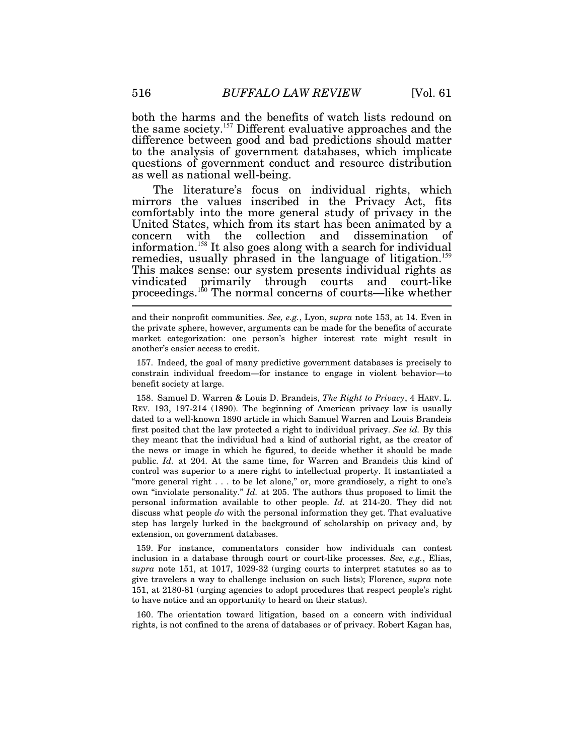both the harms and the benefits of watch lists redound on the same society.[157] Different evaluative approaches and the difference between good and bad predictions should matter to the analysis of government databases, which implicate questions of government conduct and resource distribution as well as national well-being.

The literature's focus on individual rights, which mirrors the values inscribed in the Privacy Act, fits comfortably into the more general study of privacy in the United States, which from its start has been animated by a concern with the collection and dissemination of information.[158] It also goes along with a search for individual remedies, usually phrased in the language of litigation.[159] This makes sense: our system presents individual rights as vindicated primarily through courts and court-like proceedings.[160] The normal concerns of courts—like whether

---

and their nonprofit communities. *See, e.g.*, Lyon, *supra* note 153, at 14. Even in the private sphere, however, arguments can be made for the benefits of accurate market categorization: one person's higher interest rate might result in another's easier access to credit.

157. Indeed, the goal of many predictive government databases is precisely to constrain individual freedom—for instance to engage in violent behavior—to benefit society at large.

158. Samuel D. Warren & Louis D. Brandeis, *The Right to Privacy*, 4 HARV. L. REV. 193, 197-214 (1890). The beginning of American privacy law is usually dated to a well-known 1890 article in which Samuel Warren and Louis Brandeis first posited that the law protected a right to individual privacy. *See id.* By this they meant that the individual had a kind of authorial right, as the creator of the news or image in which he figured, to decide whether it should be made public. *Id.* at 204. At the same time, for Warren and Brandeis this kind of control was superior to a mere right to intellectual property. It instantiated a "more general right . . . to be let alone," or, more grandiosely, a right to one's own "inviolate personality." *Id.* at 205. The authors thus proposed to limit the personal information available to other people. *Id.* at 214-20. They did not discuss what people *do* with the personal information they get. That evaluative step has largely lurked in the background of scholarship on privacy and, by extension, on government databases.

159. For instance, commentators consider how individuals can contest inclusion in a database through court or court-like processes. *See, e.g.*, Elias, *supra* note 151, at 1017, 1029-32 (urging courts to interpret statutes so as to give travelers a way to challenge inclusion on such lists); Florence, *supra* note 151, at 2180-81 (urging agencies to adopt procedures that respect people's right to have notice and an opportunity to heard on their status).

160. The orientation toward litigation, based on a concern with individual rights, is not confined to the arena of databases or of privacy. Robert Kagan has,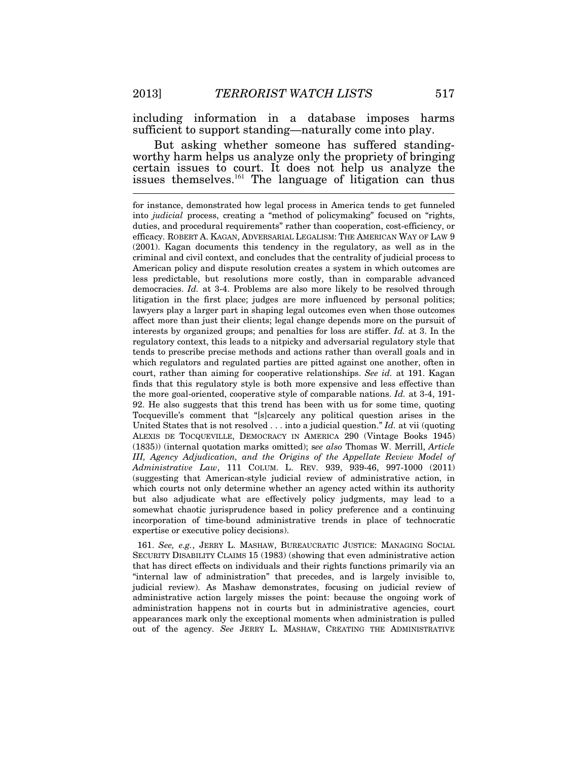including information in a database imposes harms sufficient to support standing—naturally come into play.

But asking whether someone has suffered standing-worthy harm helps us analyze only the propriety of bringing certain issues to court. It does not help us analyze the issues themselves.[161] The language of litigation can thus

---

for instance, demonstrated how legal process in America tends to get funneled into *judicial* process, creating a "method of policymaking" focused on "rights, duties, and procedural requirements" rather than cooperation, cost-efficiency, or efficacy. ROBERT A. KAGAN, ADVERSARIAL LEGALISM: THE AMERICAN WAY OF LAW 9 (2001). Kagan documents this tendency in the regulatory, as well as in the criminal and civil context, and concludes that the centrality of judicial process to American policy and dispute resolution creates a system in which outcomes are less predictable, but resolutions more costly, than in comparable advanced democracies. *Id.* at 3-4. Problems are also more likely to be resolved through litigation in the first place; judges are more influenced by personal politics; lawyers play a larger part in shaping legal outcomes even when those outcomes affect more than just their clients; legal change depends more on the pursuit of interests by organized groups; and penalties for loss are stiffer. *Id.* at 3. In the regulatory context, this leads to a nitpicky and adversarial regulatory style that tends to prescribe precise methods and actions rather than overall goals and in which regulators and regulated parties are pitted against one another, often in court, rather than aiming for cooperative relationships. *See id.* at 191. Kagan finds that this regulatory style is both more expensive and less effective than the more goal-oriented, cooperative style of comparable nations. *Id.* at 3-4, 191-92. He also suggests that this trend has been with us for some time, quoting Tocqueville's comment that "[s]carcely any political question arises in the United States that is not resolved . . . into a judicial question." *Id.* at vii (quoting ALEXIS DE TOCQUEVILLE, DEMOCRACY IN AMERICA 290 (Vintage Books 1945) (1835)) (internal quotation marks omitted); s*ee also* Thomas W. Merrill, *Article III, Agency Adjudication, and the Origins of the Appellate Review Model of Administrative Law*, 111 COLUM. L. REV. 939, 939-46, 997-1000 (2011) (suggesting that American-style judicial review of administrative action, in which courts not only determine whether an agency acted within its authority but also adjudicate what are effectively policy judgments, may lead to a somewhat chaotic jurisprudence based in policy preference and a continuing incorporation of time-bound administrative trends in place of technocratic expertise or executive policy decisions).

161. *See, e.g.*, JERRY L. MASHAW, BUREAUCRATIC JUSTICE: MANAGING SOCIAL SECURITY DISABILITY CLAIMS 15 (1983) (showing that even administrative action that has direct effects on individuals and their rights functions primarily via an "internal law of administration" that precedes, and is largely invisible to, judicial review). As Mashaw demonstrates, focusing on judicial review of administrative action largely misses the point: because the ongoing work of administration happens not in courts but in administrative agencies, court appearances mark only the exceptional moments when administration is pulled out of the agency. *See* JERRY L. MASHAW, CREATING THE ADMINISTRATIVE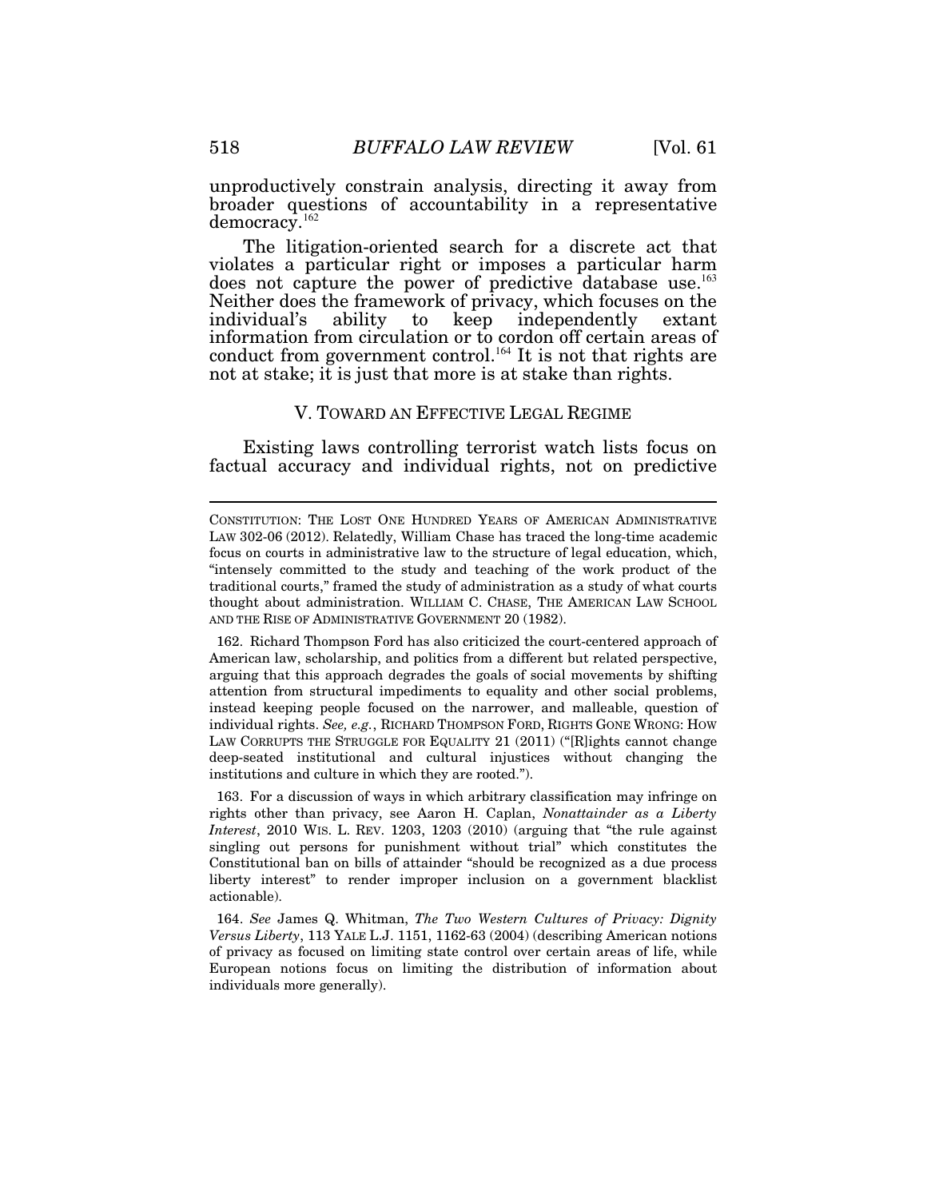unproductively constrain analysis, directing it away from broader questions of accountability in a representative democracy.[162]

The litigation-oriented search for a discrete act that violates a particular right or imposes a particular harm does not capture the power of predictive database use.[163] Neither does the framework of privacy, which focuses on the individual's ability to keep independently extant information from circulation or to cordon off certain areas of conduct from government control.[164] It is not that rights are not at stake; it is just that more is at stake than rights.

## V. TOWARD AN EFFECTIVE LEGAL REGIME

Existing laws controlling terrorist watch lists focus on factual accuracy and individual rights, not on predictive

---

CONSTITUTION: THE LOST ONE HUNDRED YEARS OF AMERICAN ADMINISTRATIVE LAW 302-06 (2012). Relatedly, William Chase has traced the long-time academic focus on courts in administrative law to the structure of legal education, which, "intensely committed to the study and teaching of the work product of the traditional courts," framed the study of administration as a study of what courts thought about administration. WILLIAM C. CHASE, THE AMERICAN LAW SCHOOL AND THE RISE OF ADMINISTRATIVE GOVERNMENT 20 (1982).

162. Richard Thompson Ford has also criticized the court-centered approach of American law, scholarship, and politics from a different but related perspective, arguing that this approach degrades the goals of social movements by shifting attention from structural impediments to equality and other social problems, instead keeping people focused on the narrower, and malleable, question of individual rights. *See, e.g.*, RICHARD THOMPSON FORD, RIGHTS GONE WRONG: HOW LAW CORRUPTS THE STRUGGLE FOR EQUALITY 21 (2011) ("[R]ights cannot change deep-seated institutional and cultural injustices without changing the institutions and culture in which they are rooted.").

163. For a discussion of ways in which arbitrary classification may infringe on rights other than privacy, see Aaron H. Caplan, *Nonattainder as a Liberty Interest*, 2010 WIS. L. REV. 1203, 1203 (2010) (arguing that "the rule against singling out persons for punishment without trial" which constitutes the Constitutional ban on bills of attainder "should be recognized as a due process liberty interest" to render improper inclusion on a government blacklist actionable).

164. *See* James Q. Whitman, *The Two Western Cultures of Privacy: Dignity Versus Liberty*, 113 YALE L.J. 1151, 1162-63 (2004) (describing American notions of privacy as focused on limiting state control over certain areas of life, while European notions focus on limiting the distribution of information about individuals more generally).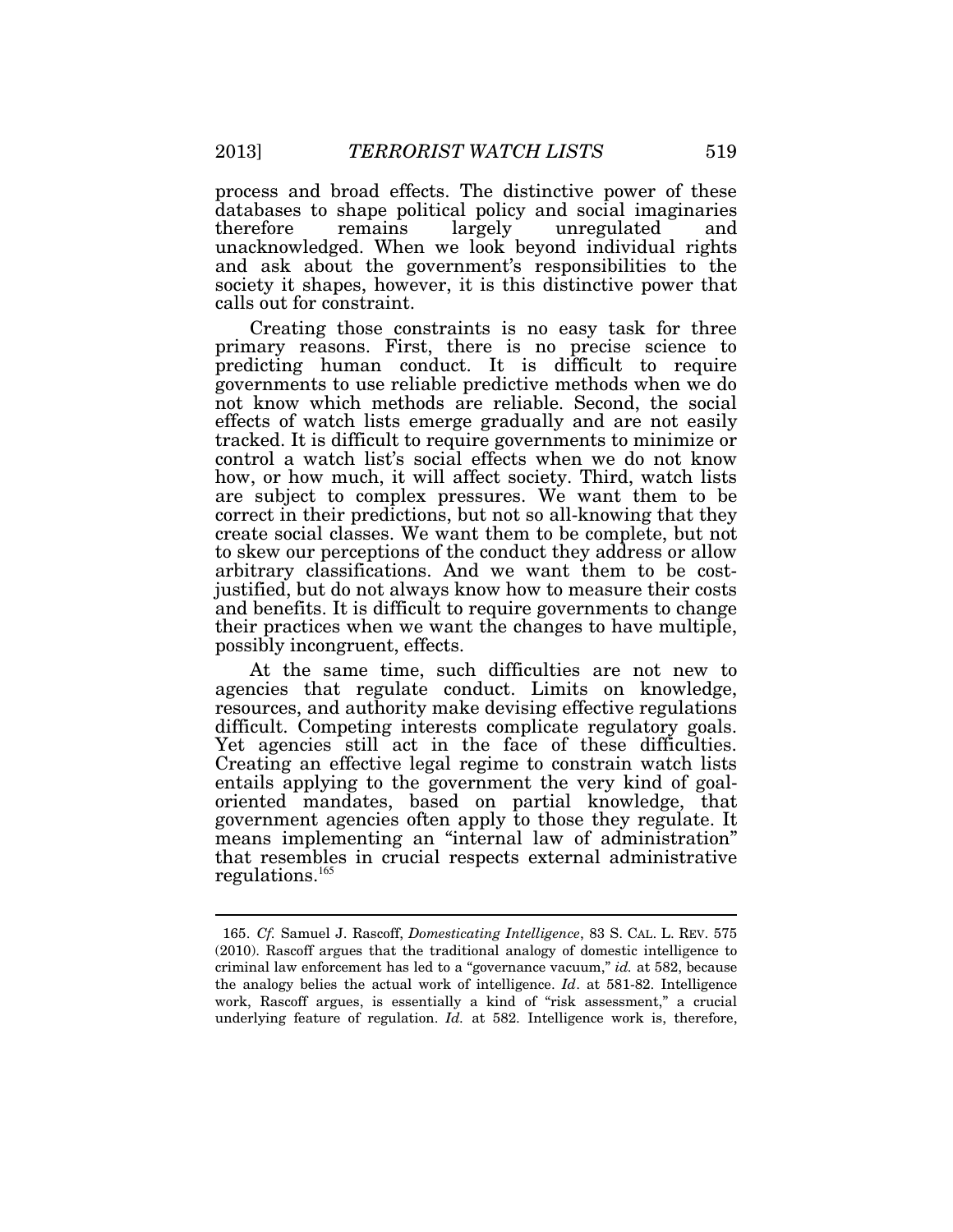process and broad effects. The distinctive power of these databases to shape political policy and social imaginaries therefore remains largely unregulated and unacknowledged. When we look beyond individual rights and ask about the government's responsibilities to the society it shapes, however, it is this distinctive power that calls out for constraint.

Creating those constraints is no easy task for three primary reasons. First, there is no precise science to predicting human conduct. It is difficult to require governments to use reliable predictive methods when we do not know which methods are reliable. Second, the social effects of watch lists emerge gradually and are not easily tracked. It is difficult to require governments to minimize or control a watch list's social effects when we do not know how, or how much, it will affect society. Third, watch lists are subject to complex pressures. We want them to be correct in their predictions, but not so all-knowing that they create social classes. We want them to be complete, but not to skew our perceptions of the conduct they address or allow arbitrary classifications. And we want them to be cost-justified, but do not always know how to measure their costs and benefits. It is difficult to require governments to change their practices when we want the changes to have multiple, possibly incongruent, effects.

At the same time, such difficulties are not new to agencies that regulate conduct. Limits on knowledge, resources, and authority make devising effective regulations difficult. Competing interests complicate regulatory goals. Yet agencies still act in the face of these difficulties. Creating an effective legal regime to constrain watch lists entails applying to the government the very kind of goal-oriented mandates, based on partial knowledge, that government agencies often apply to those they regulate. It means implementing an "internal law of administration" that resembles in crucial respects external administrative regulations.[165]

---

165. *Cf.* Samuel J. Rascoff, *Domesticating Intelligence*, 83 S. CAL. L. REV. 575 (2010). Rascoff argues that the traditional analogy of domestic intelligence to criminal law enforcement has led to a "governance vacuum," *id.* at 582, because the analogy belies the actual work of intelligence. *Id*. at 581-82. Intelligence work, Rascoff argues, is essentially a kind of "risk assessment," a crucial underlying feature of regulation. *Id.* at 582. Intelligence work is, therefore,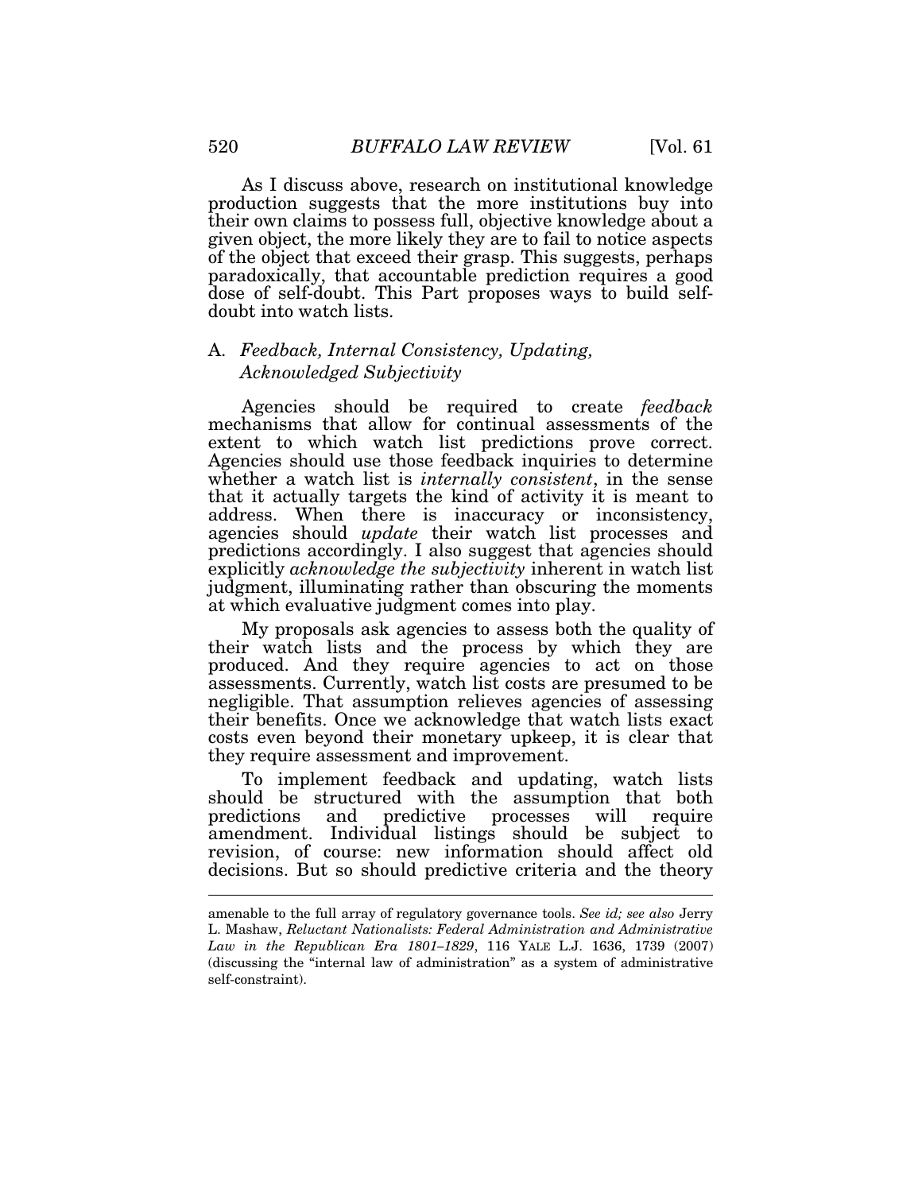As I discuss above, research on institutional knowledge production suggests that the more institutions buy into their own claims to possess full, objective knowledge about a given object, the more likely they are to fail to notice aspects of the object that exceed their grasp. This suggests, perhaps paradoxically, that accountable prediction requires a good dose of self-doubt. This Part proposes ways to build self-doubt into watch lists.

### A. *Feedback, Internal Consistency, Updating, Acknowledged Subjectivity*

Agencies should be required to create *feedback* mechanisms that allow for continual assessments of the extent to which watch list predictions prove correct. Agencies should use those feedback inquiries to determine whether a watch list is *internally consistent*, in the sense that it actually targets the kind of activity it is meant to address. When there is inaccuracy or inconsistency, agencies should *update* their watch list processes and predictions accordingly. I also suggest that agencies should explicitly *acknowledge the subjectivity* inherent in watch list judgment, illuminating rather than obscuring the moments at which evaluative judgment comes into play.

My proposals ask agencies to assess both the quality of their watch lists and the process by which they are produced. And they require agencies to act on those assessments. Currently, watch list costs are presumed to be negligible. That assumption relieves agencies of assessing their benefits. Once we acknowledge that watch lists exact costs even beyond their monetary upkeep, it is clear that they require assessment and improvement.

To implement feedback and updating, watch lists should be structured with the assumption that both predictions and predictive processes will require amendment. Individual listings should be subject to revision, of course: new information should affect old decisions. But so should predictive criteria and the theory

---

amenable to the full array of regulatory governance tools. *See id; see also* Jerry L. Mashaw, *Reluctant Nationalists: Federal Administration and Administrative Law in the Republican Era 1801–1829*, 116 YALE L.J. 1636, 1739 (2007) (discussing the "internal law of administration" as a system of administrative self-constraint).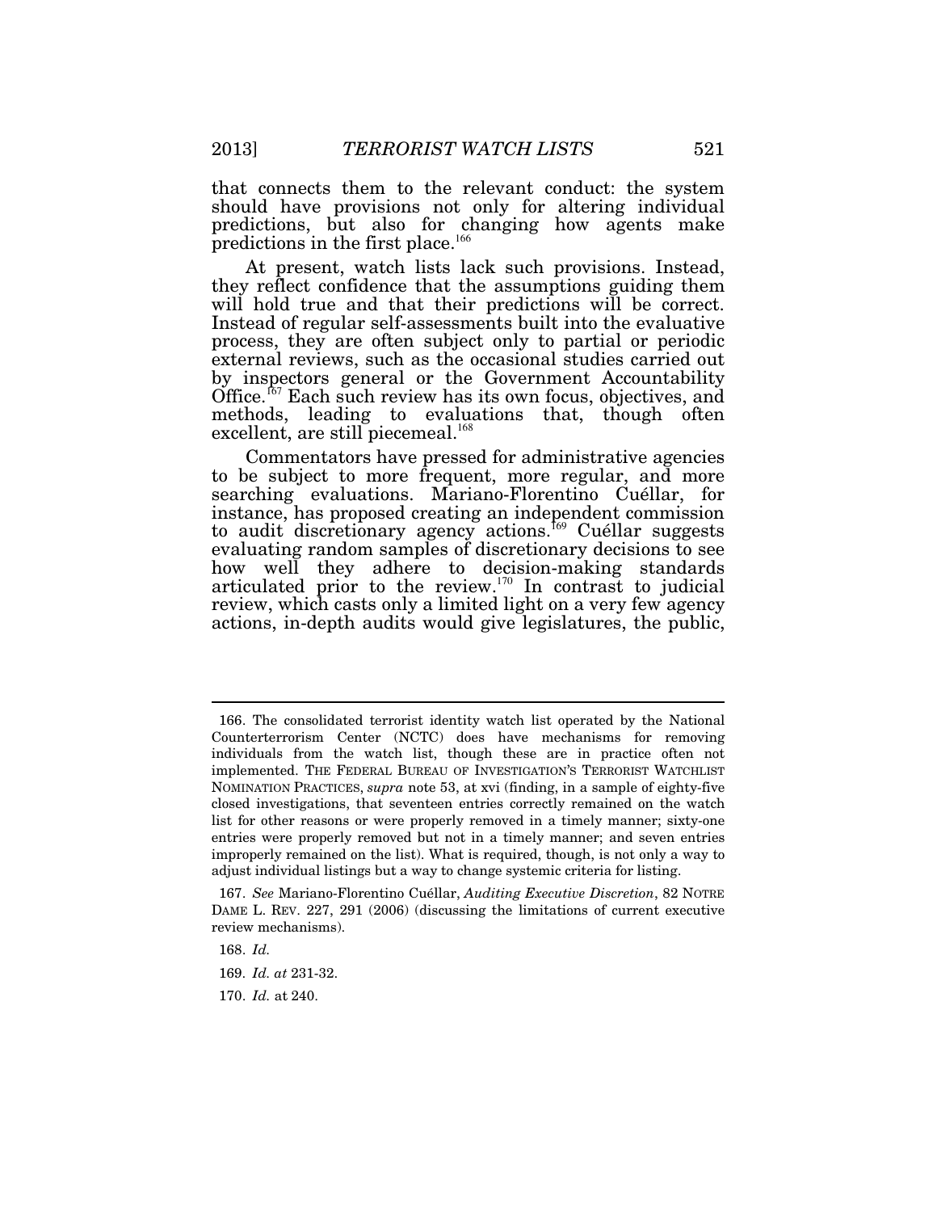that connects them to the relevant conduct: the system should have provisions not only for altering individual predictions, but also for changing how agents make predictions in the first place.[166]

At present, watch lists lack such provisions. Instead, they reflect confidence that the assumptions guiding them will hold true and that their predictions will be correct. Instead of regular self-assessments built into the evaluative process, they are often subject only to partial or periodic external reviews, such as the occasional studies carried out by inspectors general or the Government Accountability Office.[167] Each such review has its own focus, objectives, and methods, leading to evaluations that, though often excellent, are still piecemeal.[168]

Commentators have pressed for administrative agencies to be subject to more frequent, more regular, and more searching evaluations. Mariano-Florentino Cuéllar, for instance, has proposed creating an independent commission to audit discretionary agency actions.[169] Cuéllar suggests evaluating random samples of discretionary decisions to see how well they adhere to decision-making standards articulated prior to the review.[170] In contrast to judicial review, which casts only a limited light on a very few agency actions, in-depth audits would give legislatures, the public,

---

166. The consolidated terrorist identity watch list operated by the National Counterterrorism Center (NCTC) does have mechanisms for removing individuals from the watch list, though these are in practice often not implemented. THE FEDERAL BUREAU OF INVESTIGATION'S TERRORIST WATCHLIST NOMINATION PRACTICES, *supra* note 53, at xvi (finding, in a sample of eighty-five closed investigations, that seventeen entries correctly remained on the watch list for other reasons or were properly removed in a timely manner; sixty-one entries were properly removed but not in a timely manner; and seven entries improperly remained on the list). What is required, though, is not only a way to adjust individual listings but a way to change systemic criteria for listing.

167. *See* Mariano-Florentino Cuéllar, *Auditing Executive Discretion*, 82 NOTRE DAME L. REV. 227, 291 (2006) (discussing the limitations of current executive review mechanisms).

168. *Id.*

169. *Id. at* 231-32.

170. *Id.* at 240.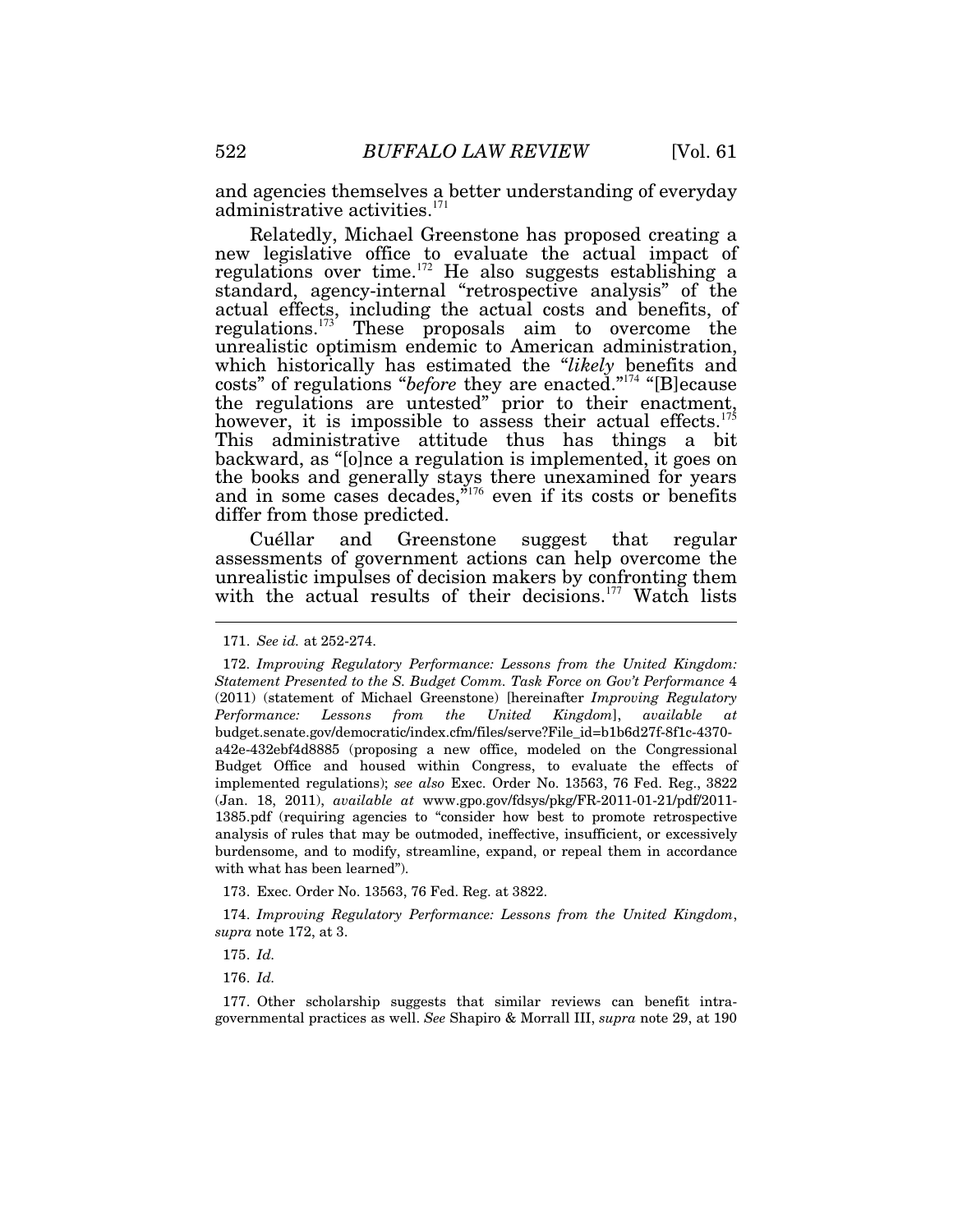and agencies themselves a better understanding of everyday administrative activities.[171]

Relatedly, Michael Greenstone has proposed creating a new legislative office to evaluate the actual impact of regulations over time.[172] He also suggests establishing a standard, agency-internal "retrospective analysis" of the actual effects, including the actual costs and benefits, of regulations.[173] These proposals aim to overcome the unrealistic optimism endemic to American administration, which historically has estimated the "*likely* benefits and costs" of regulations "*before* they are enacted."[174] "[B]ecause the regulations are untested" prior to their enactment, however, it is impossible to assess their actual effects.[175] This administrative attitude thus has things a bit backward, as "[o]nce a regulation is implemented, it goes on the books and generally stays there unexamined for years and in some cases decades,"[176] even if its costs or benefits differ from those predicted.

Cuéllar and Greenstone suggest that regular assessments of government actions can help overcome the unrealistic impulses of decision makers by confronting them with the actual results of their decisions.[177] Watch lists

---

171. *See id.* at 252-274.

172. *Improving Regulatory Performance: Lessons from the United Kingdom: Statement Presented to the S. Budget Comm. Task Force on Gov't Performance* 4 (2011) (statement of Michael Greenstone) [hereinafter *Improving Regulatory Performance: Lessons from the United Kingdom*], *available at* budget.senate.gov/democratic/index.cfm/files/serve?File_id=b1b6d27f-8f1c-4370-a42e-432ebf4d8885 (proposing a new office, modeled on the Congressional Budget Office and housed within Congress, to evaluate the effects of implemented regulations); *see also* Exec. Order No. 13563, 76 Fed. Reg., 3822 (Jan. 18, 2011), *available at* www.gpo.gov/fdsys/pkg/FR-2011-01-21/pdf/2011-1385.pdf (requiring agencies to "consider how best to promote retrospective analysis of rules that may be outmoded, ineffective, insufficient, or excessively burdensome, and to modify, streamline, expand, or repeal them in accordance with what has been learned").

173. Exec. Order No. 13563, 76 Fed. Reg. at 3822.

174. *Improving Regulatory Performance: Lessons from the United Kingdom*, *supra* note 172, at 3.

175. *Id.*

176. *Id.*

177. Other scholarship suggests that similar reviews can benefit intra-governmental practices as well. *See* Shapiro & Morrall III, *supra* note 29, at 190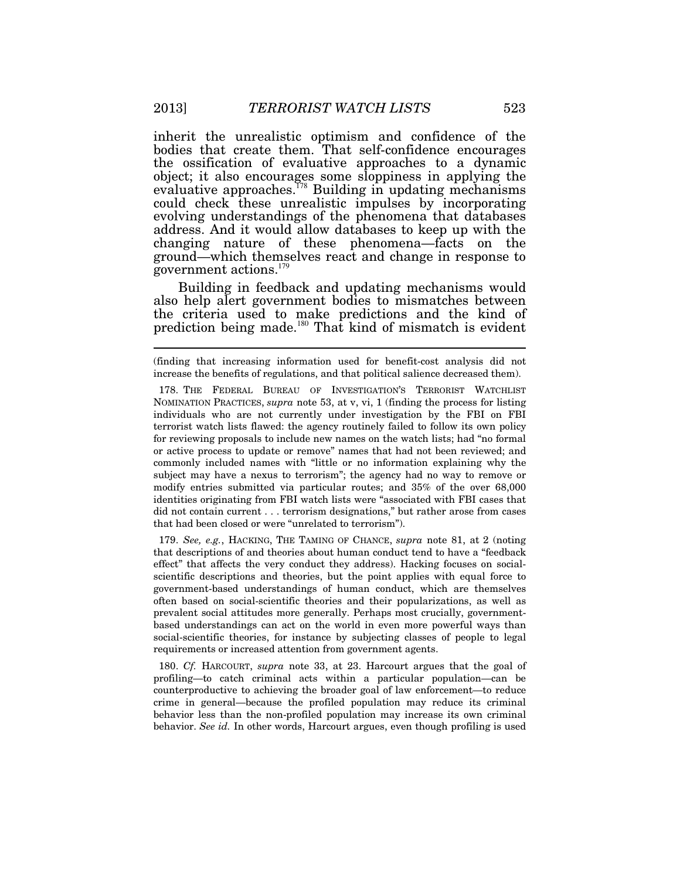inherit the unrealistic optimism and confidence of the bodies that create them. That self-confidence encourages the ossification of evaluative approaches to a dynamic object; it also encourages some sloppiness in applying the evaluative approaches.[178] Building in updating mechanisms could check these unrealistic impulses by incorporating evolving understandings of the phenomena that databases address. And it would allow databases to keep up with the changing nature of these phenomena—facts on the ground—which themselves react and change in response to government actions.[179]

Building in feedback and updating mechanisms would also help alert government bodies to mismatches between the criteria used to make predictions and the kind of prediction being made.[180] That kind of mismatch is evident

---

(finding that increasing information used for benefit-cost analysis did not increase the benefits of regulations, and that political salience decreased them).

178. THE FEDERAL BUREAU OF INVESTIGATION'S TERRORIST WATCHLIST NOMINATION PRACTICES, *supra* note 53, at v, vi, 1 (finding the process for listing individuals who are not currently under investigation by the FBI on FBI terrorist watch lists flawed: the agency routinely failed to follow its own policy for reviewing proposals to include new names on the watch lists; had "no formal or active process to update or remove" names that had not been reviewed; and commonly included names with "little or no information explaining why the subject may have a nexus to terrorism"; the agency had no way to remove or modify entries submitted via particular routes; and 35% of the over 68,000 identities originating from FBI watch lists were "associated with FBI cases that did not contain current . . . terrorism designations," but rather arose from cases that had been closed or were "unrelated to terrorism").

179. *See, e.g.*, HACKING, THE TAMING OF CHANCE, *supra* note 81, at 2 (noting that descriptions of and theories about human conduct tend to have a "feedback effect" that affects the very conduct they address). Hacking focuses on social-scientific descriptions and theories, but the point applies with equal force to government-based understandings of human conduct, which are themselves often based on social-scientific theories and their popularizations, as well as prevalent social attitudes more generally. Perhaps most crucially, government-based understandings can act on the world in even more powerful ways than social-scientific theories, for instance by subjecting classes of people to legal requirements or increased attention from government agents.

180. *Cf.* HARCOURT, *supra* note 33, at 23. Harcourt argues that the goal of profiling—to catch criminal acts within a particular population—can be counterproductive to achieving the broader goal of law enforcement—to reduce crime in general—because the profiled population may reduce its criminal behavior less than the non-profiled population may increase its own criminal behavior. *See id.* In other words, Harcourt argues, even though profiling is used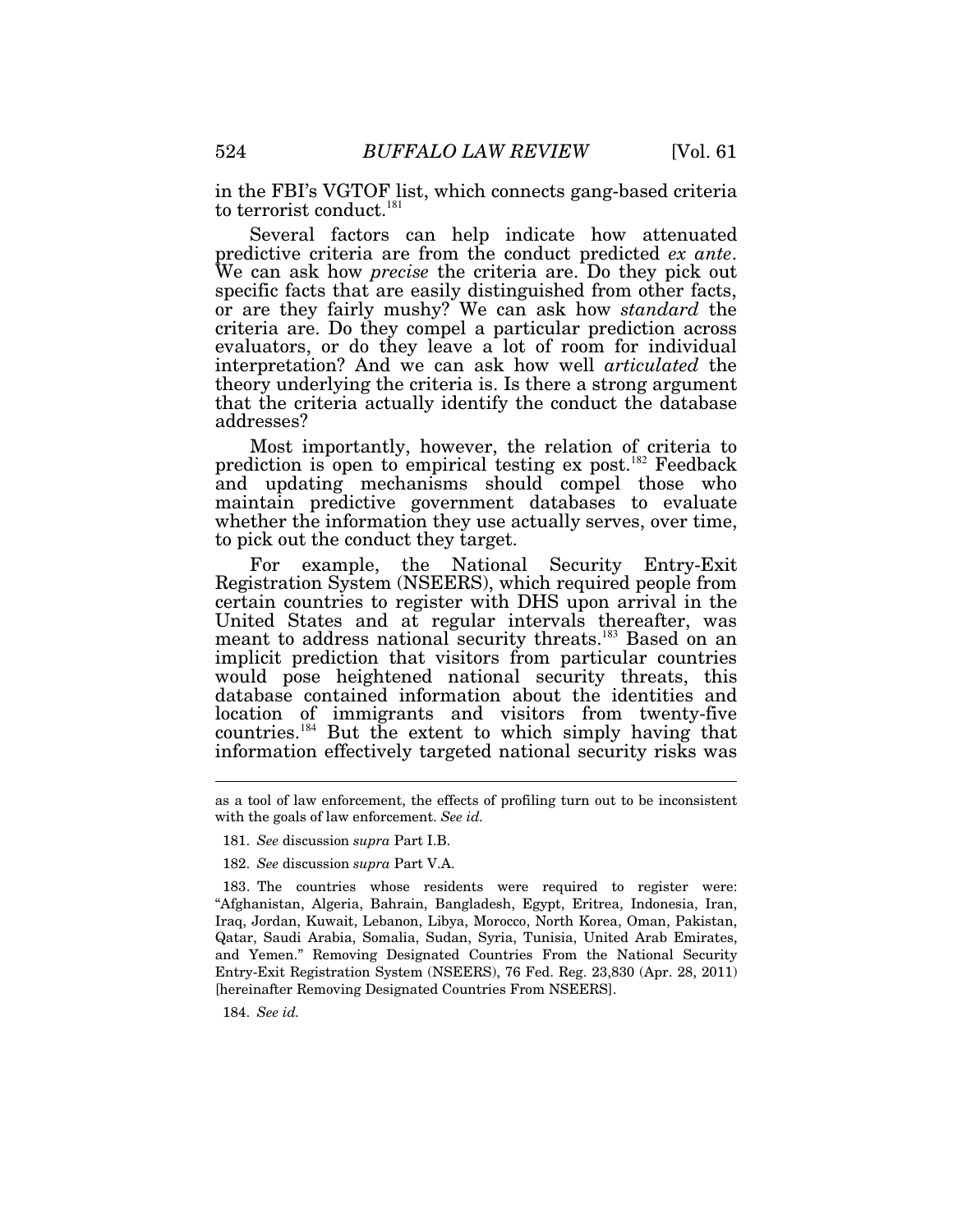in the FBI's VGTOF list, which connects gang-based criteria to terrorist conduct.[181]

Several factors can help indicate how attenuated predictive criteria are from the conduct predicted *ex ante*. We can ask how *precise* the criteria are. Do they pick out specific facts that are easily distinguished from other facts, or are they fairly mushy? We can ask how *standard* the criteria are. Do they compel a particular prediction across evaluators, or do they leave a lot of room for individual interpretation? And we can ask how well *articulated* the theory underlying the criteria is. Is there a strong argument that the criteria actually identify the conduct the database addresses?

Most importantly, however, the relation of criteria to prediction is open to empirical testing ex post.[182] Feedback and updating mechanisms should compel those who maintain predictive government databases to evaluate whether the information they use actually serves, over time, to pick out the conduct they target.

For example, the National Security Entry-Exit Registration System (NSEERS), which required people from certain countries to register with DHS upon arrival in the United States and at regular intervals thereafter, was meant to address national security threats.[183] Based on an implicit prediction that visitors from particular countries would pose heightened national security threats, this database contained information about the identities and location of immigrants and visitors from twenty-five countries.[184] But the extent to which simply having that information effectively targeted national security risks was

---

as a tool of law enforcement, the effects of profiling turn out to be inconsistent with the goals of law enforcement. *See id.*

181. *See* discussion *supra* Part I.B.

182. *See* discussion *supra* Part V.A.

183. The countries whose residents were required to register were: "Afghanistan, Algeria, Bahrain, Bangladesh, Egypt, Eritrea, Indonesia, Iran, Iraq, Jordan, Kuwait, Lebanon, Libya, Morocco, North Korea, Oman, Pakistan, Qatar, Saudi Arabia, Somalia, Sudan, Syria, Tunisia, United Arab Emirates, and Yemen." Removing Designated Countries From the National Security Entry-Exit Registration System (NSEERS), 76 Fed. Reg. 23,830 (Apr. 28, 2011) [hereinafter Removing Designated Countries From NSEERS].

184. *See id.*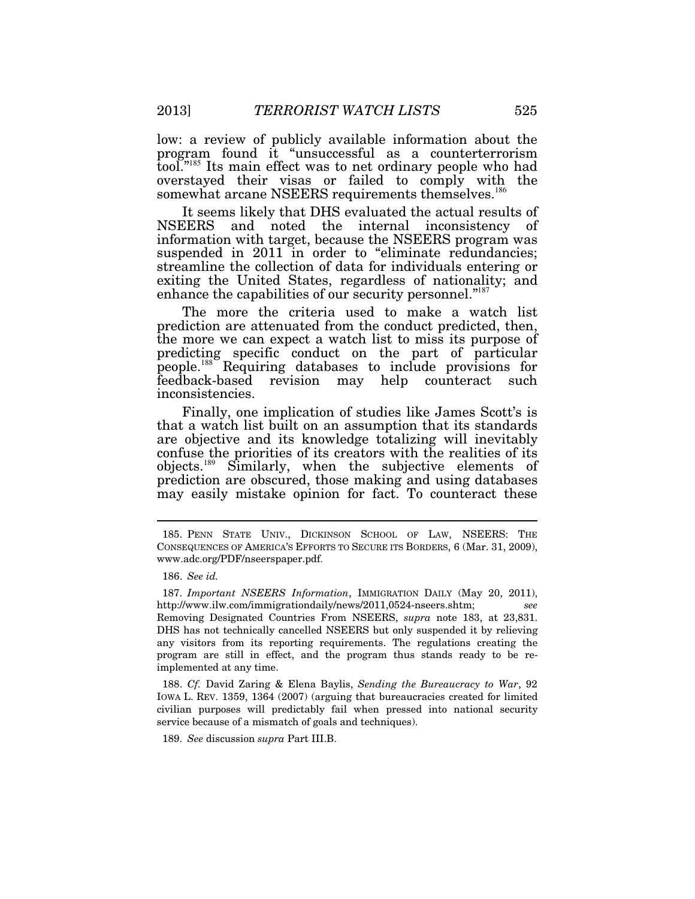low: a review of publicly available information about the program found it "unsuccessful as a counterterrorism tool."[185] Its main effect was to net ordinary people who had overstayed their visas or failed to comply with the somewhat arcane NSEERS requirements themselves.[186]

It seems likely that DHS evaluated the actual results of NSEERS and noted the internal inconsistency of information with target, because the NSEERS program was suspended in 2011 in order to "eliminate redundancies; streamline the collection of data for individuals entering or exiting the United States, regardless of nationality; and enhance the capabilities of our security personnel."[187]

The more the criteria used to make a watch list prediction are attenuated from the conduct predicted, then, the more we can expect a watch list to miss its purpose of predicting specific conduct on the part of particular people.[188] Requiring databases to include provisions for feedback-based revision may help counteract such inconsistencies.

Finally, one implication of studies like James Scott's is that a watch list built on an assumption that its standards are objective and its knowledge totalizing will inevitably confuse the priorities of its creators with the realities of its objects.[189] Similarly, when the subjective elements of prediction are obscured, those making and using databases may easily mistake opinion for fact. To counteract these

---

185. PENN STATE UNIV., DICKINSON SCHOOL OF LAW, NSEERS: THE CONSEQUENCES OF AMERICA'S EFFORTS TO SECURE ITS BORDERS, 6 (Mar. 31, 2009), www.adc.org/PDF/nseerspaper.pdf.

186. *See id.*

187. *Important NSEERS Information*, IMMIGRATION DAILY (May 20, 2011), http://www.ilw.com/immigrationdaily/news/2011,0524-nseers.shtm; *see* Removing Designated Countries From NSEERS, *supra* note 183, at 23,831. DHS has not technically cancelled NSEERS but only suspended it by relieving any visitors from its reporting requirements. The regulations creating the program are still in effect, and the program thus stands ready to be re-implemented at any time.

188. *Cf.* David Zaring & Elena Baylis, *Sending the Bureaucracy to War*, 92 IOWA L. REV. 1359, 1364 (2007) (arguing that bureaucracies created for limited civilian purposes will predictably fail when pressed into national security service because of a mismatch of goals and techniques).

189. *See* discussion *supra* Part III.B.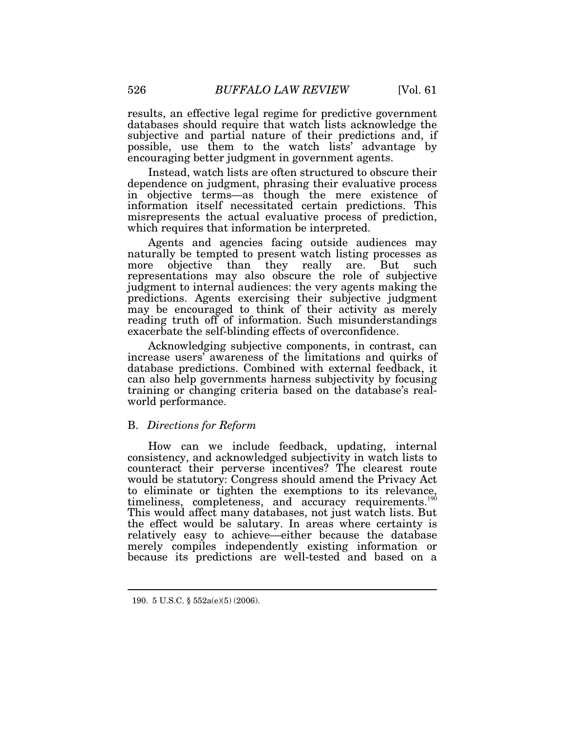results, an effective legal regime for predictive government databases should require that watch lists acknowledge the subjective and partial nature of their predictions and, if possible, use them to the watch lists' advantage by encouraging better judgment in government agents.

Instead, watch lists are often structured to obscure their dependence on judgment, phrasing their evaluative process in objective terms—as though the mere existence of information itself necessitated certain predictions. This misrepresents the actual evaluative process of prediction, which requires that information be interpreted.

Agents and agencies facing outside audiences may naturally be tempted to present watch listing processes as more objective than they really are. But such representations may also obscure the role of subjective judgment to internal audiences: the very agents making the predictions. Agents exercising their subjective judgment may be encouraged to think of their activity as merely reading truth off of information. Such misunderstandings exacerbate the self-blinding effects of overconfidence.

Acknowledging subjective components, in contrast, can increase users' awareness of the limitations and quirks of database predictions. Combined with external feedback, it can also help governments harness subjectivity by focusing training or changing criteria based on the database's real-world performance.

## B. *Directions for Reform*

How can we include feedback, updating, internal consistency, and acknowledged subjectivity in watch lists to counteract their perverse incentives? The clearest route would be statutory: Congress should amend the Privacy Act to eliminate or tighten the exemptions to its relevance, timeliness, completeness, and accuracy requirements.[190] This would affect many databases, not just watch lists. But the effect would be salutary. In areas where certainty is relatively easy to achieve—either because the database merely compiles independently existing information or because its predictions are well-tested and based on a

190. 5 U.S.C. § 552a(e)(5) (2006).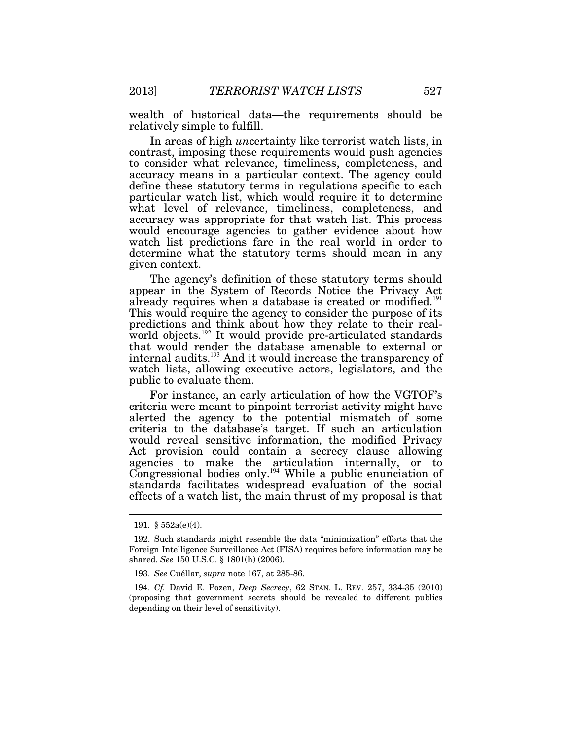wealth of historical data—the requirements should be relatively simple to fulfill.

In areas of high *un*certainty like terrorist watch lists, in contrast, imposing these requirements would push agencies to consider what relevance, timeliness, completeness, and accuracy means in a particular context. The agency could define these statutory terms in regulations specific to each particular watch list, which would require it to determine what level of relevance, timeliness, completeness, and accuracy was appropriate for that watch list. This process would encourage agencies to gather evidence about how watch list predictions fare in the real world in order to determine what the statutory terms should mean in any given context.

The agency's definition of these statutory terms should appear in the System of Records Notice the Privacy Act already requires when a database is created or modified.[191] This would require the agency to consider the purpose of its predictions and think about how they relate to their real-world objects.[192] It would provide pre-articulated standards that would render the database amenable to external or internal audits.[193] And it would increase the transparency of watch lists, allowing executive actors, legislators, and the public to evaluate them.

For instance, an early articulation of how the VGTOF's criteria were meant to pinpoint terrorist activity might have alerted the agency to the potential mismatch of some criteria to the database's target. If such an articulation would reveal sensitive information, the modified Privacy Act provision could contain a secrecy clause allowing agencies to make the articulation internally, or to Congressional bodies only.[194] While a public enunciation of standards facilitates widespread evaluation of the social effects of a watch list, the main thrust of my proposal is that

---

191. § 552a(e)(4).

192. Such standards might resemble the data "minimization" efforts that the Foreign Intelligence Surveillance Act (FISA) requires before information may be shared. *See* 150 U.S.C. § 1801(h) (2006).

193. *See* Cuéllar, *supra* note 167, at 285-86.

194. *Cf.* David E. Pozen, *Deep Secrecy*, 62 STAN. L. REV. 257, 334-35 (2010) (proposing that government secrets should be revealed to different publics depending on their level of sensitivity).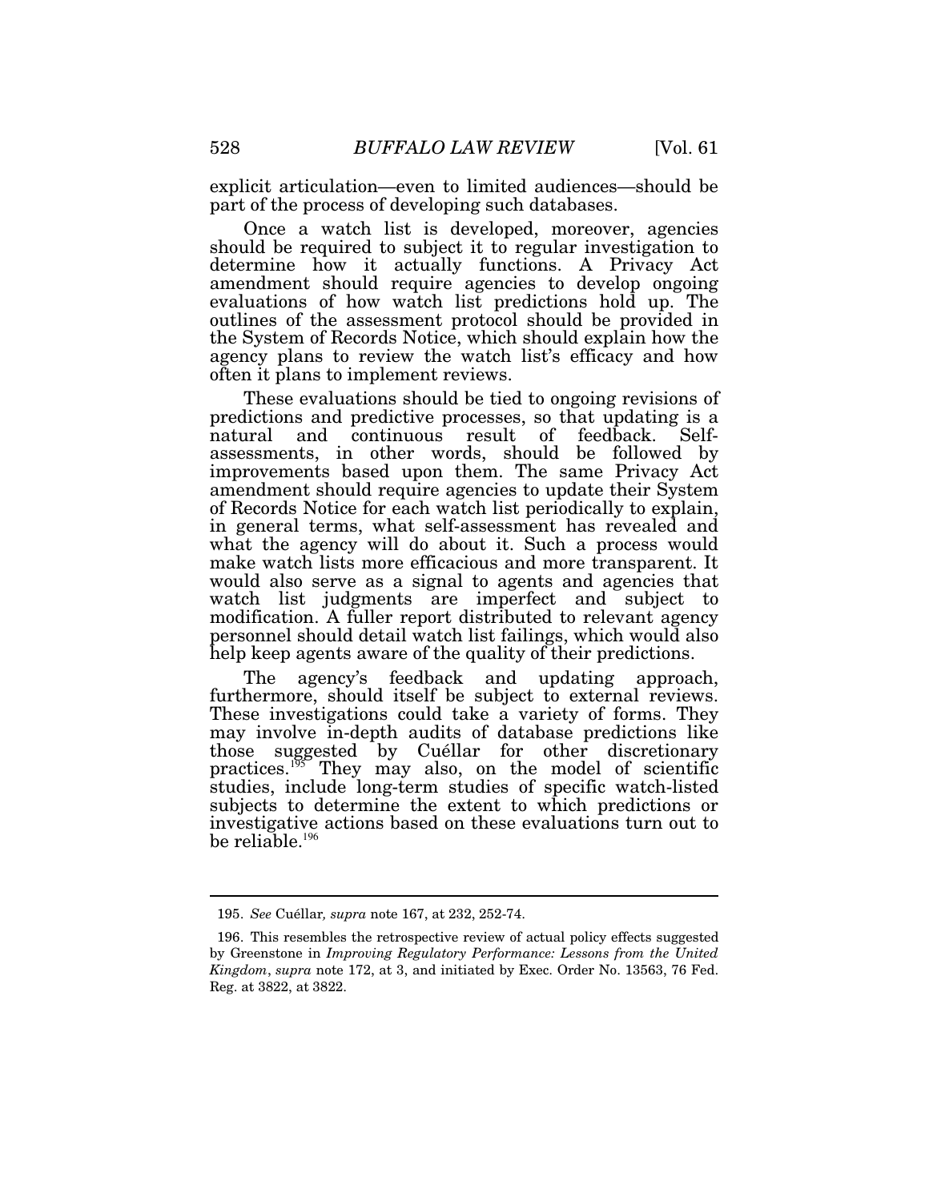explicit articulation—even to limited audiences—should be part of the process of developing such databases.

Once a watch list is developed, moreover, agencies should be required to subject it to regular investigation to determine how it actually functions. A Privacy Act amendment should require agencies to develop ongoing evaluations of how watch list predictions hold up. The outlines of the assessment protocol should be provided in the System of Records Notice, which should explain how the agency plans to review the watch list's efficacy and how often it plans to implement reviews.

These evaluations should be tied to ongoing revisions of predictions and predictive processes, so that updating is a natural and continuous result of feedback. Self-assessments, in other words, should be followed by improvements based upon them. The same Privacy Act amendment should require agencies to update their System of Records Notice for each watch list periodically to explain, in general terms, what self-assessment has revealed and what the agency will do about it. Such a process would make watch lists more efficacious and more transparent. It would also serve as a signal to agents and agencies that watch list judgments are imperfect and subject to modification. A fuller report distributed to relevant agency personnel should detail watch list failings, which would also help keep agents aware of the quality of their predictions.

The agency's feedback and updating approach, furthermore, should itself be subject to external reviews. These investigations could take a variety of forms. They may involve in-depth audits of database predictions like those suggested by Cuéllar for other discretionary practices.[195] They may also, on the model of scientific studies, include long-term studies of specific watch-listed subjects to determine the extent to which predictions or investigative actions based on these evaluations turn out to be reliable.[196]

---

195. *See* Cuéllar*, supra* note 167, at 232, 252-74.

196. This resembles the retrospective review of actual policy effects suggested by Greenstone in *Improving Regulatory Performance: Lessons from the United Kingdom*, *supra* note 172, at 3, and initiated by Exec. Order No. 13563, 76 Fed. Reg. at 3822, at 3822.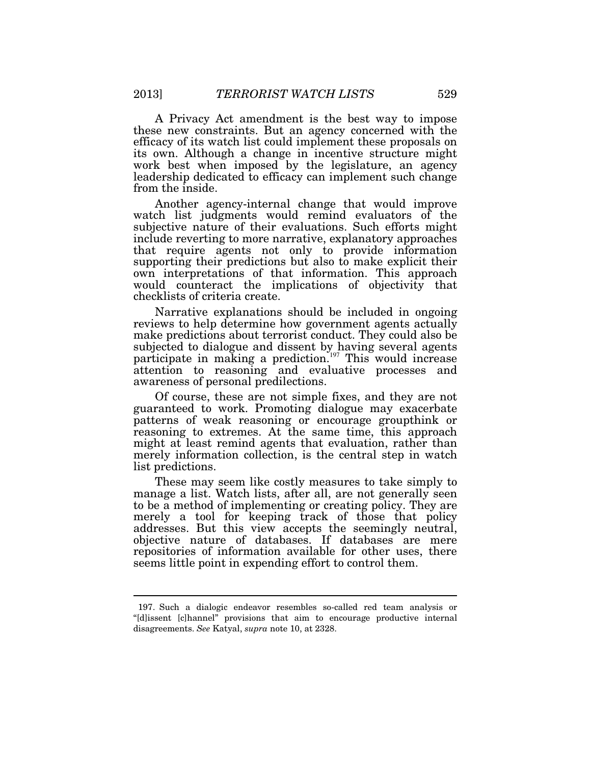A Privacy Act amendment is the best way to impose these new constraints. But an agency concerned with the efficacy of its watch list could implement these proposals on its own. Although a change in incentive structure might work best when imposed by the legislature, an agency leadership dedicated to efficacy can implement such change from the inside.

Another agency-internal change that would improve watch list judgments would remind evaluators of the subjective nature of their evaluations. Such efforts might include reverting to more narrative, explanatory approaches that require agents not only to provide information supporting their predictions but also to make explicit their own interpretations of that information. This approach would counteract the implications of objectivity that checklists of criteria create.

Narrative explanations should be included in ongoing reviews to help determine how government agents actually make predictions about terrorist conduct. They could also be subjected to dialogue and dissent by having several agents participate in making a prediction.[197] This would increase attention to reasoning and evaluative processes and awareness of personal predilections.

Of course, these are not simple fixes, and they are not guaranteed to work. Promoting dialogue may exacerbate patterns of weak reasoning or encourage groupthink or reasoning to extremes. At the same time, this approach might at least remind agents that evaluation, rather than merely information collection, is the central step in watch list predictions.

These may seem like costly measures to take simply to manage a list. Watch lists, after all, are not generally seen to be a method of implementing or creating policy. They are merely a tool for keeping track of those that policy addresses. But this view accepts the seemingly neutral, objective nature of databases. If databases are mere repositories of information available for other uses, there seems little point in expending effort to control them.

---

197. Such a dialogic endeavor resembles so-called red team analysis or "[d]issent [c]hannel" provisions that aim to encourage productive internal disagreements. *See* Katyal, *supra* note 10, at 2328.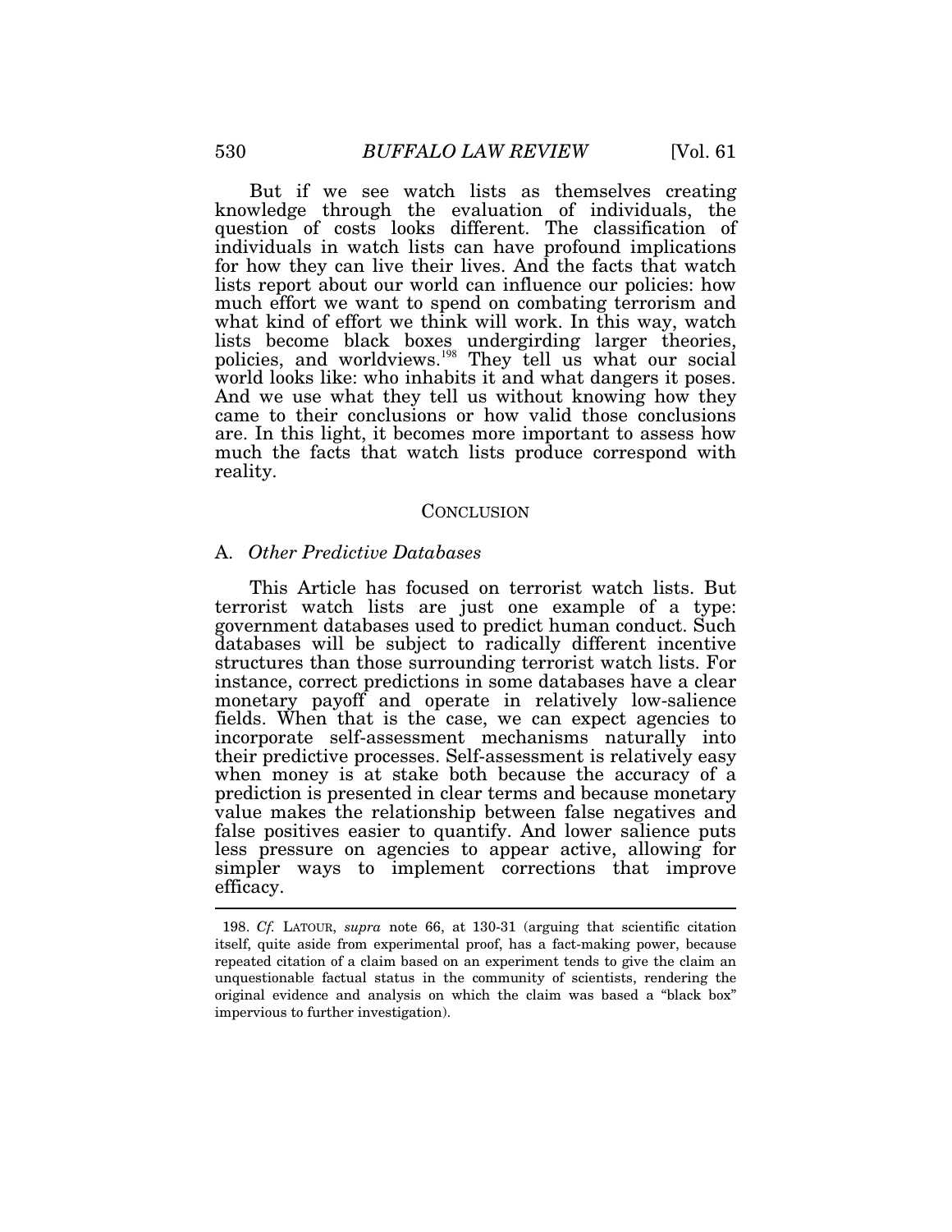But if we see watch lists as themselves creating knowledge through the evaluation of individuals, the question of costs looks different. The classification of individuals in watch lists can have profound implications for how they can live their lives. And the facts that watch lists report about our world can influence our policies: how much effort we want to spend on combating terrorism and what kind of effort we think will work. In this way, watch lists become black boxes undergirding larger theories, policies, and worldviews.[198] They tell us what our social world looks like: who inhabits it and what dangers it poses. And we use what they tell us without knowing how they came to their conclusions or how valid those conclusions are. In this light, it becomes more important to assess how much the facts that watch lists produce correspond with reality.

## CONCLUSION

### A. *Other Predictive Databases*

This Article has focused on terrorist watch lists. But terrorist watch lists are just one example of a type: government databases used to predict human conduct. Such databases will be subject to radically different incentive structures than those surrounding terrorist watch lists. For instance, correct predictions in some databases have a clear monetary payoff and operate in relatively low-salience fields. When that is the case, we can expect agencies to incorporate self-assessment mechanisms naturally into their predictive processes. Self-assessment is relatively easy when money is at stake both because the accuracy of a prediction is presented in clear terms and because monetary value makes the relationship between false negatives and false positives easier to quantify. And lower salience puts less pressure on agencies to appear active, allowing for simpler ways to implement corrections that improve efficacy.

---

198. *Cf.* LATOUR, *supra* note 66, at 130-31 (arguing that scientific citation itself, quite aside from experimental proof, has a fact-making power, because repeated citation of a claim based on an experiment tends to give the claim an unquestionable factual status in the community of scientists, rendering the original evidence and analysis on which the claim was based a "black box" impervious to further investigation).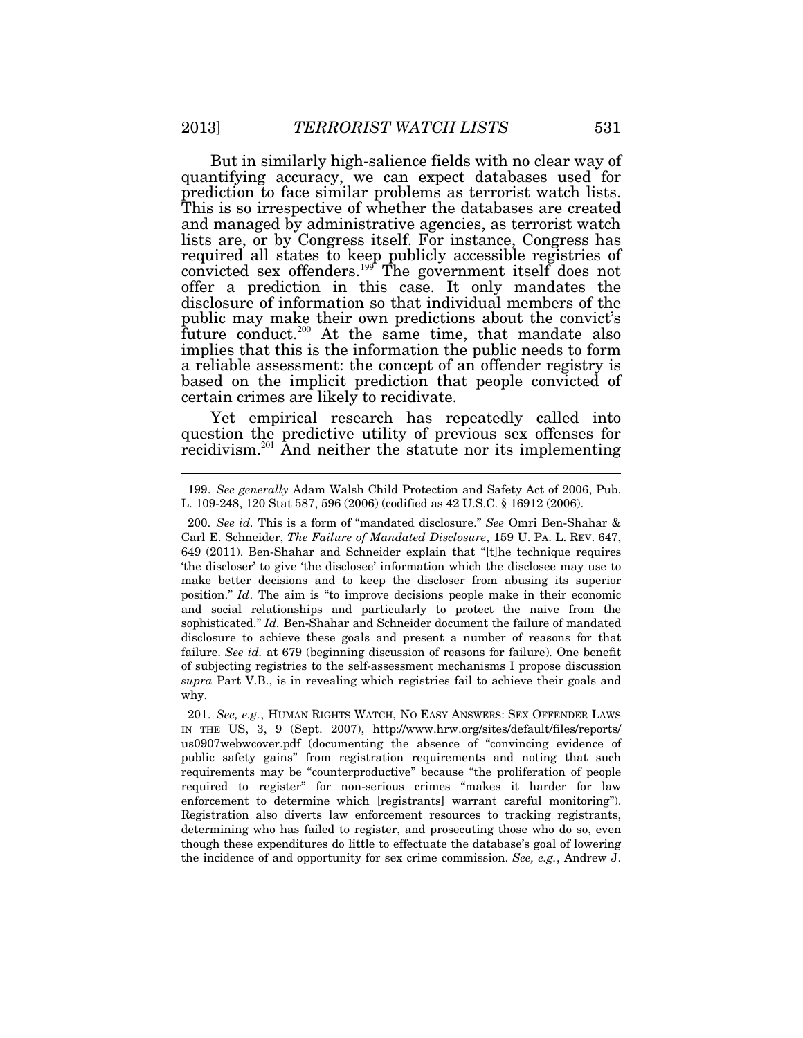But in similarly high-salience fields with no clear way of quantifying accuracy, we can expect databases used for prediction to face similar problems as terrorist watch lists. This is so irrespective of whether the databases are created and managed by administrative agencies, as terrorist watch lists are, or by Congress itself. For instance, Congress has required all states to keep publicly accessible registries of convicted sex offenders.[199] The government itself does not offer a prediction in this case. It only mandates the disclosure of information so that individual members of the public may make their own predictions about the convict's future conduct.[200] At the same time, that mandate also implies that this is the information the public needs to form a reliable assessment: the concept of an offender registry is based on the implicit prediction that people convicted of certain crimes are likely to recidivate.

Yet empirical research has repeatedly called into question the predictive utility of previous sex offenses for recidivism.[201] And neither the statute nor its implementing

---

199. *See generally* Adam Walsh Child Protection and Safety Act of 2006, Pub. L. 109-248, 120 Stat 587, 596 (2006) (codified as 42 U.S.C. § 16912 (2006).

200. *See id.* This is a form of "mandated disclosure." *See* Omri Ben-Shahar & Carl E. Schneider, *The Failure of Mandated Disclosure*, 159 U. PA. L. REV. 647, 649 (2011). Ben-Shahar and Schneider explain that "[t]he technique requires 'the discloser' to give 'the disclosee' information which the disclosee may use to make better decisions and to keep the discloser from abusing its superior position." *Id*. The aim is "to improve decisions people make in their economic and social relationships and particularly to protect the naive from the sophisticated." *Id.* Ben-Shahar and Schneider document the failure of mandated disclosure to achieve these goals and present a number of reasons for that failure. *See id.* at 679 (beginning discussion of reasons for failure). One benefit of subjecting registries to the self-assessment mechanisms I propose discussion *supra* Part V.B., is in revealing which registries fail to achieve their goals and why.

201. *See, e.g.*, HUMAN RIGHTS WATCH, NO EASY ANSWERS: SEX OFFENDER LAWS IN THE US, 3, 9 (Sept. 2007), http://www.hrw.org/sites/default/files/reports/us0907webwcover.pdf (documenting the absence of "convincing evidence of public safety gains" from registration requirements and noting that such requirements may be "counterproductive" because "the proliferation of people required to register" for non-serious crimes "makes it harder for law enforcement to determine which [registrants] warrant careful monitoring"). Registration also diverts law enforcement resources to tracking registrants, determining who has failed to register, and prosecuting those who do so, even though these expenditures do little to effectuate the database's goal of lowering the incidence of and opportunity for sex crime commission. *See, e.g.*, Andrew J.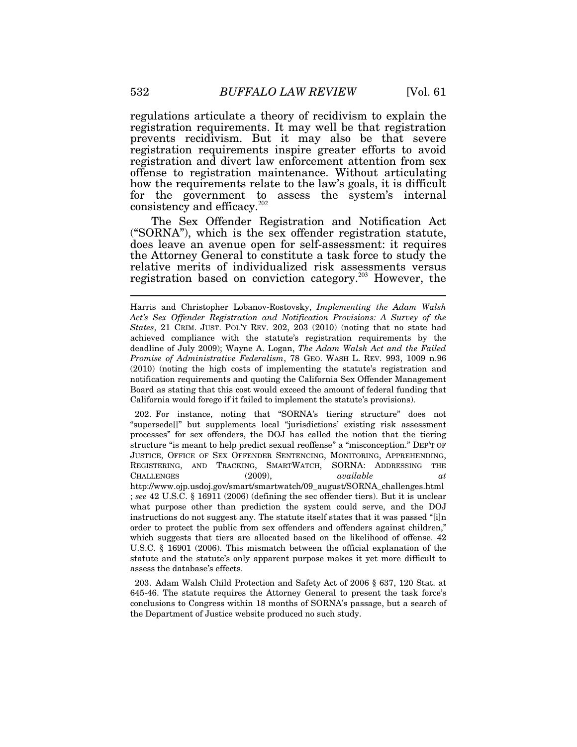regulations articulate a theory of recidivism to explain the registration requirements. It may well be that registration prevents recidivism. But it may also be that severe registration requirements inspire greater efforts to avoid registration and divert law enforcement attention from sex offense to registration maintenance. Without articulating how the requirements relate to the law's goals, it is difficult for the government to assess the system's internal consistency and efficacy.[202]

The Sex Offender Registration and Notification Act ("SORNA"), which is the sex offender registration statute, does leave an avenue open for self-assessment: it requires the Attorney General to constitute a task force to study the relative merits of individualized risk assessments versus registration based on conviction category.[203] However, the

---

Harris and Christopher Lobanov-Rostovsky, *Implementing the Adam Walsh Act's Sex Offender Registration and Notification Provisions: A Survey of the States*, 21 CRIM. JUST. POL'Y REV. 202, 203 (2010) (noting that no state had achieved compliance with the statute's registration requirements by the deadline of July 2009); Wayne A. Logan, *The Adam Walsh Act and the Failed Promise of Administrative Federalism*, 78 GEO. WASH L. REV. 993, 1009 n.96 (2010) (noting the high costs of implementing the statute's registration and notification requirements and quoting the California Sex Offender Management Board as stating that this cost would exceed the amount of federal funding that California would forego if it failed to implement the statute's provisions).

202. For instance, noting that "SORNA's tiering structure" does not "supersede[]" but supplements local "jurisdictions' existing risk assessment processes" for sex offenders, the DOJ has called the notion that the tiering structure "is meant to help predict sexual reoffense" a "misconception." DEP'T OF JUSTICE, OFFICE OF SEX OFFENDER SENTENCING, MONITORING, APPREHENDING, REGISTERING, AND TRACKING, SMARTWATCH, SORNA: ADDRESSING THE CHALLENGES (2009), *available at* http://www.ojp.usdoj.gov/smart/smartwatch/09_august/SORNA_challenges.html ; *see* 42 U.S.C. § 16911 (2006) (defining the sec offender tiers). But it is unclear what purpose other than prediction the system could serve, and the DOJ instructions do not suggest any. The statute itself states that it was passed "[i]n order to protect the public from sex offenders and offenders against children," which suggests that tiers are allocated based on the likelihood of offense. 42 U.S.C. § 16901 (2006). This mismatch between the official explanation of the statute and the statute's only apparent purpose makes it yet more difficult to assess the database's effects.

203. Adam Walsh Child Protection and Safety Act of 2006 § 637, 120 Stat. at 645-46. The statute requires the Attorney General to present the task force's conclusions to Congress within 18 months of SORNA's passage, but a search of the Department of Justice website produced no such study.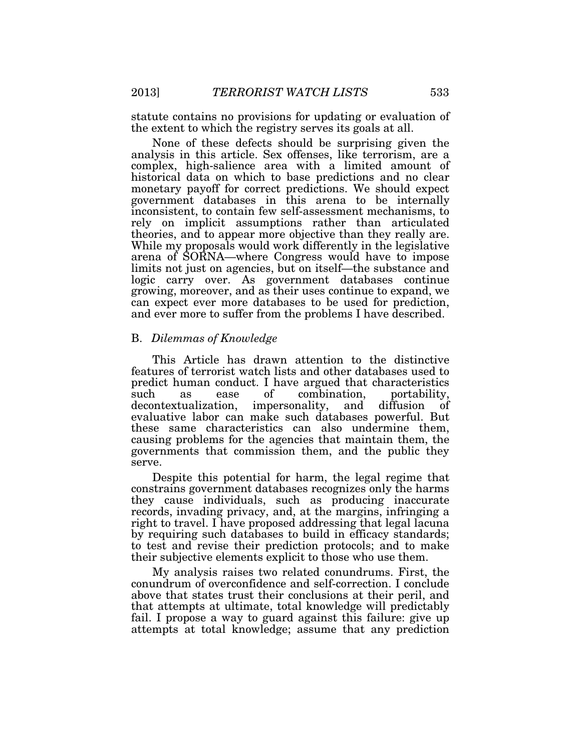statute contains no provisions for updating or evaluation of the extent to which the registry serves its goals at all.

None of these defects should be surprising given the analysis in this article. Sex offenses, like terrorism, are a complex, high-salience area with a limited amount of historical data on which to base predictions and no clear monetary payoff for correct predictions. We should expect government databases in this arena to be internally inconsistent, to contain few self-assessment mechanisms, to rely on implicit assumptions rather than articulated theories, and to appear more objective than they really are. While my proposals would work differently in the legislative arena of SORNA—where Congress would have to impose limits not just on agencies, but on itself—the substance and logic carry over. As government databases continue growing, moreover, and as their uses continue to expand, we can expect ever more databases to be used for prediction, and ever more to suffer from the problems I have described.

## B. *Dilemmas of Knowledge*

This Article has drawn attention to the distinctive features of terrorist watch lists and other databases used to predict human conduct. I have argued that characteristics such as ease of combination, portability, decontextualization, impersonality, and diffusion of evaluative labor can make such databases powerful. But these same characteristics can also undermine them, causing problems for the agencies that maintain them, the governments that commission them, and the public they serve.

Despite this potential for harm, the legal regime that constrains government databases recognizes only the harms they cause individuals, such as producing inaccurate records, invading privacy, and, at the margins, infringing a right to travel. I have proposed addressing that legal lacuna by requiring such databases to build in efficacy standards; to test and revise their prediction protocols; and to make their subjective elements explicit to those who use them.

My analysis raises two related conundrums. First, the conundrum of overconfidence and self-correction. I conclude above that states trust their conclusions at their peril, and that attempts at ultimate, total knowledge will predictably fail. I propose a way to guard against this failure: give up attempts at total knowledge; assume that any prediction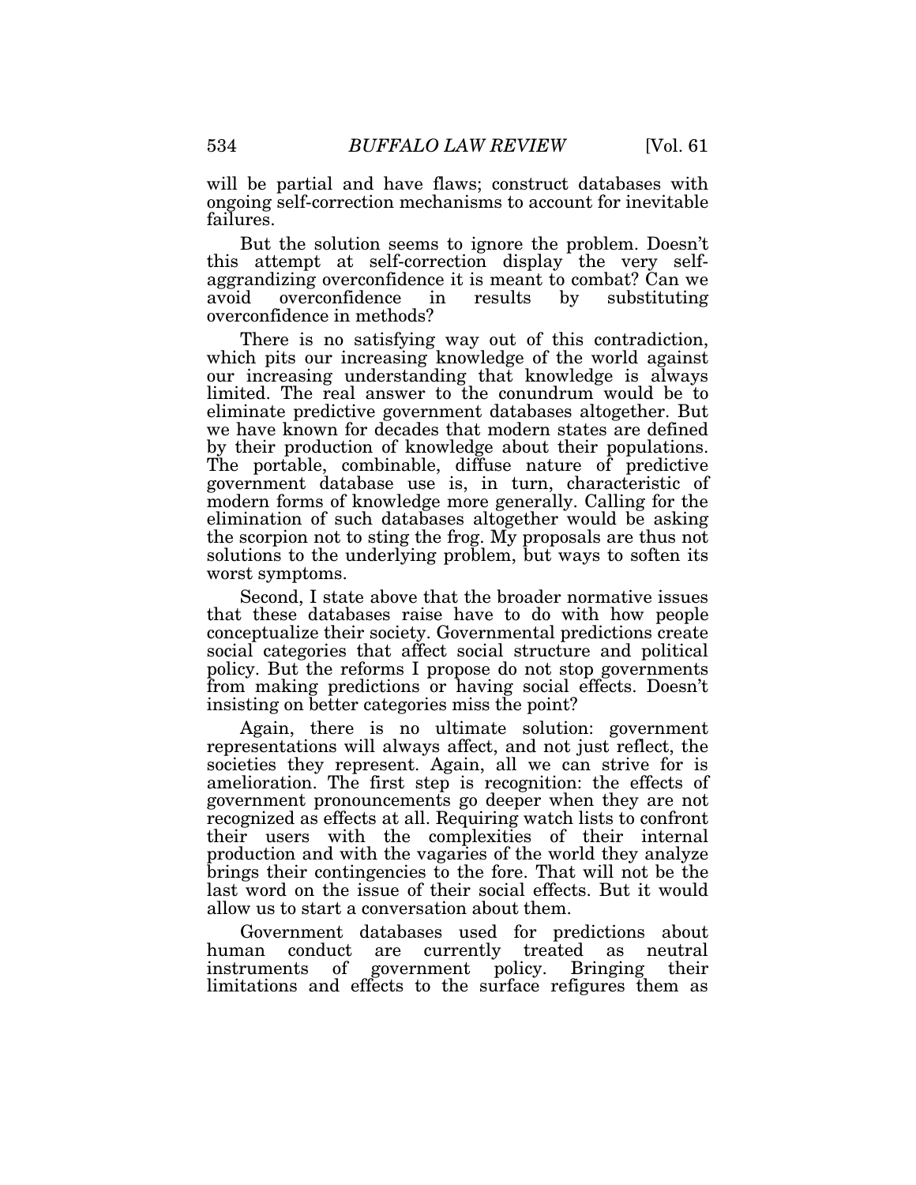will be partial and have flaws; construct databases with ongoing self-correction mechanisms to account for inevitable failures.

But the solution seems to ignore the problem. Doesn't this attempt at self-correction display the very self-aggrandizing overconfidence it is meant to combat? Can we avoid overconfidence in results by substituting overconfidence in methods?

There is no satisfying way out of this contradiction, which pits our increasing knowledge of the world against our increasing understanding that knowledge is always limited. The real answer to the conundrum would be to eliminate predictive government databases altogether. But we have known for decades that modern states are defined by their production of knowledge about their populations. The portable, combinable, diffuse nature of predictive government database use is, in turn, characteristic of modern forms of knowledge more generally. Calling for the elimination of such databases altogether would be asking the scorpion not to sting the frog. My proposals are thus not solutions to the underlying problem, but ways to soften its worst symptoms.

Second, I state above that the broader normative issues that these databases raise have to do with how people conceptualize their society. Governmental predictions create social categories that affect social structure and political policy. But the reforms I propose do not stop governments from making predictions or having social effects. Doesn't insisting on better categories miss the point?

Again, there is no ultimate solution: government representations will always affect, and not just reflect, the societies they represent. Again, all we can strive for is amelioration. The first step is recognition: the effects of government pronouncements go deeper when they are not recognized as effects at all. Requiring watch lists to confront their users with the complexities of their internal production and with the vagaries of the world they analyze brings their contingencies to the fore. That will not be the last word on the issue of their social effects. But it would allow us to start a conversation about them.

Government databases used for predictions about human conduct are currently treated as neutral instruments of government policy. Bringing their limitations and effects to the surface refigures them as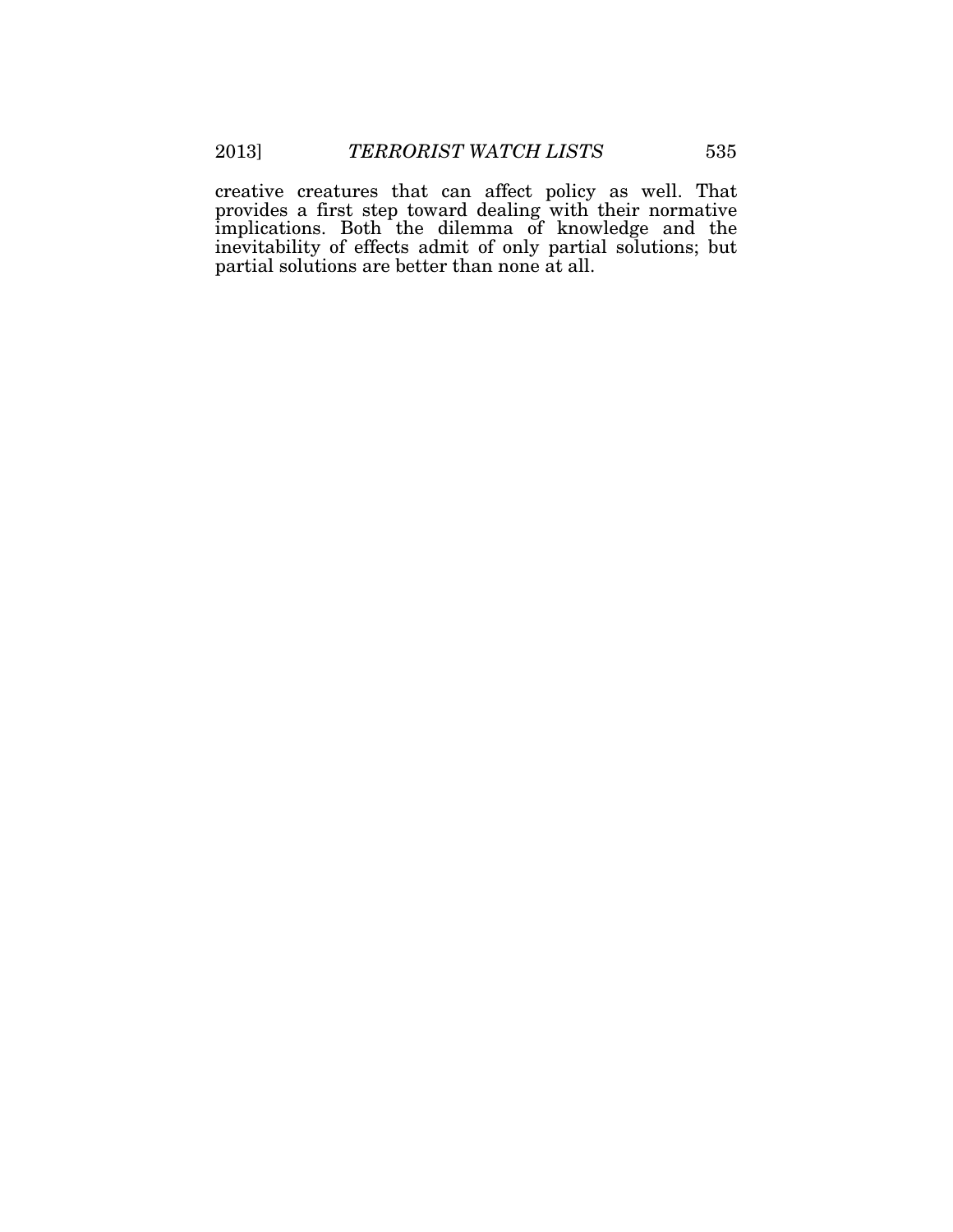creative creatures that can affect policy as well. That provides a first step toward dealing with their normative implications. Both the dilemma of knowledge and the inevitability of effects admit of only partial solutions; but partial solutions are better than none at all.